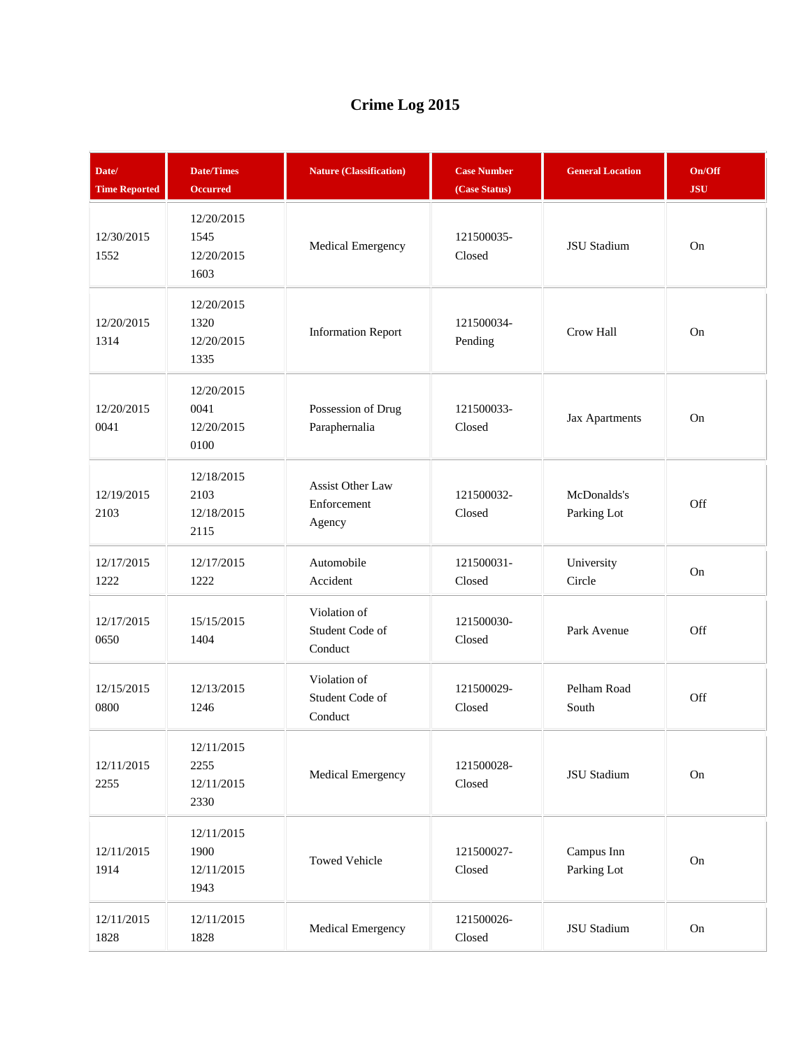# Crime Log 2015

| Date/ Time Reported | Date/Times Occurred | Nature (Classification) | Case Number (Case Status) | General Location | On/Off JSU |
|---|---|---|---|---|---|
| 12/30/2015 1552 | 12/20/2015 1545 12/20/2015 1603 | Medical Emergency | 121500035- Closed | JSU Stadium | On |
| 12/20/2015 1314 | 12/20/2015 1320 12/20/2015 1335 | Information Report | 121500034- Pending | Crow Hall | On |
| 12/20/2015 0041 | 12/20/2015 0041 12/20/2015 0100 | Possession of Drug Paraphernalia | 121500033- Closed | Jax Apartments | On |
| 12/19/2015 2103 | 12/18/2015 2103 12/18/2015 2115 | Assist Other Law Enforcement Agency | 121500032- Closed | McDonalds's Parking Lot | Off |
| 12/17/2015 1222 | 12/17/2015 1222 | Automobile Accident | 121500031- Closed | University Circle | On |
| 12/17/2015 0650 | 15/15/2015 1404 | Violation of Student Code of Conduct | 121500030- Closed | Park Avenue | Off |
| 12/15/2015 0800 | 12/13/2015 1246 | Violation of Student Code of Conduct | 121500029- Closed | Pelham Road South | Off |
| 12/11/2015 2255 | 12/11/2015 2255 12/11/2015 2330 | Medical Emergency | 121500028- Closed | JSU Stadium | On |
| 12/11/2015 1914 | 12/11/2015 1900 12/11/2015 1943 | Towed Vehicle | 121500027- Closed | Campus Inn Parking Lot | On |
| 12/11/2015 1828 | 12/11/2015 1828 | Medical Emergency | 121500026- Closed | JSU Stadium | On |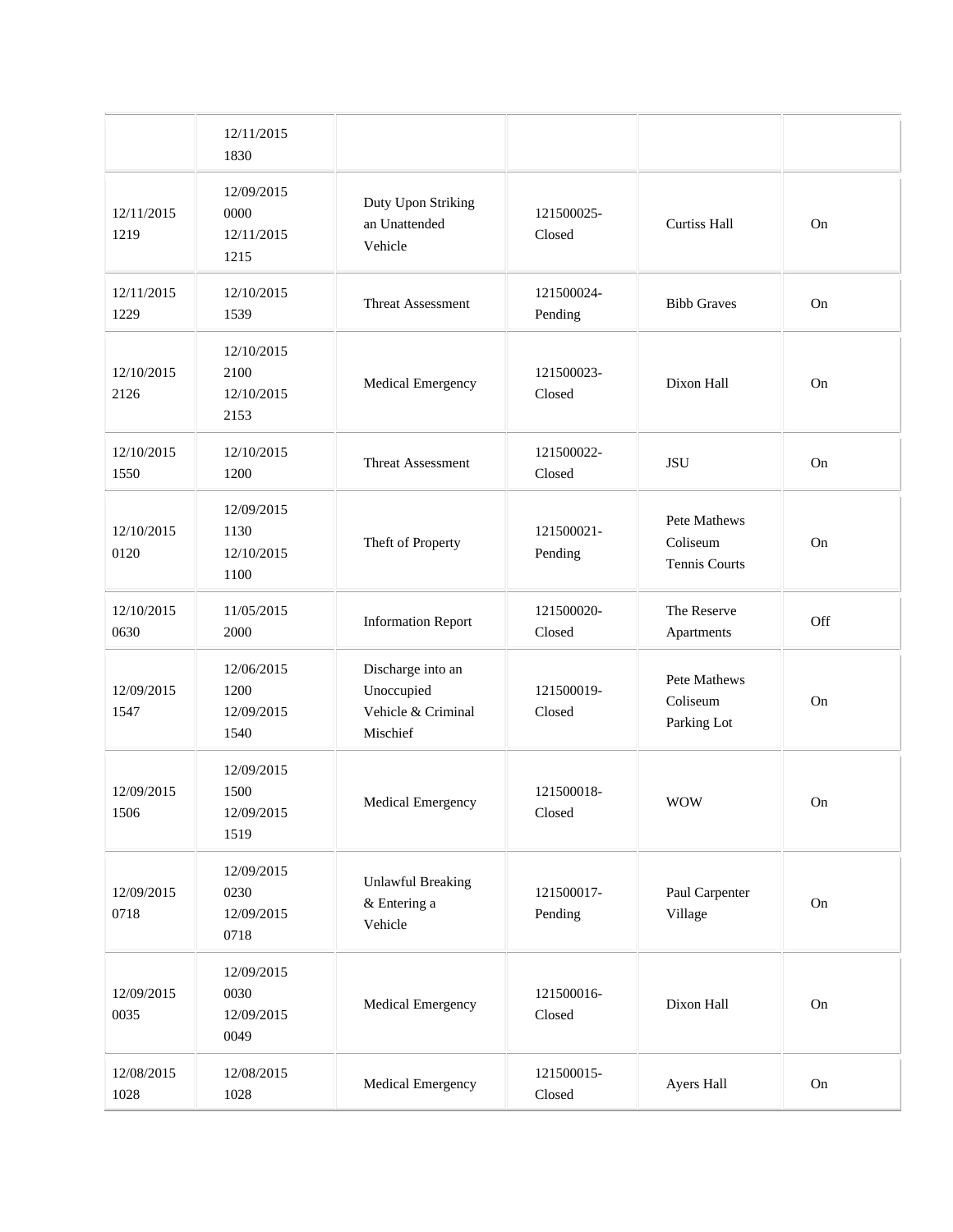| | | | | | |
|---|---|---|---|---|---|
| | 12/11/2015 1830 | | | | |
| 12/11/2015 1219 | 12/09/2015 0000 12/11/2015 1215 | Duty Upon Striking an Unattended Vehicle | 121500025-Closed | Curtiss Hall | On |
| 12/11/2015 1229 | 12/10/2015 1539 | Threat Assessment | 121500024-Pending | Bibb Graves | On |
| 12/10/2015 2126 | 12/10/2015 2100 12/10/2015 2153 | Medical Emergency | 121500023-Closed | Dixon Hall | On |
| 12/10/2015 1550 | 12/10/2015 1200 | Threat Assessment | 121500022-Closed | JSU | On |
| 12/10/2015 0120 | 12/09/2015 1130 12/10/2015 1100 | Theft of Property | 121500021-Pending | Pete Mathews Coliseum Tennis Courts | On |
| 12/10/2015 0630 | 11/05/2015 2000 | Information Report | 121500020-Closed | The Reserve Apartments | Off |
| 12/09/2015 1547 | 12/06/2015 1200 12/09/2015 1540 | Discharge into an Unoccupied Vehicle & Criminal Mischief | 121500019-Closed | Pete Mathews Coliseum Parking Lot | On |
| 12/09/2015 1506 | 12/09/2015 1500 12/09/2015 1519 | Medical Emergency | 121500018-Closed | WOW | On |
| 12/09/2015 0718 | 12/09/2015 0230 12/09/2015 0718 | Unlawful Breaking & Entering a Vehicle | 121500017-Pending | Paul Carpenter Village | On |
| 12/09/2015 0035 | 12/09/2015 0030 12/09/2015 0049 | Medical Emergency | 121500016-Closed | Dixon Hall | On |
| 12/08/2015 1028 | 12/08/2015 1028 | Medical Emergency | 121500015-Closed | Ayers Hall | On |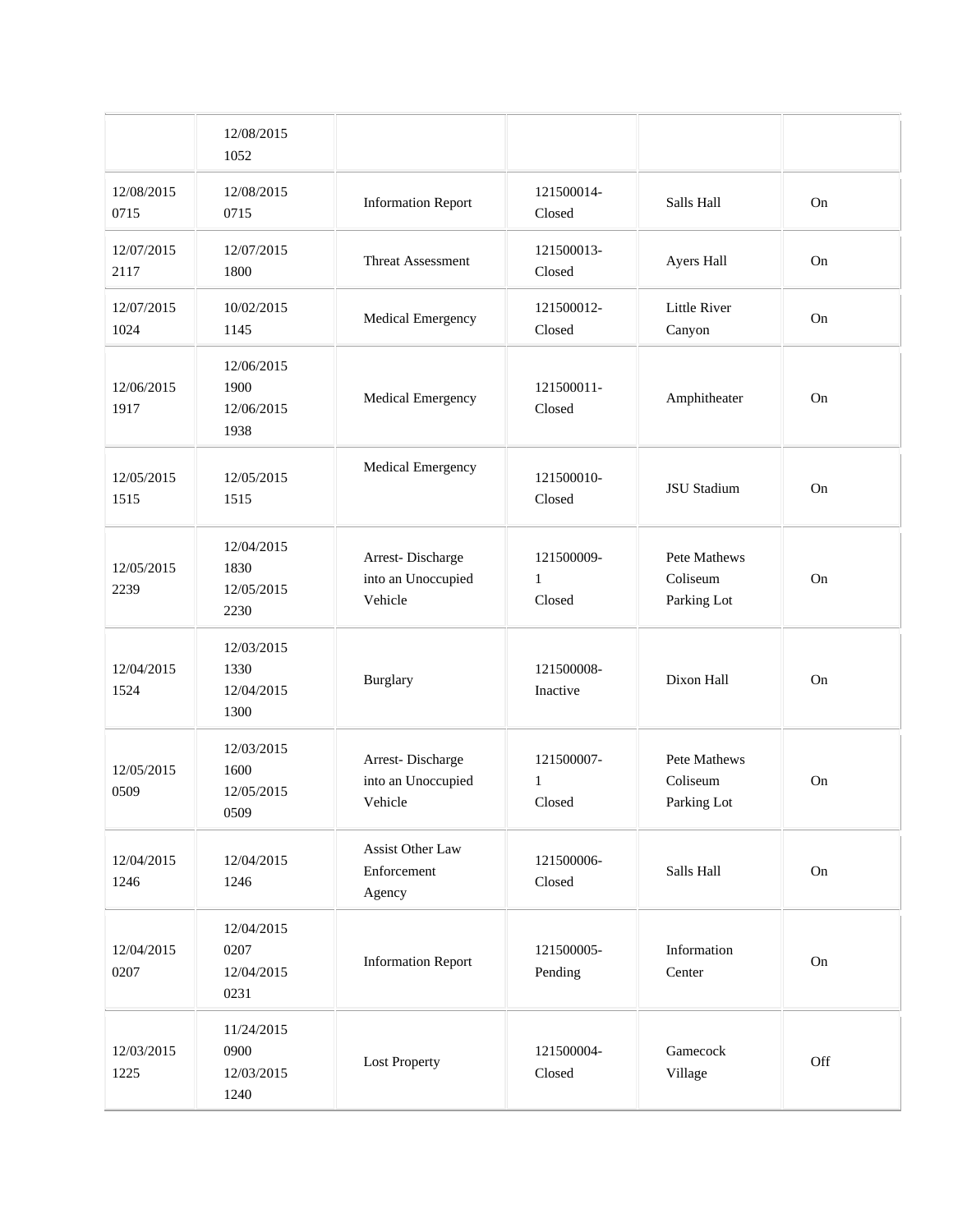|  |  |  |  |  |  |
|---|---|---|---|---|---|
|  | 12/08/2015 1052 |  |  |  |  |
| 12/08/2015 0715 | 12/08/2015 0715 | Information Report | 121500014-Closed | Salls Hall | On |
| 12/07/2015 2117 | 12/07/2015 1800 | Threat Assessment | 121500013-Closed | Ayers Hall | On |
| 12/07/2015 1024 | 10/02/2015 1145 | Medical Emergency | 121500012-Closed | Little River Canyon | On |
| 12/06/2015 1917 | 12/06/2015 1900 12/06/2015 1938 | Medical Emergency | 121500011-Closed | Amphitheater | On |
| 12/05/2015 1515 | 12/05/2015 1515 | Medical Emergency | 121500010-Closed | JSU Stadium | On |
| 12/05/2015 2239 | 12/04/2015 1830 12/05/2015 2230 | Arrest- Discharge into an Unoccupied Vehicle | 121500009-1 Closed | Pete Mathews Coliseum Parking Lot | On |
| 12/04/2015 1524 | 12/03/2015 1330 12/04/2015 1300 | Burglary | 121500008-Inactive | Dixon Hall | On |
| 12/05/2015 0509 | 12/03/2015 1600 12/05/2015 0509 | Arrest- Discharge into an Unoccupied Vehicle | 121500007-1 Closed | Pete Mathews Coliseum Parking Lot | On |
| 12/04/2015 1246 | 12/04/2015 1246 | Assist Other Law Enforcement Agency | 121500006-Closed | Salls Hall | On |
| 12/04/2015 0207 | 12/04/2015 0207 12/04/2015 0231 | Information Report | 121500005-Pending | Information Center | On |
| 12/03/2015 1225 | 11/24/2015 0900 12/03/2015 1240 | Lost Property | 121500004-Closed | Gamecock Village | Off |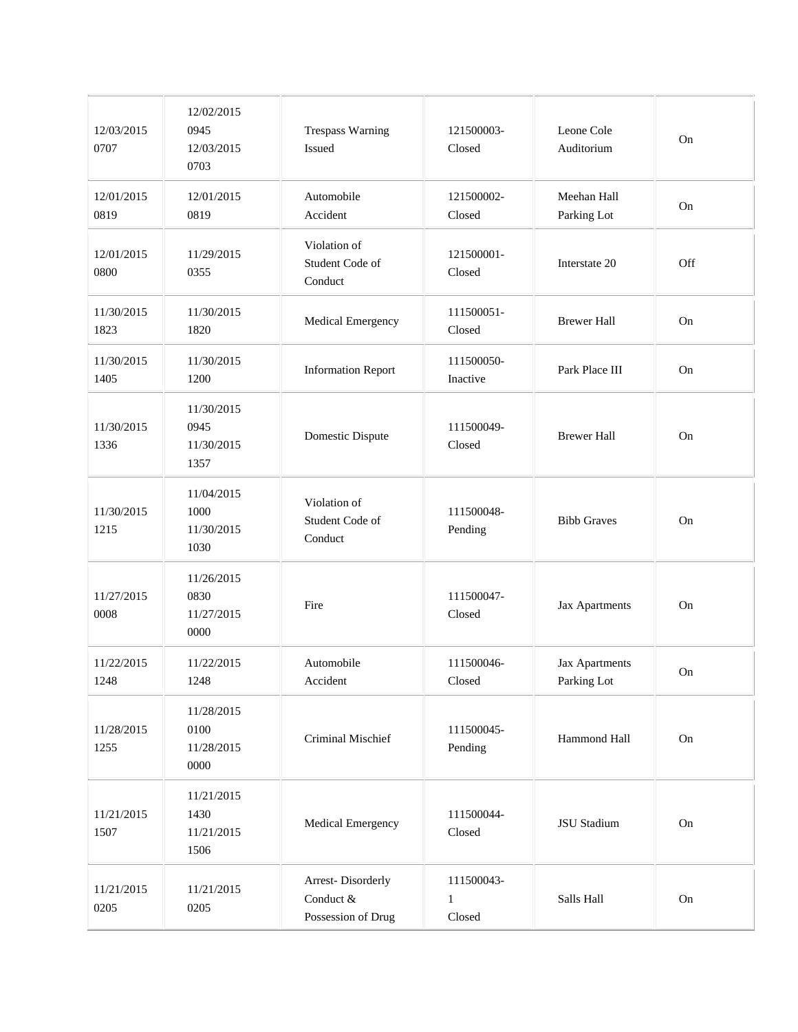| | | | | | |
|---|---|---|---|---|---|
| 12/03/2015 0707 | 12/02/2015 0945 12/03/2015 0703 | Trespass Warning Issued | 121500003- Closed | Leone Cole Auditorium | On |
| 12/01/2015 0819 | 12/01/2015 0819 | Automobile Accident | 121500002- Closed | Meehan Hall Parking Lot | On |
| 12/01/2015 0800 | 11/29/2015 0355 | Violation of Student Code of Conduct | 121500001- Closed | Interstate 20 | Off |
| 11/30/2015 1823 | 11/30/2015 1820 | Medical Emergency | 111500051- Closed | Brewer Hall | On |
| 11/30/2015 1405 | 11/30/2015 1200 | Information Report | 111500050- Inactive | Park Place III | On |
| 11/30/2015 1336 | 11/30/2015 0945 11/30/2015 1357 | Domestic Dispute | 111500049- Closed | Brewer Hall | On |
| 11/30/2015 1215 | 11/04/2015 1000 11/30/2015 1030 | Violation of Student Code of Conduct | 111500048- Pending | Bibb Graves | On |
| 11/27/2015 0008 | 11/26/2015 0830 11/27/2015 0000 | Fire | 111500047- Closed | Jax Apartments | On |
| 11/22/2015 1248 | 11/22/2015 1248 | Automobile Accident | 111500046- Closed | Jax Apartments Parking Lot | On |
| 11/28/2015 1255 | 11/28/2015 0100 11/28/2015 0000 | Criminal Mischief | 111500045- Pending | Hammond Hall | On |
| 11/21/2015 1507 | 11/21/2015 1430 11/21/2015 1506 | Medical Emergency | 111500044- Closed | JSU Stadium | On |
| 11/21/2015 0205 | 11/21/2015 0205 | Arrest- Disorderly Conduct & Possession of Drug | 111500043- 1 Closed | Salls Hall | On |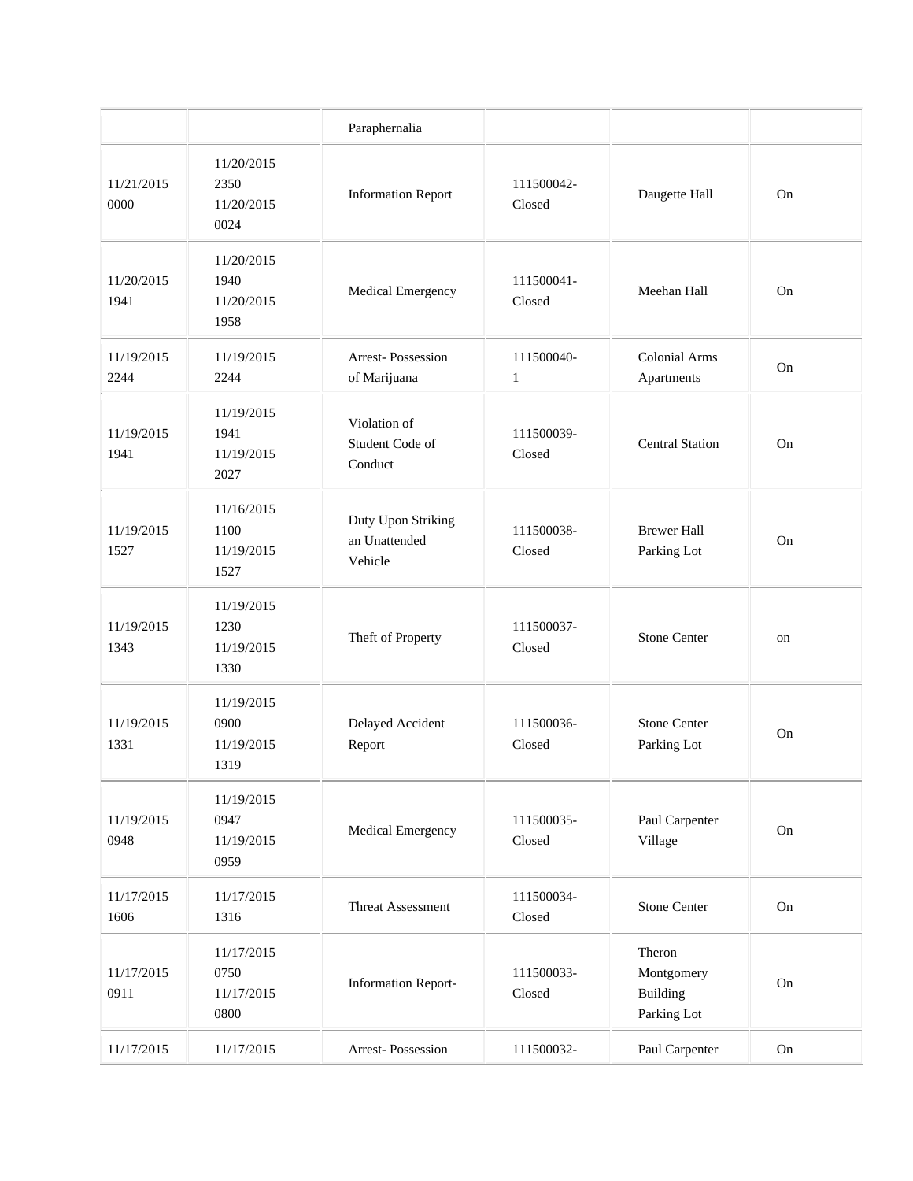| | | | | | |
|---|---|---|---|---|---|
| | | Paraphernalia | | | |
| 11/21/2015 0000 | 11/20/2015 2350 11/20/2015 0024 | Information Report | 111500042-Closed | Daugette Hall | On |
| 11/20/2015 1941 | 11/20/2015 1940 11/20/2015 1958 | Medical Emergency | 111500041-Closed | Meehan Hall | On |
| 11/19/2015 2244 | 11/19/2015 2244 | Arrest- Possession of Marijuana | 111500040-1 | Colonial Arms Apartments | On |
| 11/19/2015 1941 | 11/19/2015 1941 11/19/2015 2027 | Violation of Student Code of Conduct | 111500039-Closed | Central Station | On |
| 11/19/2015 1527 | 11/16/2015 1100 11/19/2015 1527 | Duty Upon Striking an Unattended Vehicle | 111500038-Closed | Brewer Hall Parking Lot | On |
| 11/19/2015 1343 | 11/19/2015 1230 11/19/2015 1330 | Theft of Property | 111500037-Closed | Stone Center | on |
| 11/19/2015 1331 | 11/19/2015 0900 11/19/2015 1319 | Delayed Accident Report | 111500036-Closed | Stone Center Parking Lot | On |
| 11/19/2015 0948 | 11/19/2015 0947 11/19/2015 0959 | Medical Emergency | 111500035-Closed | Paul Carpenter Village | On |
| 11/17/2015 1606 | 11/17/2015 1316 | Threat Assessment | 111500034-Closed | Stone Center | On |
| 11/17/2015 0911 | 11/17/2015 0750 11/17/2015 0800 | Information Report- | 111500033-Closed | Theron Montgomery Building Parking Lot | On |
| 11/17/2015 | 11/17/2015 | Arrest- Possession | 111500032- | Paul Carpenter | On |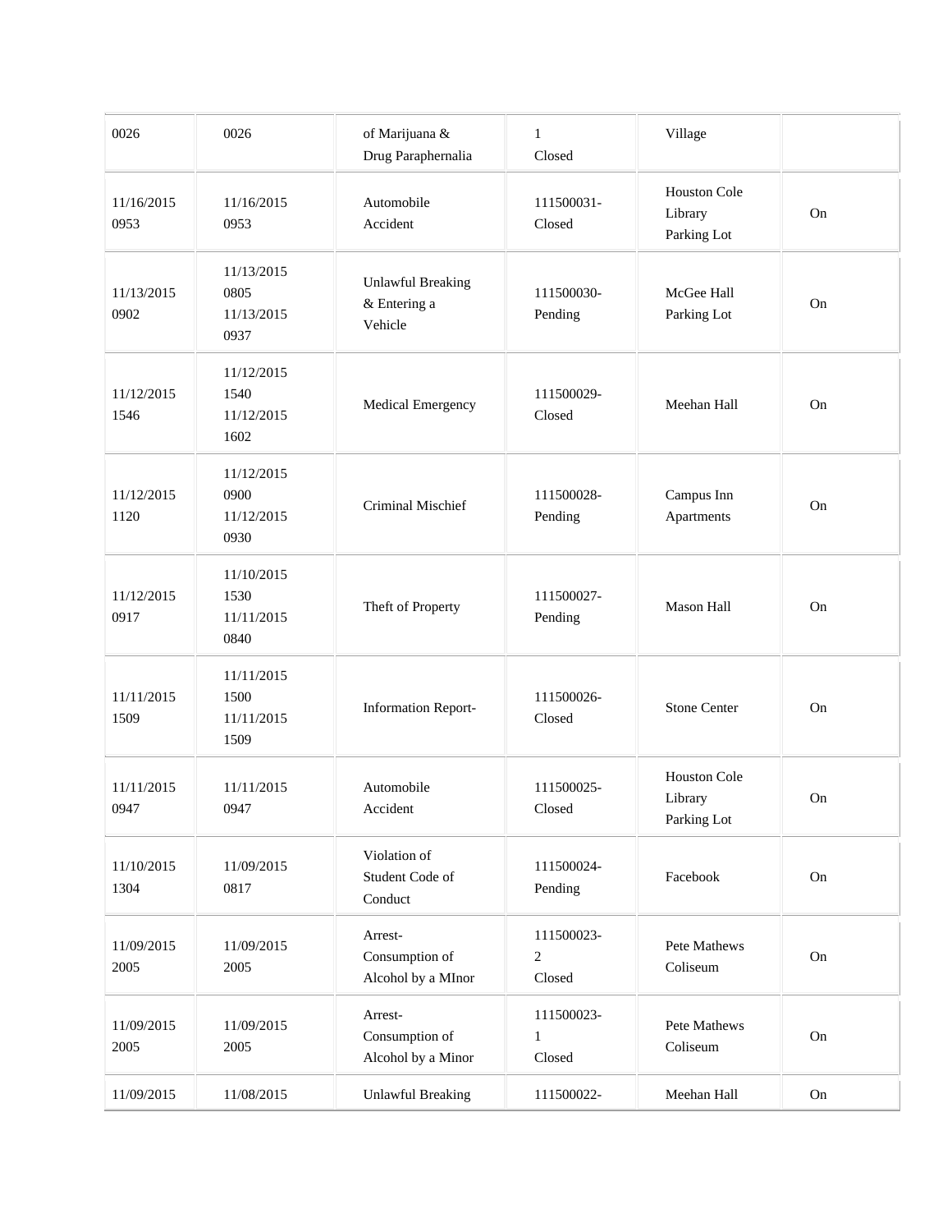| | | | | | |
|---|---|---|---|---|---|
| 0026 | 0026 | of Marijuana & Drug Paraphernalia | 1 Closed | Village | |
| 11/16/2015 0953 | 11/16/2015 0953 | Automobile Accident | 111500031- Closed | Houston Cole Library Parking Lot | On |
| 11/13/2015 0902 | 11/13/2015 0805 11/13/2015 0937 | Unlawful Breaking & Entering a Vehicle | 111500030- Pending | McGee Hall Parking Lot | On |
| 11/12/2015 1546 | 11/12/2015 1540 11/12/2015 1602 | Medical Emergency | 111500029- Closed | Meehan Hall | On |
| 11/12/2015 1120 | 11/12/2015 0900 11/12/2015 0930 | Criminal Mischief | 111500028- Pending | Campus Inn Apartments | On |
| 11/12/2015 0917 | 11/10/2015 1530 11/11/2015 0840 | Theft of Property | 111500027- Pending | Mason Hall | On |
| 11/11/2015 1509 | 11/11/2015 1500 11/11/2015 1509 | Information Report- | 111500026- Closed | Stone Center | On |
| 11/11/2015 0947 | 11/11/2015 0947 | Automobile Accident | 111500025- Closed | Houston Cole Library Parking Lot | On |
| 11/10/2015 1304 | 11/09/2015 0817 | Violation of Student Code of Conduct | 111500024- Pending | Facebook | On |
| 11/09/2015 2005 | 11/09/2015 2005 | Arrest- Consumption of Alcohol by a MInor | 111500023- 2 Closed | Pete Mathews Coliseum | On |
| 11/09/2015 2005 | 11/09/2015 2005 | Arrest- Consumption of Alcohol by a Minor | 111500023- 1 Closed | Pete Mathews Coliseum | On |
| 11/09/2015 | 11/08/2015 | Unlawful Breaking | 111500022- | Meehan Hall | On |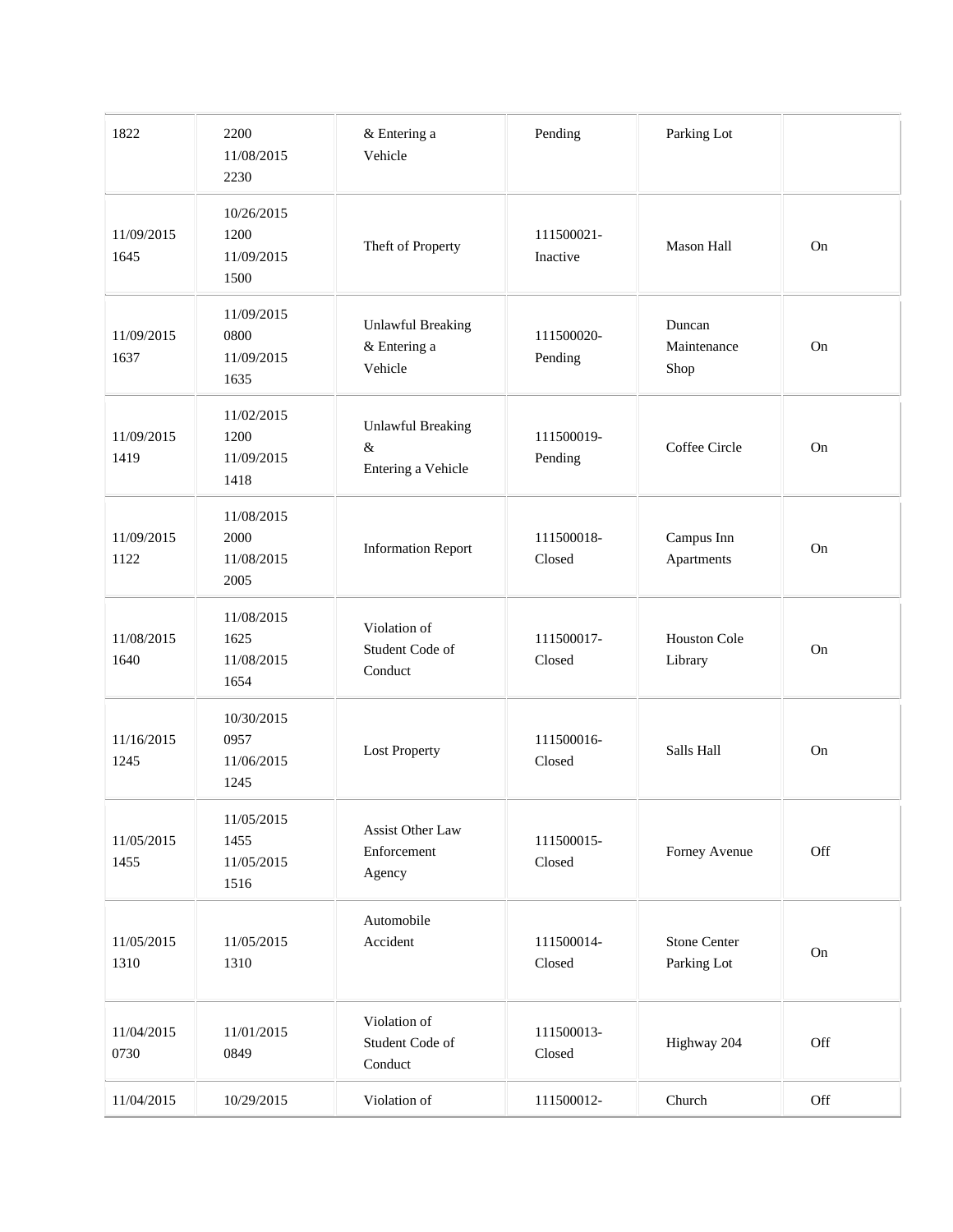| | | | | | |
|---|---|---|---|---|---|
| 1822 | 2200 11/08/2015 2230 | & Entering a Vehicle | Pending | Parking Lot | |
| 11/09/2015 1645 | 10/26/2015 1200 11/09/2015 1500 | Theft of Property | 111500021-Inactive | Mason Hall | On |
| 11/09/2015 1637 | 11/09/2015 0800 11/09/2015 1635 | Unlawful Breaking & Entering a Vehicle | 111500020-Pending | Duncan Maintenance Shop | On |
| 11/09/2015 1419 | 11/02/2015 1200 11/09/2015 1418 | Unlawful Breaking & Entering a Vehicle | 111500019-Pending | Coffee Circle | On |
| 11/09/2015 1122 | 11/08/2015 2000 11/08/2015 2005 | Information Report | 111500018-Closed | Campus Inn Apartments | On |
| 11/08/2015 1640 | 11/08/2015 1625 11/08/2015 1654 | Violation of Student Code of Conduct | 111500017-Closed | Houston Cole Library | On |
| 11/16/2015 1245 | 10/30/2015 0957 11/06/2015 1245 | Lost Property | 111500016-Closed | Salls Hall | On |
| 11/05/2015 1455 | 11/05/2015 1455 11/05/2015 1516 | Assist Other Law Enforcement Agency | 111500015-Closed | Forney Avenue | Off |
| 11/05/2015 1310 | 11/05/2015 1310 | Automobile Accident | 111500014-Closed | Stone Center Parking Lot | On |
| 11/04/2015 0730 | 11/01/2015 0849 | Violation of Student Code of Conduct | 111500013-Closed | Highway 204 | Off |
| 11/04/2015 | 10/29/2015 | Violation of | 111500012- | Church | Off |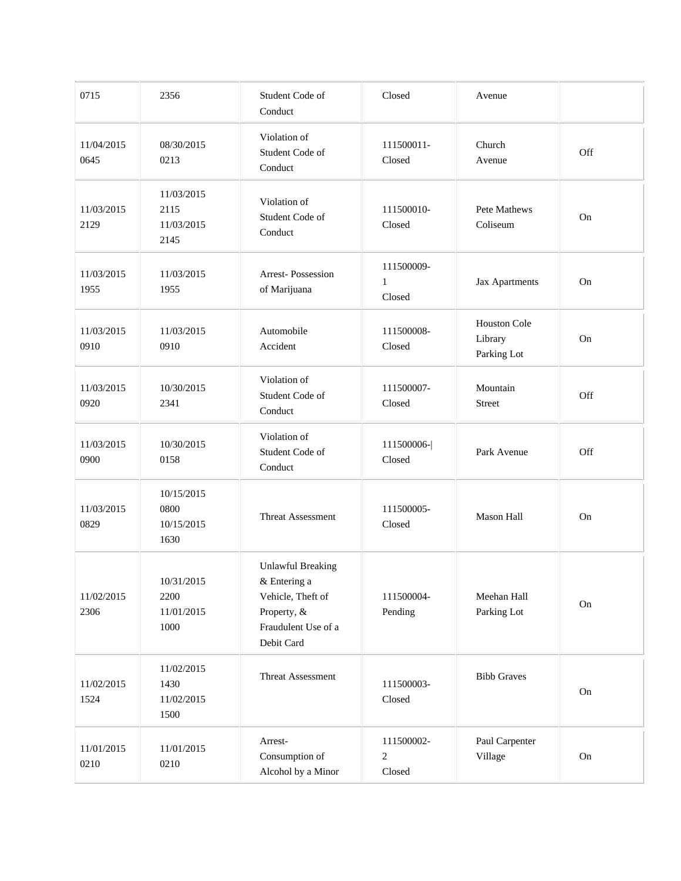| | | | | | |
|---|---|---|---|---|---|
| 0715 | 2356 | Student Code of Conduct | Closed | Avenue | |
| 11/04/2015 0645 | 08/30/2015 0213 | Violation of Student Code of Conduct | 111500011-Closed | Church Avenue | Off |
| 11/03/2015 2129 | 11/03/2015 2115 11/03/2015 2145 | Violation of Student Code of Conduct | 111500010-Closed | Pete Mathews Coliseum | On |
| 11/03/2015 1955 | 11/03/2015 1955 | Arrest- Possession of Marijuana | 111500009-1 Closed | Jax Apartments | On |
| 11/03/2015 0910 | 11/03/2015 0910 | Automobile Accident | 111500008-Closed | Houston Cole Library Parking Lot | On |
| 11/03/2015 0920 | 10/30/2015 2341 | Violation of Student Code of Conduct | 111500007-Closed | Mountain Street | Off |
| 11/03/2015 0900 | 10/30/2015 0158 | Violation of Student Code of Conduct | 111500006-\| Closed | Park Avenue | Off |
| 11/03/2015 0829 | 10/15/2015 0800 10/15/2015 1630 | Threat Assessment | 111500005-Closed | Mason Hall | On |
| 11/02/2015 2306 | 10/31/2015 2200 11/01/2015 1000 | Unlawful Breaking & Entering a Vehicle, Theft of Property, & Fraudulent Use of a Debit Card | 111500004-Pending | Meehan Hall Parking Lot | On |
| 11/02/2015 1524 | 11/02/2015 1430 11/02/2015 1500 | Threat Assessment | 111500003-Closed | Bibb Graves | On |
| 11/01/2015 0210 | 11/01/2015 0210 | Arrest- Consumption of Alcohol by a Minor | 111500002-2 Closed | Paul Carpenter Village | On |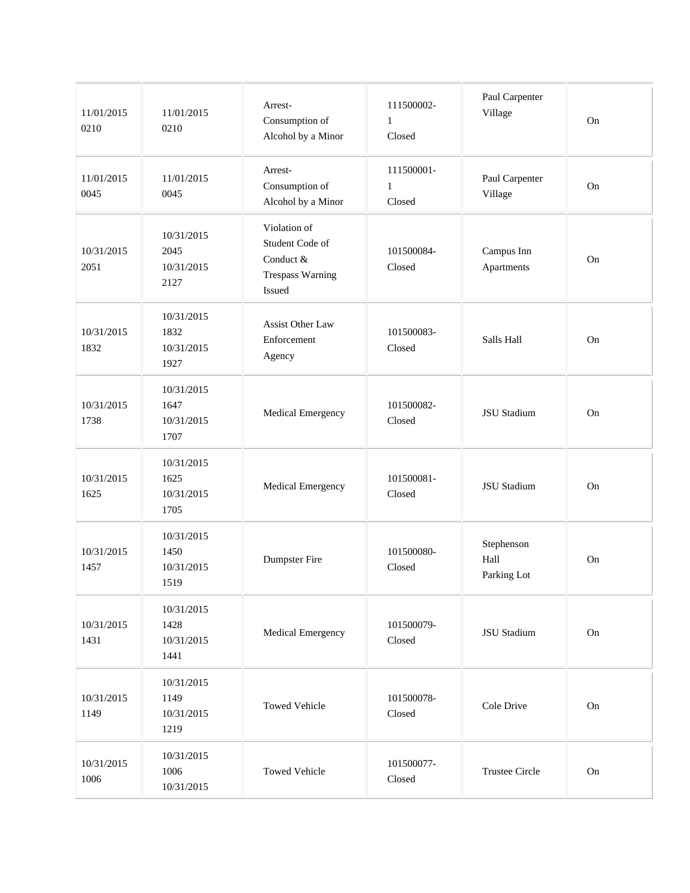| | | | | | |
|---|---|---|---|---|---|
| 11/01/2015 0210 | 11/01/2015 0210 | Arrest- Consumption of Alcohol by a Minor | 111500002- 1 Closed | Paul Carpenter Village | On |
| 11/01/2015 0045 | 11/01/2015 0045 | Arrest- Consumption of Alcohol by a Minor | 111500001- 1 Closed | Paul Carpenter Village | On |
| 10/31/2015 2051 | 10/31/2015 2045 10/31/2015 2127 | Violation of Student Code of Conduct & Trespass Warning Issued | 101500084- Closed | Campus Inn Apartments | On |
| 10/31/2015 1832 | 10/31/2015 1832 10/31/2015 1927 | Assist Other Law Enforcement Agency | 101500083- Closed | Salls Hall | On |
| 10/31/2015 1738 | 10/31/2015 1647 10/31/2015 1707 | Medical Emergency | 101500082- Closed | JSU Stadium | On |
| 10/31/2015 1625 | 10/31/2015 1625 10/31/2015 1705 | Medical Emergency | 101500081- Closed | JSU Stadium | On |
| 10/31/2015 1457 | 10/31/2015 1450 10/31/2015 1519 | Dumpster Fire | 101500080- Closed | Stephenson Hall Parking Lot | On |
| 10/31/2015 1431 | 10/31/2015 1428 10/31/2015 1441 | Medical Emergency | 101500079- Closed | JSU Stadium | On |
| 10/31/2015 1149 | 10/31/2015 1149 10/31/2015 1219 | Towed Vehicle | 101500078- Closed | Cole Drive | On |
| 10/31/2015 1006 | 10/31/2015 1006 10/31/2015 | Towed Vehicle | 101500077- Closed | Trustee Circle | On |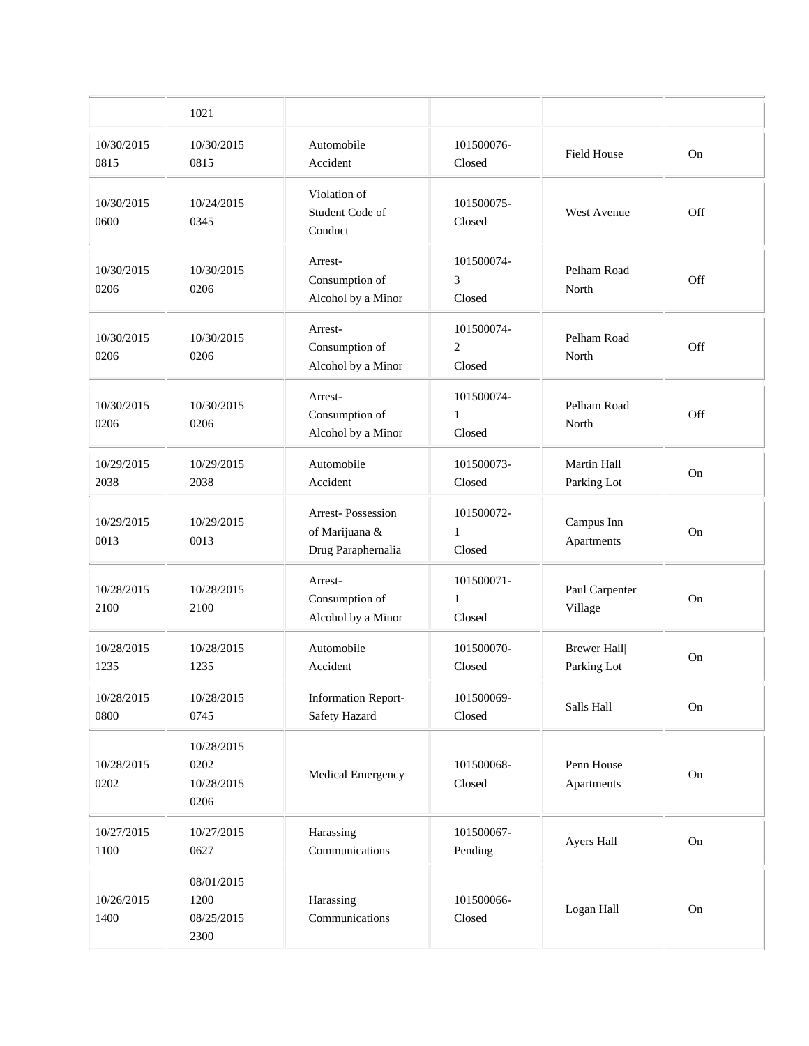| | | | | | |
|---|---|---|---|---|---|
| | 1021 | | | | |
| 10/30/2015 0815 | 10/30/2015 0815 | Automobile Accident | 101500076- Closed | Field House | On |
| 10/30/2015 0600 | 10/24/2015 0345 | Violation of Student Code of Conduct | 101500075- Closed | West Avenue | Off |
| 10/30/2015 0206 | 10/30/2015 0206 | Arrest- Consumption of Alcohol by a Minor | 101500074- 3 Closed | Pelham Road North | Off |
| 10/30/2015 0206 | 10/30/2015 0206 | Arrest- Consumption of Alcohol by a Minor | 101500074- 2 Closed | Pelham Road North | Off |
| 10/30/2015 0206 | 10/30/2015 0206 | Arrest- Consumption of Alcohol by a Minor | 101500074- 1 Closed | Pelham Road North | Off |
| 10/29/2015 2038 | 10/29/2015 2038 | Automobile Accident | 101500073- Closed | Martin Hall Parking Lot | On |
| 10/29/2015 0013 | 10/29/2015 0013 | Arrest- Possession of Marijuana & Drug Paraphernalia | 101500072- 1 Closed | Campus Inn Apartments | On |
| 10/28/2015 2100 | 10/28/2015 2100 | Arrest- Consumption of Alcohol by a Minor | 101500071- 1 Closed | Paul Carpenter Village | On |
| 10/28/2015 1235 | 10/28/2015 1235 | Automobile Accident | 101500070- Closed | Brewer Hall\| Parking Lot | On |
| 10/28/2015 0800 | 10/28/2015 0745 | Information Report- Safety Hazard | 101500069- Closed | Salls Hall | On |
| 10/28/2015 0202 | 10/28/2015 0202 10/28/2015 0206 | Medical Emergency | 101500068- Closed | Penn House Apartments | On |
| 10/27/2015 1100 | 10/27/2015 0627 | Harassing Communications | 101500067- Pending | Ayers Hall | On |
| 10/26/2015 1400 | 08/01/2015 1200 08/25/2015 2300 | Harassing Communications | 101500066- Closed | Logan Hall | On |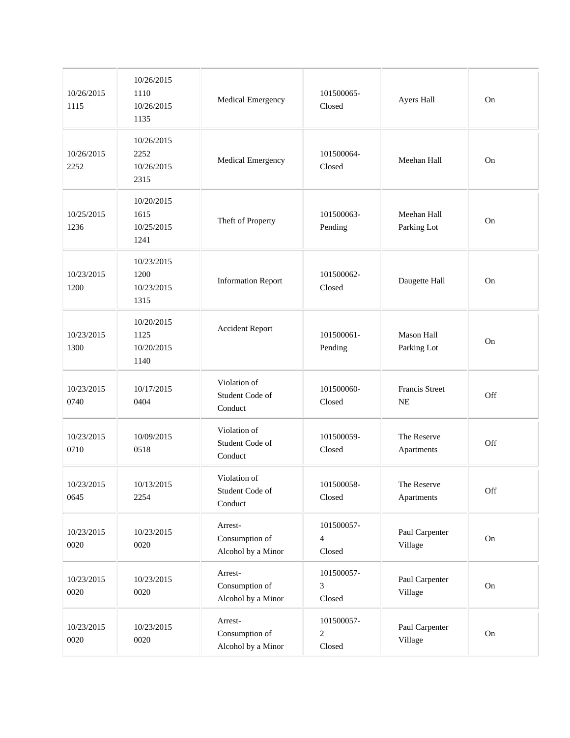| | | | | | |
|---|---|---|---|---|---|
| 10/26/2015 1115 | 10/26/2015 1110 10/26/2015 1135 | Medical Emergency | 101500065- Closed | Ayers Hall | On |
| 10/26/2015 2252 | 10/26/2015 2252 10/26/2015 2315 | Medical Emergency | 101500064- Closed | Meehan Hall | On |
| 10/25/2015 1236 | 10/20/2015 1615 10/25/2015 1241 | Theft of Property | 101500063- Pending | Meehan Hall Parking Lot | On |
| 10/23/2015 1200 | 10/23/2015 1200 10/23/2015 1315 | Information Report | 101500062- Closed | Daugette Hall | On |
| 10/23/2015 1300 | 10/20/2015 1125 10/20/2015 1140 | Accident Report | 101500061- Pending | Mason Hall Parking Lot | On |
| 10/23/2015 0740 | 10/17/2015 0404 | Violation of Student Code of Conduct | 101500060- Closed | Francis Street NE | Off |
| 10/23/2015 0710 | 10/09/2015 0518 | Violation of Student Code of Conduct | 101500059- Closed | The Reserve Apartments | Off |
| 10/23/2015 0645 | 10/13/2015 2254 | Violation of Student Code of Conduct | 101500058- Closed | The Reserve Apartments | Off |
| 10/23/2015 0020 | 10/23/2015 0020 | Arrest- Consumption of Alcohol by a Minor | 101500057- 4 Closed | Paul Carpenter Village | On |
| 10/23/2015 0020 | 10/23/2015 0020 | Arrest- Consumption of Alcohol by a Minor | 101500057- 3 Closed | Paul Carpenter Village | On |
| 10/23/2015 0020 | 10/23/2015 0020 | Arrest- Consumption of Alcohol by a Minor | 101500057- 2 Closed | Paul Carpenter Village | On |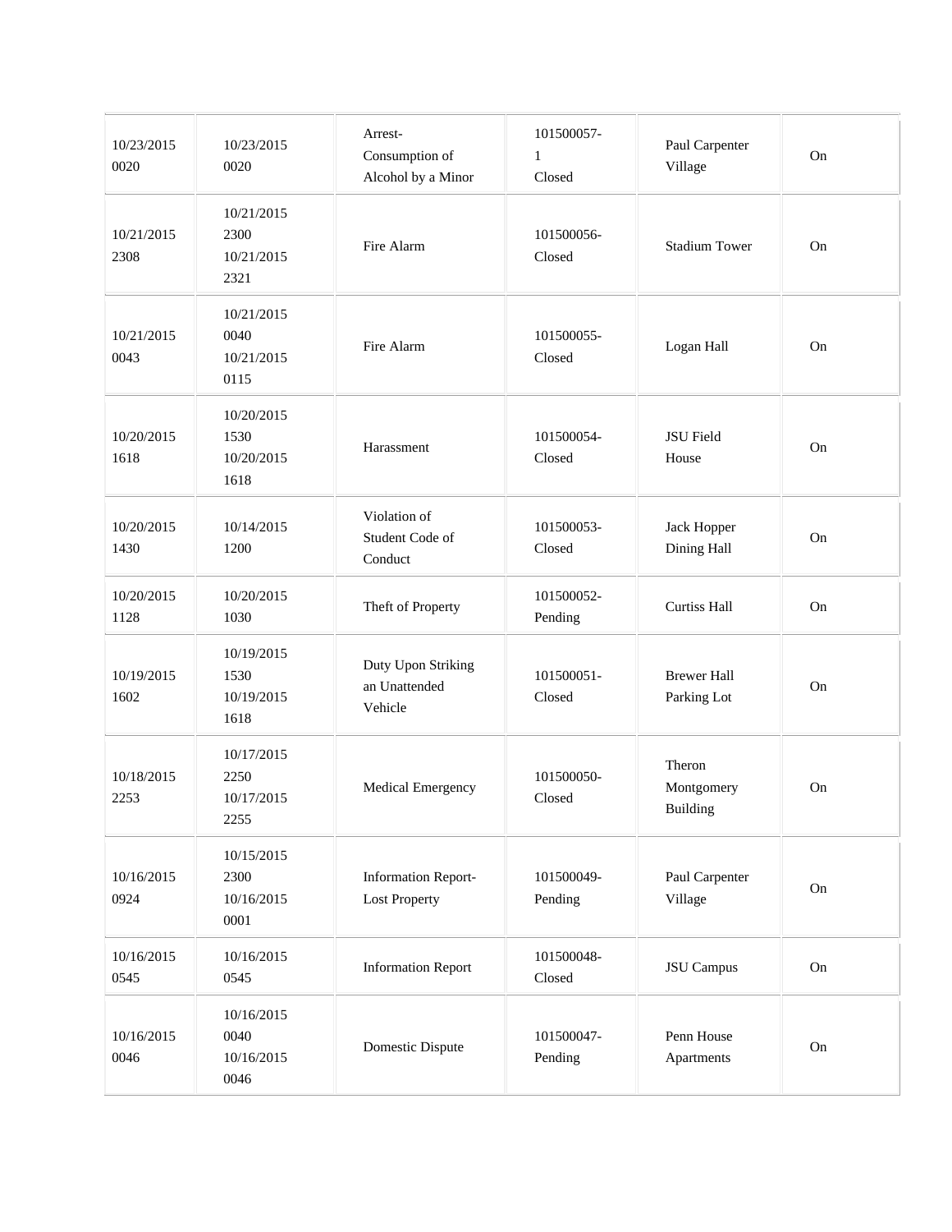| | | | | | |
|---|---|---|---|---|---|
| 10/23/2015 0020 | 10/23/2015 0020 | Arrest- Consumption of Alcohol by a Minor | 101500057- 1 Closed | Paul Carpenter Village | On |
| 10/21/2015 2308 | 10/21/2015 2300 10/21/2015 2321 | Fire Alarm | 101500056- Closed | Stadium Tower | On |
| 10/21/2015 0043 | 10/21/2015 0040 10/21/2015 0115 | Fire Alarm | 101500055- Closed | Logan Hall | On |
| 10/20/2015 1618 | 10/20/2015 1530 10/20/2015 1618 | Harassment | 101500054- Closed | JSU Field House | On |
| 10/20/2015 1430 | 10/14/2015 1200 | Violation of Student Code of Conduct | 101500053- Closed | Jack Hopper Dining Hall | On |
| 10/20/2015 1128 | 10/20/2015 1030 | Theft of Property | 101500052- Pending | Curtiss Hall | On |
| 10/19/2015 1602 | 10/19/2015 1530 10/19/2015 1618 | Duty Upon Striking an Unattended Vehicle | 101500051- Closed | Brewer Hall Parking Lot | On |
| 10/18/2015 2253 | 10/17/2015 2250 10/17/2015 2255 | Medical Emergency | 101500050- Closed | Theron Montgomery Building | On |
| 10/16/2015 0924 | 10/15/2015 2300 10/16/2015 0001 | Information Report- Lost Property | 101500049- Pending | Paul Carpenter Village | On |
| 10/16/2015 0545 | 10/16/2015 0545 | Information Report | 101500048- Closed | JSU Campus | On |
| 10/16/2015 0046 | 10/16/2015 0040 10/16/2015 0046 | Domestic Dispute | 101500047- Pending | Penn House Apartments | On |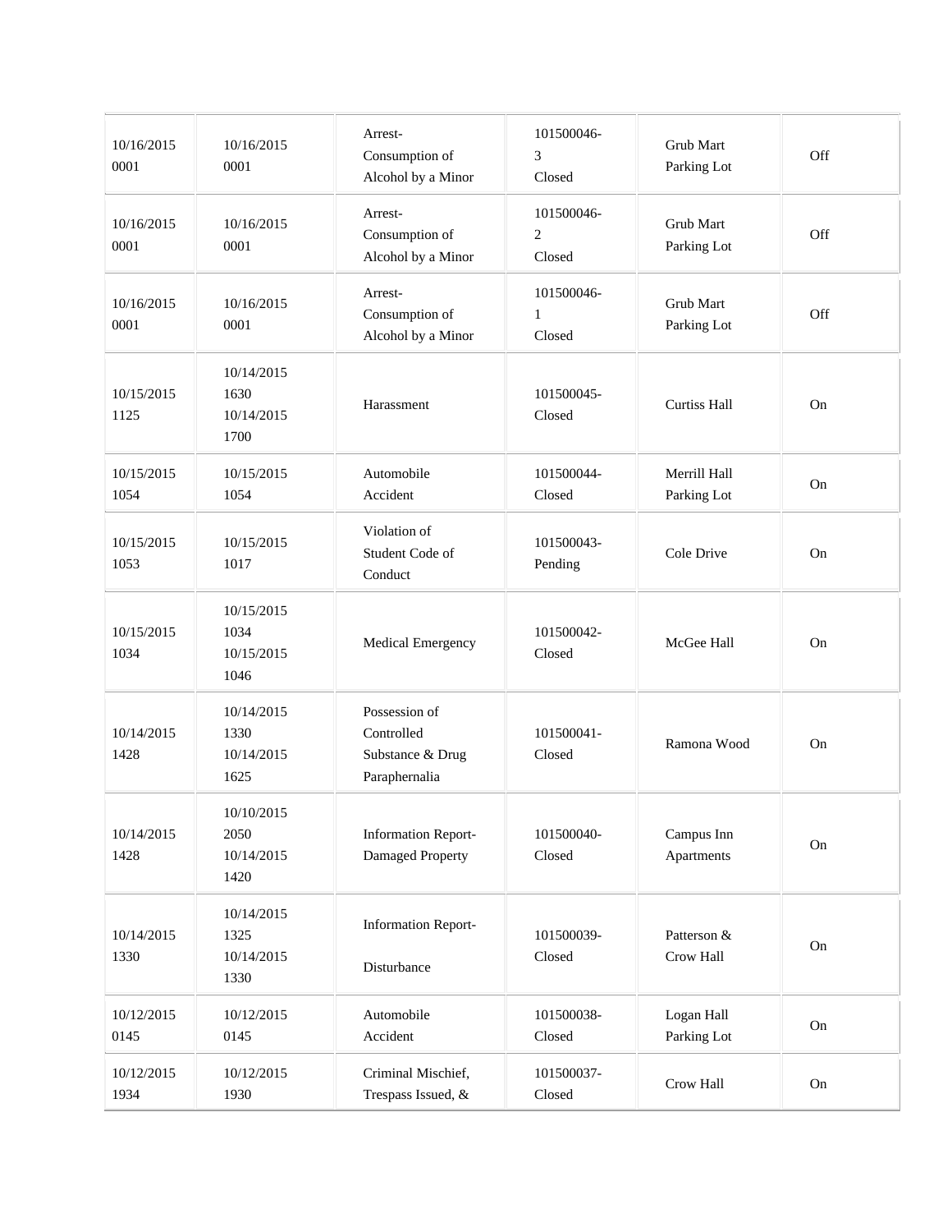| | | | | | |
|---|---|---|---|---|---|
| 10/16/2015 0001 | 10/16/2015 0001 | Arrest- Consumption of Alcohol by a Minor | 101500046- 3 Closed | Grub Mart Parking Lot | Off |
| 10/16/2015 0001 | 10/16/2015 0001 | Arrest- Consumption of Alcohol by a Minor | 101500046- 2 Closed | Grub Mart Parking Lot | Off |
| 10/16/2015 0001 | 10/16/2015 0001 | Arrest- Consumption of Alcohol by a Minor | 101500046- 1 Closed | Grub Mart Parking Lot | Off |
| 10/15/2015 1125 | 10/14/2015 1630 10/14/2015 1700 | Harassment | 101500045- Closed | Curtiss Hall | On |
| 10/15/2015 1054 | 10/15/2015 1054 | Automobile Accident | 101500044- Closed | Merrill Hall Parking Lot | On |
| 10/15/2015 1053 | 10/15/2015 1017 | Violation of Student Code of Conduct | 101500043- Pending | Cole Drive | On |
| 10/15/2015 1034 | 10/15/2015 1034 10/15/2015 1046 | Medical Emergency | 101500042- Closed | McGee Hall | On |
| 10/14/2015 1428 | 10/14/2015 1330 10/14/2015 1625 | Possession of Controlled Substance & Drug Paraphernalia | 101500041- Closed | Ramona Wood | On |
| 10/14/2015 1428 | 10/10/2015 2050 10/14/2015 1420 | Information Report- Damaged Property | 101500040- Closed | Campus Inn Apartments | On |
| 10/14/2015 1330 | 10/14/2015 1325 10/14/2015 1330 | Information Report- Disturbance | 101500039- Closed | Patterson & Crow Hall | On |
| 10/12/2015 0145 | 10/12/2015 0145 | Automobile Accident | 101500038- Closed | Logan Hall Parking Lot | On |
| 10/12/2015 1934 | 10/12/2015 1930 | Criminal Mischief, Trespass Issued, & | 101500037- Closed | Crow Hall | On |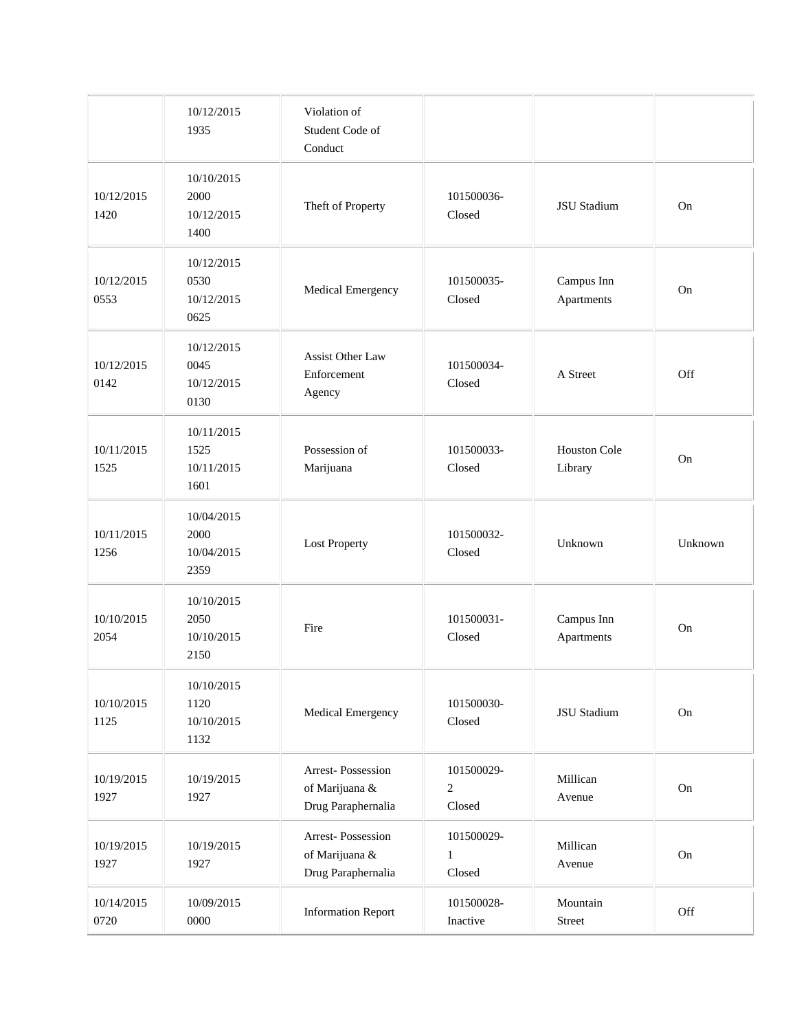|  |  |  |  |  |  |
|---|---|---|---|---|---|
|  | 10/12/2015 1935 | Violation of Student Code of Conduct |  |  |  |
| 10/12/2015 1420 | 10/10/2015 2000 10/12/2015 1400 | Theft of Property | 101500036- Closed | JSU Stadium | On |
| 10/12/2015 0553 | 10/12/2015 0530 10/12/2015 0625 | Medical Emergency | 101500035- Closed | Campus Inn Apartments | On |
| 10/12/2015 0142 | 10/12/2015 0045 10/12/2015 0130 | Assist Other Law Enforcement Agency | 101500034- Closed | A Street | Off |
| 10/11/2015 1525 | 10/11/2015 1525 10/11/2015 1601 | Possession of Marijuana | 101500033- Closed | Houston Cole Library | On |
| 10/11/2015 1256 | 10/04/2015 2000 10/04/2015 2359 | Lost Property | 101500032- Closed | Unknown | Unknown |
| 10/10/2015 2054 | 10/10/2015 2050 10/10/2015 2150 | Fire | 101500031- Closed | Campus Inn Apartments | On |
| 10/10/2015 1125 | 10/10/2015 1120 10/10/2015 1132 | Medical Emergency | 101500030- Closed | JSU Stadium | On |
| 10/19/2015 1927 | 10/19/2015 1927 | Arrest- Possession of Marijuana & Drug Paraphernalia | 101500029- 2 Closed | Millican Avenue | On |
| 10/19/2015 1927 | 10/19/2015 1927 | Arrest- Possession of Marijuana & Drug Paraphernalia | 101500029- 1 Closed | Millican Avenue | On |
| 10/14/2015 0720 | 10/09/2015 0000 | Information Report | 101500028- Inactive | Mountain Street | Off |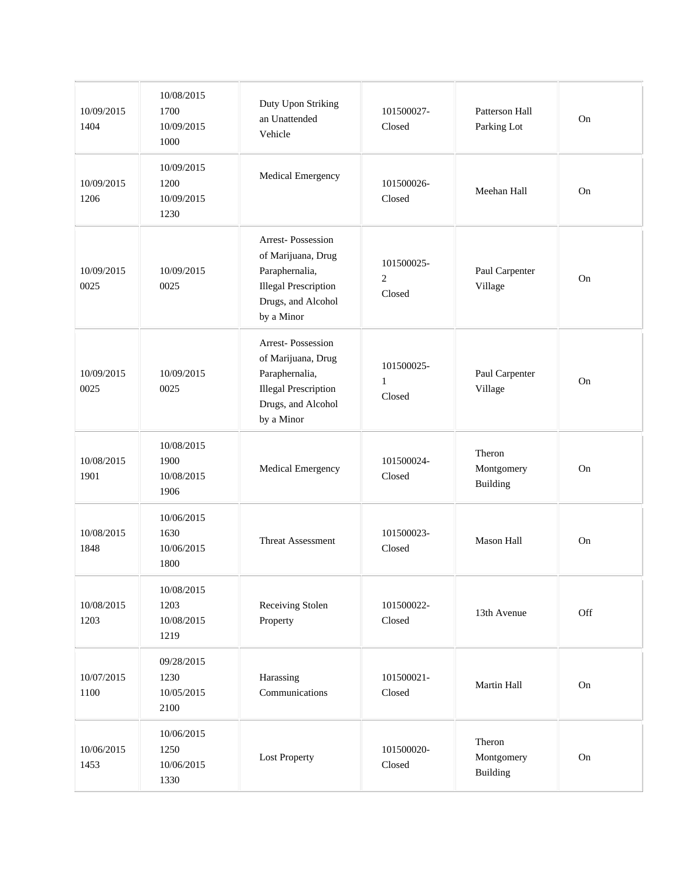| | | | | | |
|---|---|---|---|---|---|
| 10/09/2015 1404 | 10/08/2015 1700 10/09/2015 1000 | Duty Upon Striking an Unattended Vehicle | 101500027- Closed | Patterson Hall Parking Lot | On |
| 10/09/2015 1206 | 10/09/2015 1200 10/09/2015 1230 | Medical Emergency | 101500026- Closed | Meehan Hall | On |
| 10/09/2015 0025 | 10/09/2015 0025 | Arrest- Possession of Marijuana, Drug Paraphernalia, Illegal Prescription Drugs, and Alcohol by a Minor | 101500025- 2 Closed | Paul Carpenter Village | On |
| 10/09/2015 0025 | 10/09/2015 0025 | Arrest- Possession of Marijuana, Drug Paraphernalia, Illegal Prescription Drugs, and Alcohol by a Minor | 101500025- 1 Closed | Paul Carpenter Village | On |
| 10/08/2015 1901 | 10/08/2015 1900 10/08/2015 1906 | Medical Emergency | 101500024- Closed | Theron Montgomery Building | On |
| 10/08/2015 1848 | 10/06/2015 1630 10/06/2015 1800 | Threat Assessment | 101500023- Closed | Mason Hall | On |
| 10/08/2015 1203 | 10/08/2015 1203 10/08/2015 1219 | Receiving Stolen Property | 101500022- Closed | 13th Avenue | Off |
| 10/07/2015 1100 | 09/28/2015 1230 10/05/2015 2100 | Harassing Communications | 101500021- Closed | Martin Hall | On |
| 10/06/2015 1453 | 10/06/2015 1250 10/06/2015 1330 | Lost Property | 101500020- Closed | Theron Montgomery Building | On |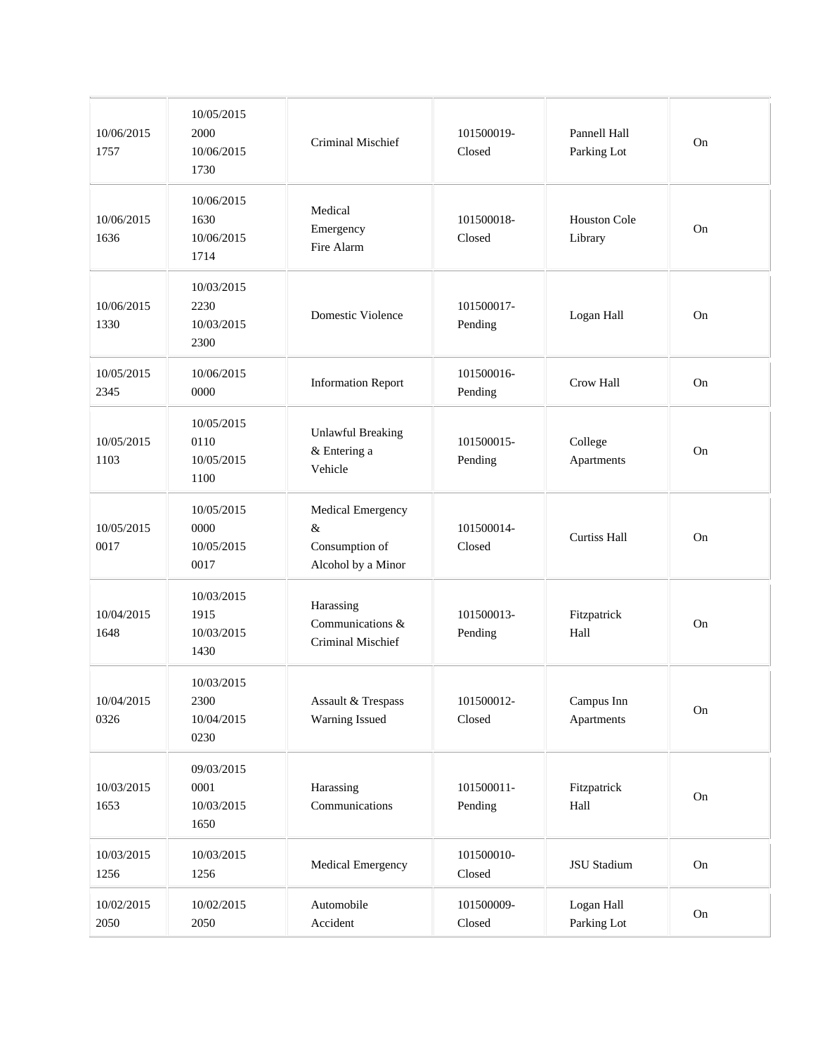| | | | | | |
|---|---|---|---|---|---|
| 10/06/2015 1757 | 10/05/2015 2000 10/06/2015 1730 | Criminal Mischief | 101500019-Closed | Pannell Hall Parking Lot | On |
| 10/06/2015 1636 | 10/06/2015 1630 10/06/2015 1714 | Medical Emergency Fire Alarm | 101500018-Closed | Houston Cole Library | On |
| 10/06/2015 1330 | 10/03/2015 2230 10/03/2015 2300 | Domestic Violence | 101500017-Pending | Logan Hall | On |
| 10/05/2015 2345 | 10/06/2015 0000 | Information Report | 101500016-Pending | Crow Hall | On |
| 10/05/2015 1103 | 10/05/2015 0110 10/05/2015 1100 | Unlawful Breaking & Entering a Vehicle | 101500015-Pending | College Apartments | On |
| 10/05/2015 0017 | 10/05/2015 0000 10/05/2015 0017 | Medical Emergency & Consumption of Alcohol by a Minor | 101500014-Closed | Curtiss Hall | On |
| 10/04/2015 1648 | 10/03/2015 1915 10/03/2015 1430 | Harassing Communications & Criminal Mischief | 101500013-Pending | Fitzpatrick Hall | On |
| 10/04/2015 0326 | 10/03/2015 2300 10/04/2015 0230 | Assault & Trespass Warning Issued | 101500012-Closed | Campus Inn Apartments | On |
| 10/03/2015 1653 | 09/03/2015 0001 10/03/2015 1650 | Harassing Communications | 101500011-Pending | Fitzpatrick Hall | On |
| 10/03/2015 1256 | 10/03/2015 1256 | Medical Emergency | 101500010-Closed | JSU Stadium | On |
| 10/02/2015 2050 | 10/02/2015 2050 | Automobile Accident | 101500009-Closed | Logan Hall Parking Lot | On |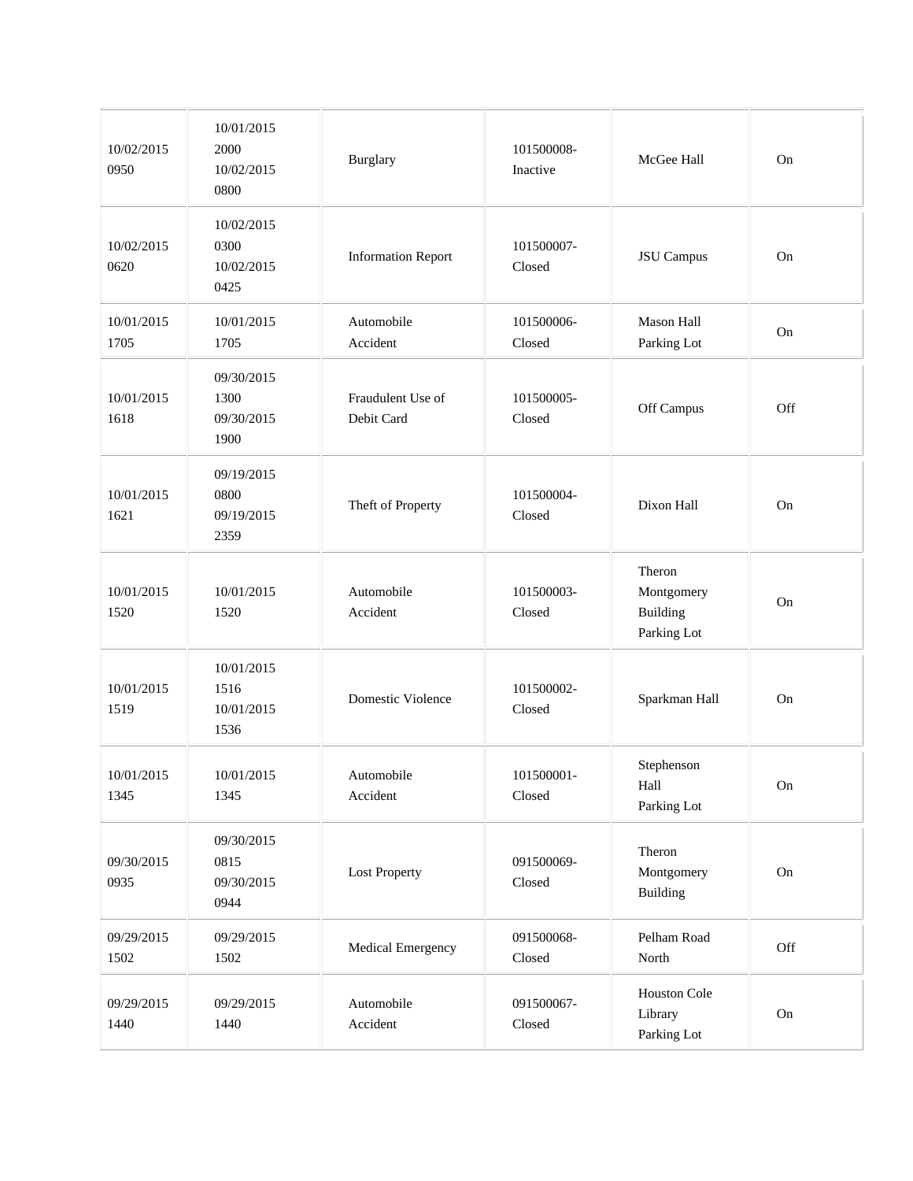| | | | | | |
|---|---|---|---|---|---|
| 10/02/2015 0950 | 10/01/2015 2000 10/02/2015 0800 | Burglary | 101500008-Inactive | McGee Hall | On |
| 10/02/2015 0620 | 10/02/2015 0300 10/02/2015 0425 | Information Report | 101500007-Closed | JSU Campus | On |
| 10/01/2015 1705 | 10/01/2015 1705 | Automobile Accident | 101500006-Closed | Mason Hall Parking Lot | On |
| 10/01/2015 1618 | 09/30/2015 1300 09/30/2015 1900 | Fraudulent Use of Debit Card | 101500005-Closed | Off Campus | Off |
| 10/01/2015 1621 | 09/19/2015 0800 09/19/2015 2359 | Theft of Property | 101500004-Closed | Dixon Hall | On |
| 10/01/2015 1520 | 10/01/2015 1520 | Automobile Accident | 101500003-Closed | Theron Montgomery Building Parking Lot | On |
| 10/01/2015 1519 | 10/01/2015 1516 10/01/2015 1536 | Domestic Violence | 101500002-Closed | Sparkman Hall | On |
| 10/01/2015 1345 | 10/01/2015 1345 | Automobile Accident | 101500001-Closed | Stephenson Hall Parking Lot | On |
| 09/30/2015 0935 | 09/30/2015 0815 09/30/2015 0944 | Lost Property | 091500069-Closed | Theron Montgomery Building | On |
| 09/29/2015 1502 | 09/29/2015 1502 | Medical Emergency | 091500068-Closed | Pelham Road North | Off |
| 09/29/2015 1440 | 09/29/2015 1440 | Automobile Accident | 091500067-Closed | Houston Cole Library Parking Lot | On |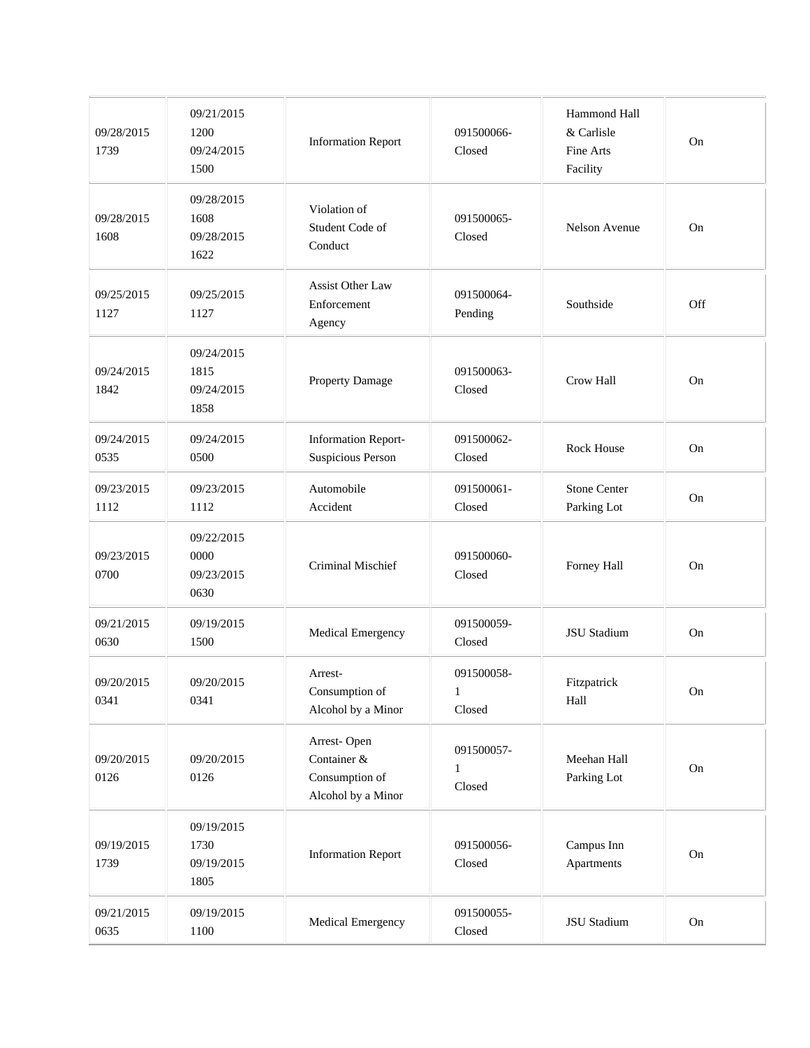| | | | | | |
|---|---|---|---|---|---|
| 09/28/2015 1739 | 09/21/2015 1200 09/24/2015 1500 | Information Report | 091500066-Closed | Hammond Hall & Carlisle Fine Arts Facility | On |
| 09/28/2015 1608 | 09/28/2015 1608 09/28/2015 1622 | Violation of Student Code of Conduct | 091500065-Closed | Nelson Avenue | On |
| 09/25/2015 1127 | 09/25/2015 1127 | Assist Other Law Enforcement Agency | 091500064-Pending | Southside | Off |
| 09/24/2015 1842 | 09/24/2015 1815 09/24/2015 1858 | Property Damage | 091500063-Closed | Crow Hall | On |
| 09/24/2015 0535 | 09/24/2015 0500 | Information Report-Suspicious Person | 091500062-Closed | Rock House | On |
| 09/23/2015 1112 | 09/23/2015 1112 | Automobile Accident | 091500061-Closed | Stone Center Parking Lot | On |
| 09/23/2015 0700 | 09/22/2015 0000 09/23/2015 0630 | Criminal Mischief | 091500060-Closed | Forney Hall | On |
| 09/21/2015 0630 | 09/19/2015 1500 | Medical Emergency | 091500059-Closed | JSU Stadium | On |
| 09/20/2015 0341 | 09/20/2015 0341 | Arrest-Consumption of Alcohol by a Minor | 091500058-1 Closed | Fitzpatrick Hall | On |
| 09/20/2015 0126 | 09/20/2015 0126 | Arrest- Open Container & Consumption of Alcohol by a Minor | 091500057-1 Closed | Meehan Hall Parking Lot | On |
| 09/19/2015 1739 | 09/19/2015 1730 09/19/2015 1805 | Information Report | 091500056-Closed | Campus Inn Apartments | On |
| 09/21/2015 0635 | 09/19/2015 1100 | Medical Emergency | 091500055-Closed | JSU Stadium | On |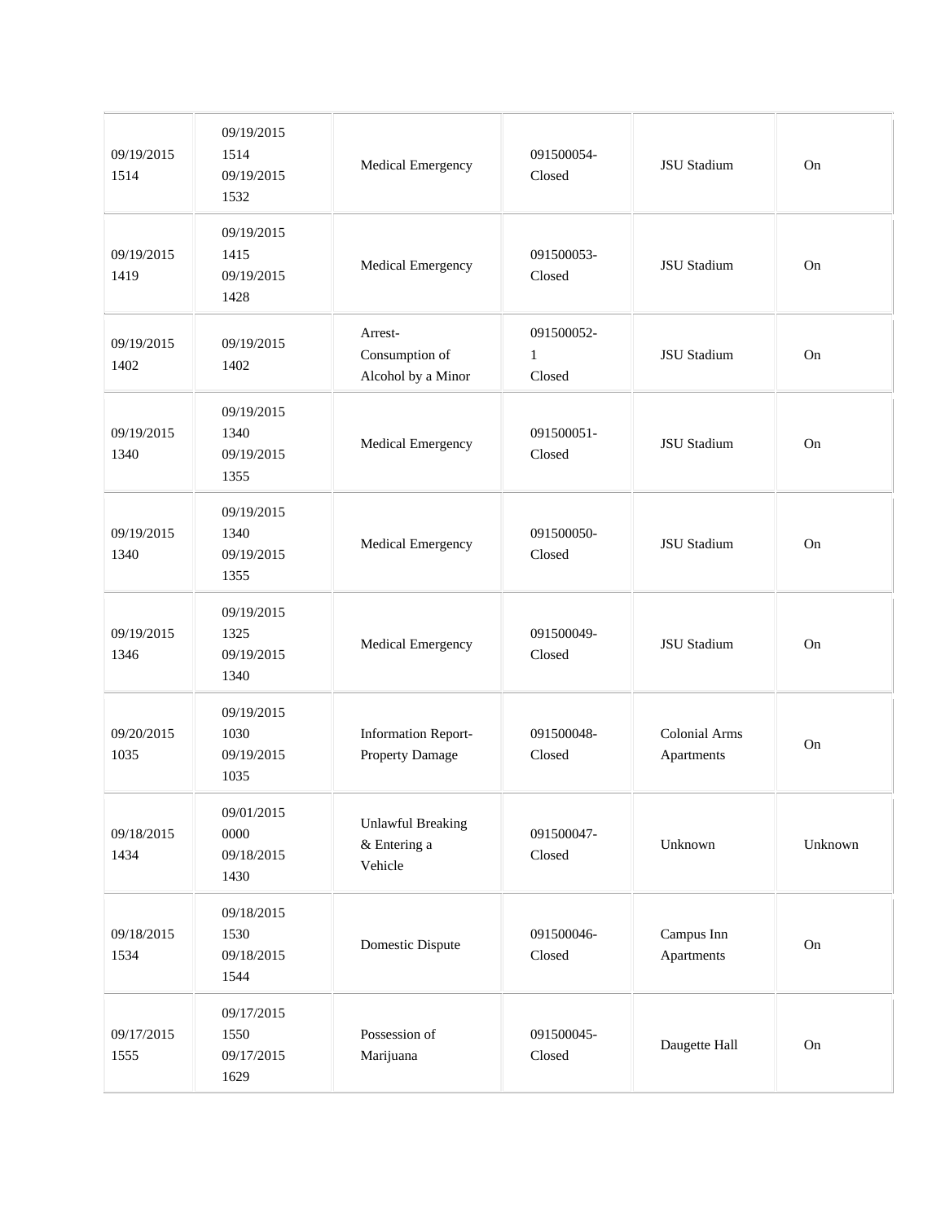| | | | | | |
|---|---|---|---|---|---|
| 09/19/2015 1514 | 09/19/2015 1514 09/19/2015 1532 | Medical Emergency | 091500054- Closed | JSU Stadium | On |
| 09/19/2015 1419 | 09/19/2015 1415 09/19/2015 1428 | Medical Emergency | 091500053- Closed | JSU Stadium | On |
| 09/19/2015 1402 | 09/19/2015 1402 | Arrest- Consumption of Alcohol by a Minor | 091500052- 1 Closed | JSU Stadium | On |
| 09/19/2015 1340 | 09/19/2015 1340 09/19/2015 1355 | Medical Emergency | 091500051- Closed | JSU Stadium | On |
| 09/19/2015 1340 | 09/19/2015 1340 09/19/2015 1355 | Medical Emergency | 091500050- Closed | JSU Stadium | On |
| 09/19/2015 1346 | 09/19/2015 1325 09/19/2015 1340 | Medical Emergency | 091500049- Closed | JSU Stadium | On |
| 09/20/2015 1035 | 09/19/2015 1030 09/19/2015 1035 | Information Report- Property Damage | 091500048- Closed | Colonial Arms Apartments | On |
| 09/18/2015 1434 | 09/01/2015 0000 09/18/2015 1430 | Unlawful Breaking & Entering a Vehicle | 091500047- Closed | Unknown | Unknown |
| 09/18/2015 1534 | 09/18/2015 1530 09/18/2015 1544 | Domestic Dispute | 091500046- Closed | Campus Inn Apartments | On |
| 09/17/2015 1555 | 09/17/2015 1550 09/17/2015 1629 | Possession of Marijuana | 091500045- Closed | Daugette Hall | On |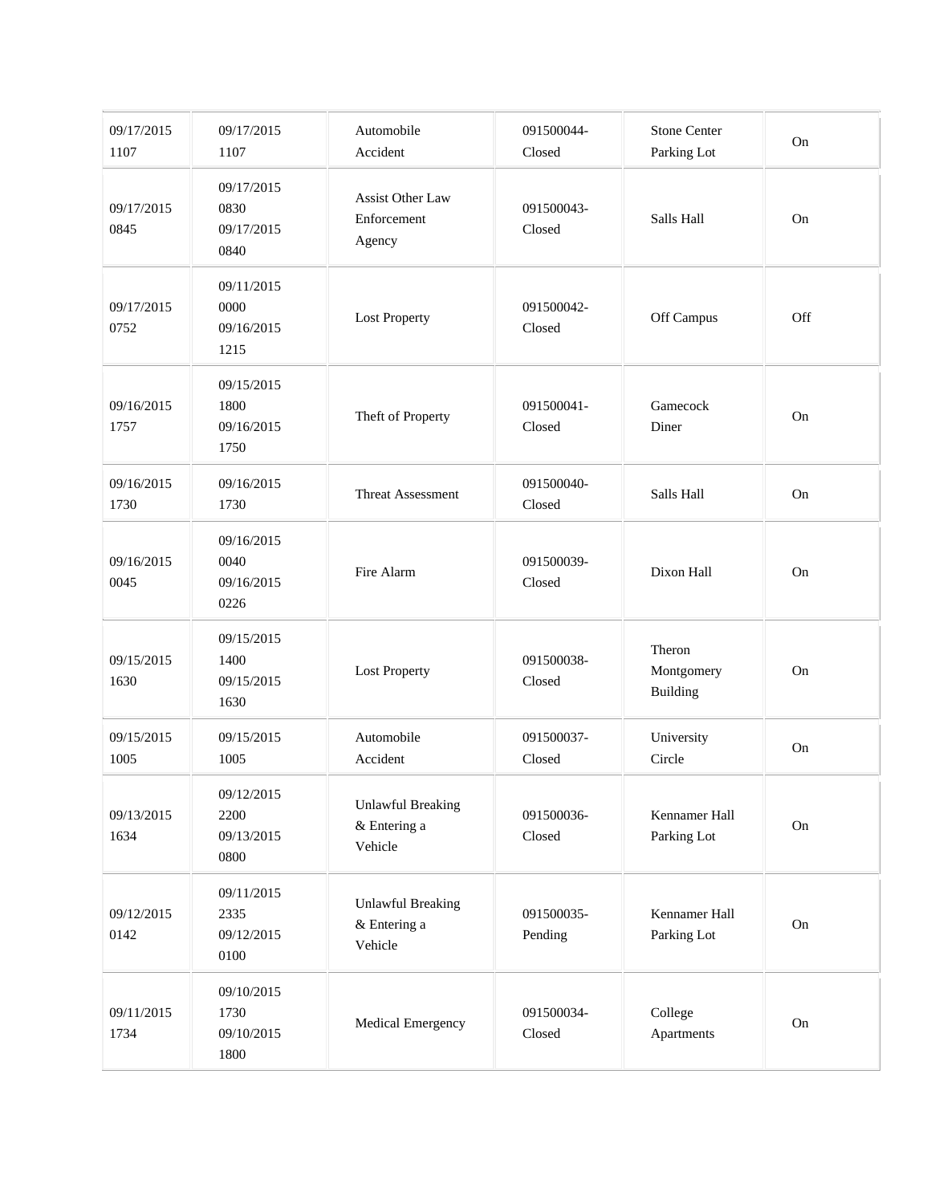| | | | | | |
|---|---|---|---|---|---|
| 09/17/2015 1107 | 09/17/2015 1107 | Automobile Accident | 091500044-Closed | Stone Center Parking Lot | On |
| 09/17/2015 0845 | 09/17/2015 0830 09/17/2015 0840 | Assist Other Law Enforcement Agency | 091500043-Closed | Salls Hall | On |
| 09/17/2015 0752 | 09/11/2015 0000 09/16/2015 1215 | Lost Property | 091500042-Closed | Off Campus | Off |
| 09/16/2015 1757 | 09/15/2015 1800 09/16/2015 1750 | Theft of Property | 091500041-Closed | Gamecock Diner | On |
| 09/16/2015 1730 | 09/16/2015 1730 | Threat Assessment | 091500040-Closed | Salls Hall | On |
| 09/16/2015 0045 | 09/16/2015 0040 09/16/2015 0226 | Fire Alarm | 091500039-Closed | Dixon Hall | On |
| 09/15/2015 1630 | 09/15/2015 1400 09/15/2015 1630 | Lost Property | 091500038-Closed | Theron Montgomery Building | On |
| 09/15/2015 1005 | 09/15/2015 1005 | Automobile Accident | 091500037-Closed | University Circle | On |
| 09/13/2015 1634 | 09/12/2015 2200 09/13/2015 0800 | Unlawful Breaking & Entering a Vehicle | 091500036-Closed | Kennamer Hall Parking Lot | On |
| 09/12/2015 0142 | 09/11/2015 2335 09/12/2015 0100 | Unlawful Breaking & Entering a Vehicle | 091500035-Pending | Kennamer Hall Parking Lot | On |
| 09/11/2015 1734 | 09/10/2015 1730 09/10/2015 1800 | Medical Emergency | 091500034-Closed | College Apartments | On |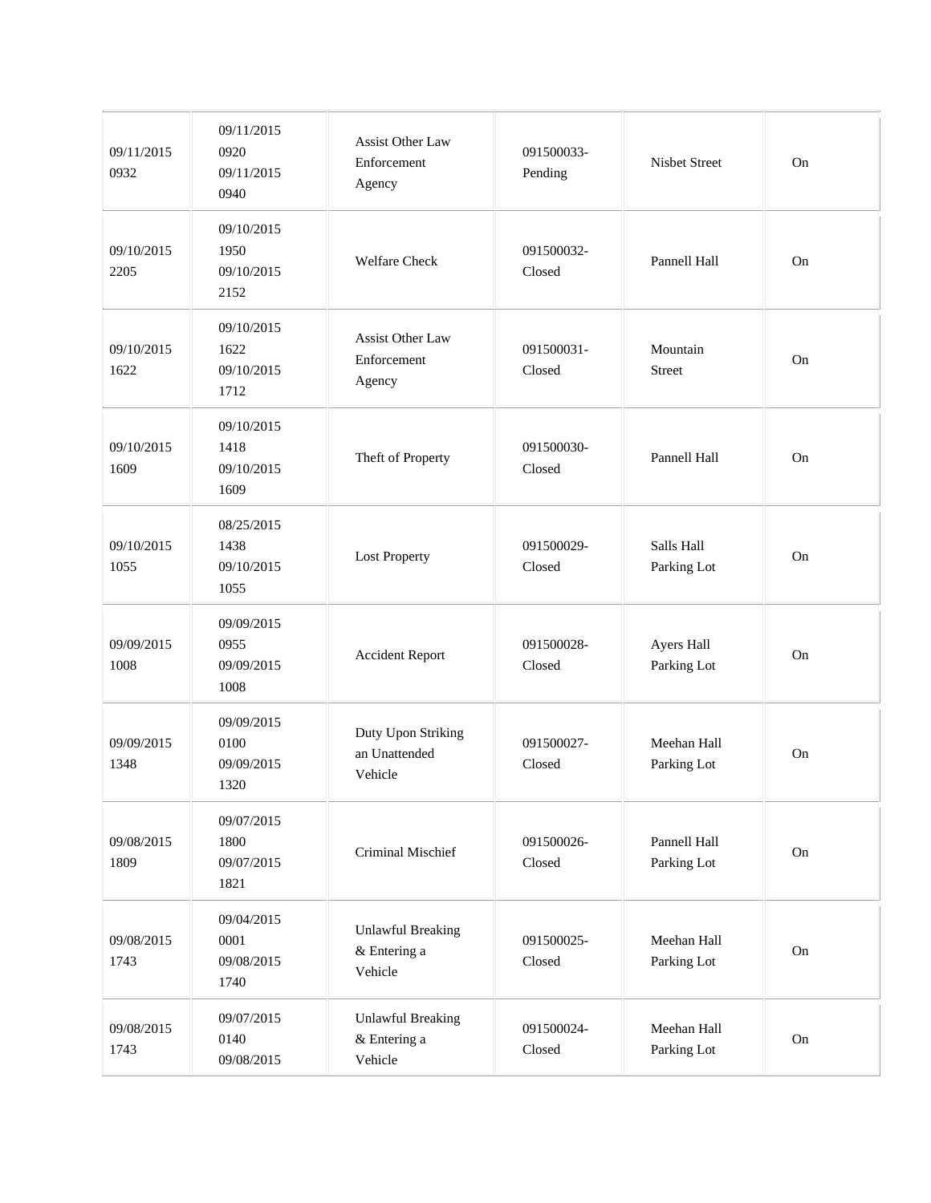| | | | | | |
|---|---|---|---|---|---|
| 09/11/2015 0932 | 09/11/2015 0920 09/11/2015 0940 | Assist Other Law Enforcement Agency | 091500033-Pending | Nisbet Street | On |
| 09/10/2015 2205 | 09/10/2015 1950 09/10/2015 2152 | Welfare Check | 091500032-Closed | Pannell Hall | On |
| 09/10/2015 1622 | 09/10/2015 1622 09/10/2015 1712 | Assist Other Law Enforcement Agency | 091500031-Closed | Mountain Street | On |
| 09/10/2015 1609 | 09/10/2015 1418 09/10/2015 1609 | Theft of Property | 091500030-Closed | Pannell Hall | On |
| 09/10/2015 1055 | 08/25/2015 1438 09/10/2015 1055 | Lost Property | 091500029-Closed | Salls Hall Parking Lot | On |
| 09/09/2015 1008 | 09/09/2015 0955 09/09/2015 1008 | Accident Report | 091500028-Closed | Ayers Hall Parking Lot | On |
| 09/09/2015 1348 | 09/09/2015 0100 09/09/2015 1320 | Duty Upon Striking an Unattended Vehicle | 091500027-Closed | Meehan Hall Parking Lot | On |
| 09/08/2015 1809 | 09/07/2015 1800 09/07/2015 1821 | Criminal Mischief | 091500026-Closed | Pannell Hall Parking Lot | On |
| 09/08/2015 1743 | 09/04/2015 0001 09/08/2015 1740 | Unlawful Breaking & Entering a Vehicle | 091500025-Closed | Meehan Hall Parking Lot | On |
| 09/08/2015 1743 | 09/07/2015 0140 09/08/2015 | Unlawful Breaking & Entering a Vehicle | 091500024-Closed | Meehan Hall Parking Lot | On |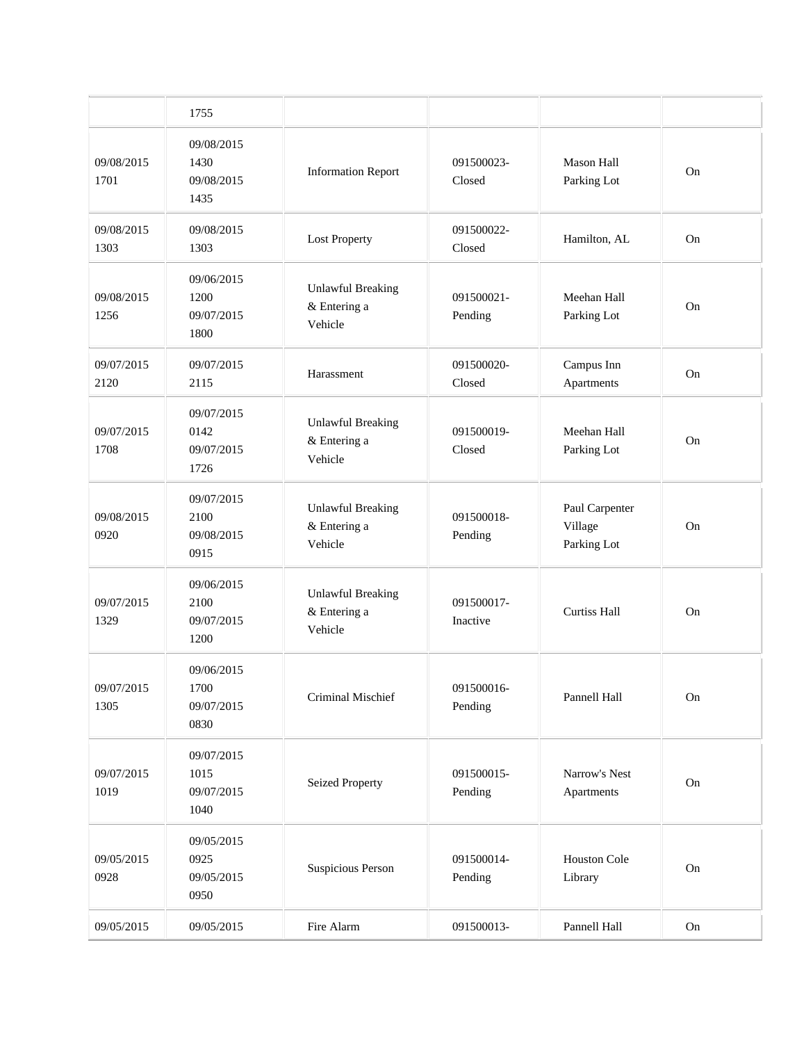| | | | | | |
|---|---|---|---|---|---|
| | 1755 | | | | |
| 09/08/2015 1701 | 09/08/2015 1430 09/08/2015 1435 | Information Report | 091500023-Closed | Mason Hall Parking Lot | On |
| 09/08/2015 1303 | 09/08/2015 1303 | Lost Property | 091500022-Closed | Hamilton, AL | On |
| 09/08/2015 1256 | 09/06/2015 1200 09/07/2015 1800 | Unlawful Breaking & Entering a Vehicle | 091500021-Pending | Meehan Hall Parking Lot | On |
| 09/07/2015 2120 | 09/07/2015 2115 | Harassment | 091500020-Closed | Campus Inn Apartments | On |
| 09/07/2015 1708 | 09/07/2015 0142 09/07/2015 1726 | Unlawful Breaking & Entering a Vehicle | 091500019-Closed | Meehan Hall Parking Lot | On |
| 09/08/2015 0920 | 09/07/2015 2100 09/08/2015 0915 | Unlawful Breaking & Entering a Vehicle | 091500018-Pending | Paul Carpenter Village Parking Lot | On |
| 09/07/2015 1329 | 09/06/2015 2100 09/07/2015 1200 | Unlawful Breaking & Entering a Vehicle | 091500017-Inactive | Curtiss Hall | On |
| 09/07/2015 1305 | 09/06/2015 1700 09/07/2015 0830 | Criminal Mischief | 091500016-Pending | Pannell Hall | On |
| 09/07/2015 1019 | 09/07/2015 1015 09/07/2015 1040 | Seized Property | 091500015-Pending | Narrow's Nest Apartments | On |
| 09/05/2015 0928 | 09/05/2015 0925 09/05/2015 0950 | Suspicious Person | 091500014-Pending | Houston Cole Library | On |
| 09/05/2015 | 09/05/2015 | Fire Alarm | 091500013- | Pannell Hall | On |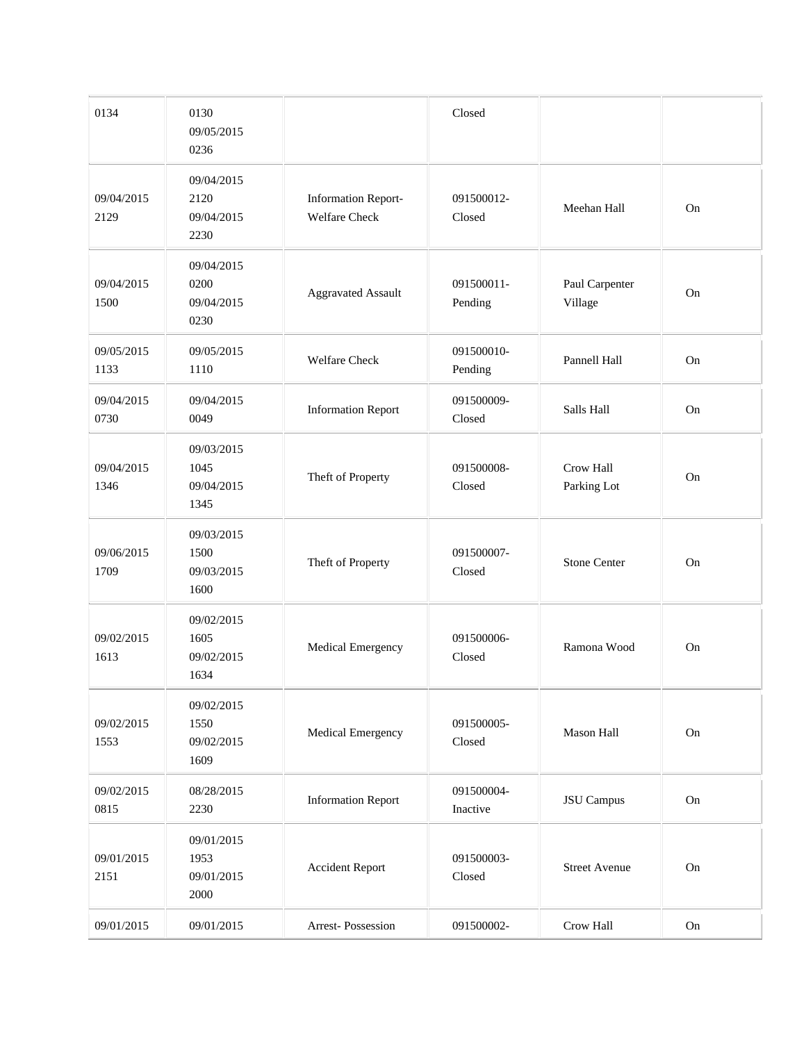| | | | | | |
|---|---|---|---|---|---|
| 0134 | 0130<br>09/05/2015<br>0236 | | Closed | | |
| 09/04/2015<br>2129 | 09/04/2015<br>2120<br>09/04/2015<br>2230 | Information Report-<br>Welfare Check | 091500012-<br>Closed | Meehan Hall | On |
| 09/04/2015<br>1500 | 09/04/2015<br>0200<br>09/04/2015<br>0230 | Aggravated Assault | 091500011-<br>Pending | Paul Carpenter<br>Village | On |
| 09/05/2015<br>1133 | 09/05/2015<br>1110 | Welfare Check | 091500010-<br>Pending | Pannell Hall | On |
| 09/04/2015<br>0730 | 09/04/2015<br>0049 | Information Report | 091500009-<br>Closed | Salls Hall | On |
| 09/04/2015<br>1346 | 09/03/2015<br>1045<br>09/04/2015<br>1345 | Theft of Property | 091500008-<br>Closed | Crow Hall<br>Parking Lot | On |
| 09/06/2015<br>1709 | 09/03/2015<br>1500<br>09/03/2015<br>1600 | Theft of Property | 091500007-<br>Closed | Stone Center | On |
| 09/02/2015<br>1613 | 09/02/2015<br>1605<br>09/02/2015<br>1634 | Medical Emergency | 091500006-<br>Closed | Ramona Wood | On |
| 09/02/2015<br>1553 | 09/02/2015<br>1550<br>09/02/2015<br>1609 | Medical Emergency | 091500005-<br>Closed | Mason Hall | On |
| 09/02/2015<br>0815 | 08/28/2015<br>2230 | Information Report | 091500004-<br>Inactive | JSU Campus | On |
| 09/01/2015<br>2151 | 09/01/2015<br>1953<br>09/01/2015<br>2000 | Accident Report | 091500003-<br>Closed | Street Avenue | On |
| 09/01/2015 | 09/01/2015 | Arrest- Possession | 091500002- | Crow Hall | On |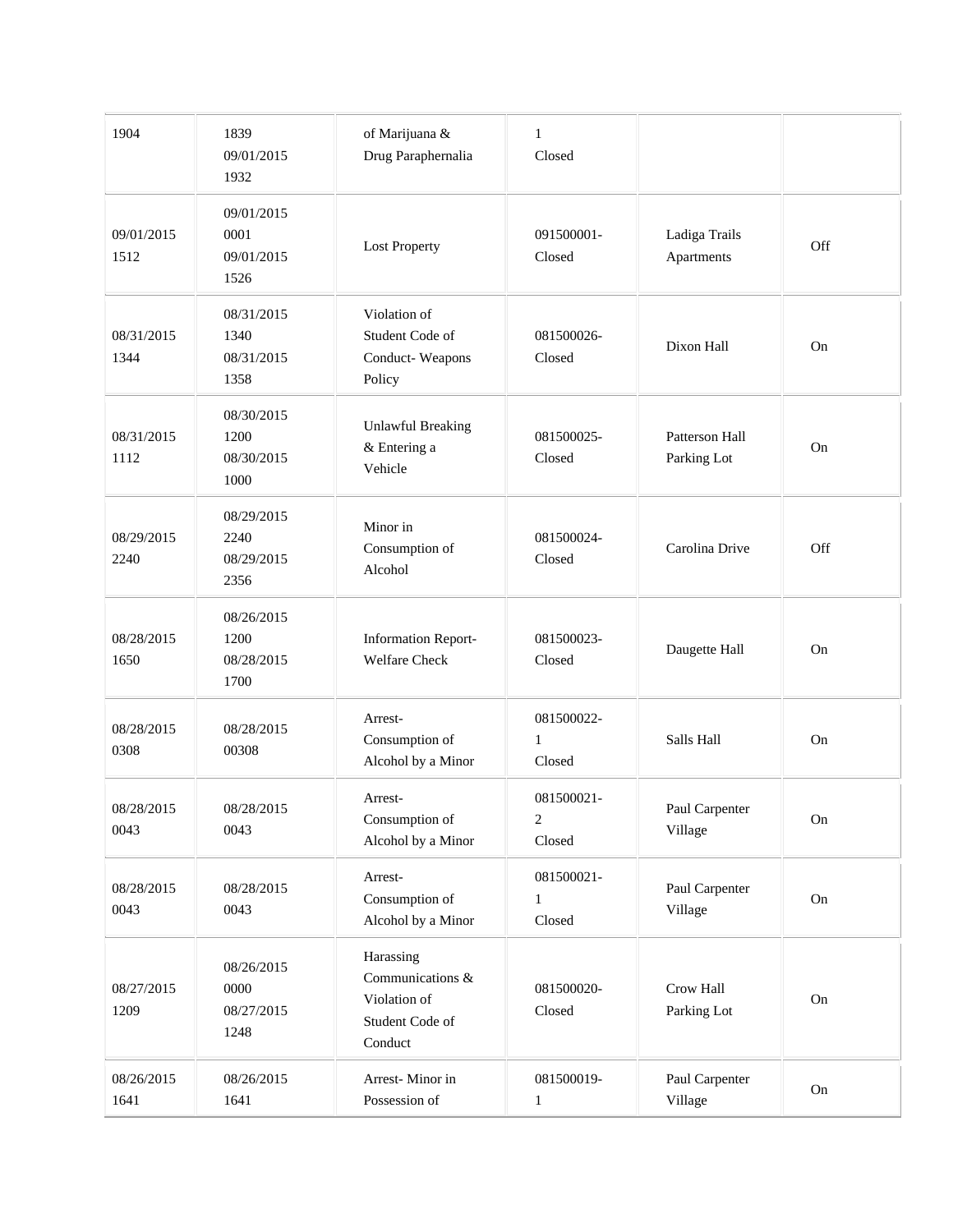| | | | | | |
|---|---|---|---|---|---|
| 1904 | 1839 09/01/2015 1932 | of Marijuana & Drug Paraphernalia | 1 Closed | | |
| 09/01/2015 1512 | 09/01/2015 0001 09/01/2015 1526 | Lost Property | 091500001- Closed | Ladiga Trails Apartments | Off |
| 08/31/2015 1344 | 08/31/2015 1340 08/31/2015 1358 | Violation of Student Code of Conduct- Weapons Policy | 081500026- Closed | Dixon Hall | On |
| 08/31/2015 1112 | 08/30/2015 1200 08/30/2015 1000 | Unlawful Breaking & Entering a Vehicle | 081500025- Closed | Patterson Hall Parking Lot | On |
| 08/29/2015 2240 | 08/29/2015 2240 08/29/2015 2356 | Minor in Consumption of Alcohol | 081500024- Closed | Carolina Drive | Off |
| 08/28/2015 1650 | 08/26/2015 1200 08/28/2015 1700 | Information Report- Welfare Check | 081500023- Closed | Daugette Hall | On |
| 08/28/2015 0308 | 08/28/2015 00308 | Arrest- Consumption of Alcohol by a Minor | 081500022- 1 Closed | Salls Hall | On |
| 08/28/2015 0043 | 08/28/2015 0043 | Arrest- Consumption of Alcohol by a Minor | 081500021- 2 Closed | Paul Carpenter Village | On |
| 08/28/2015 0043 | 08/28/2015 0043 | Arrest- Consumption of Alcohol by a Minor | 081500021- 1 Closed | Paul Carpenter Village | On |
| 08/27/2015 1209 | 08/26/2015 0000 08/27/2015 1248 | Harassing Communications & Violation of Student Code of Conduct | 081500020- Closed | Crow Hall Parking Lot | On |
| 08/26/2015 1641 | 08/26/2015 1641 | Arrest- Minor in Possession of | 081500019- 1 | Paul Carpenter Village | On |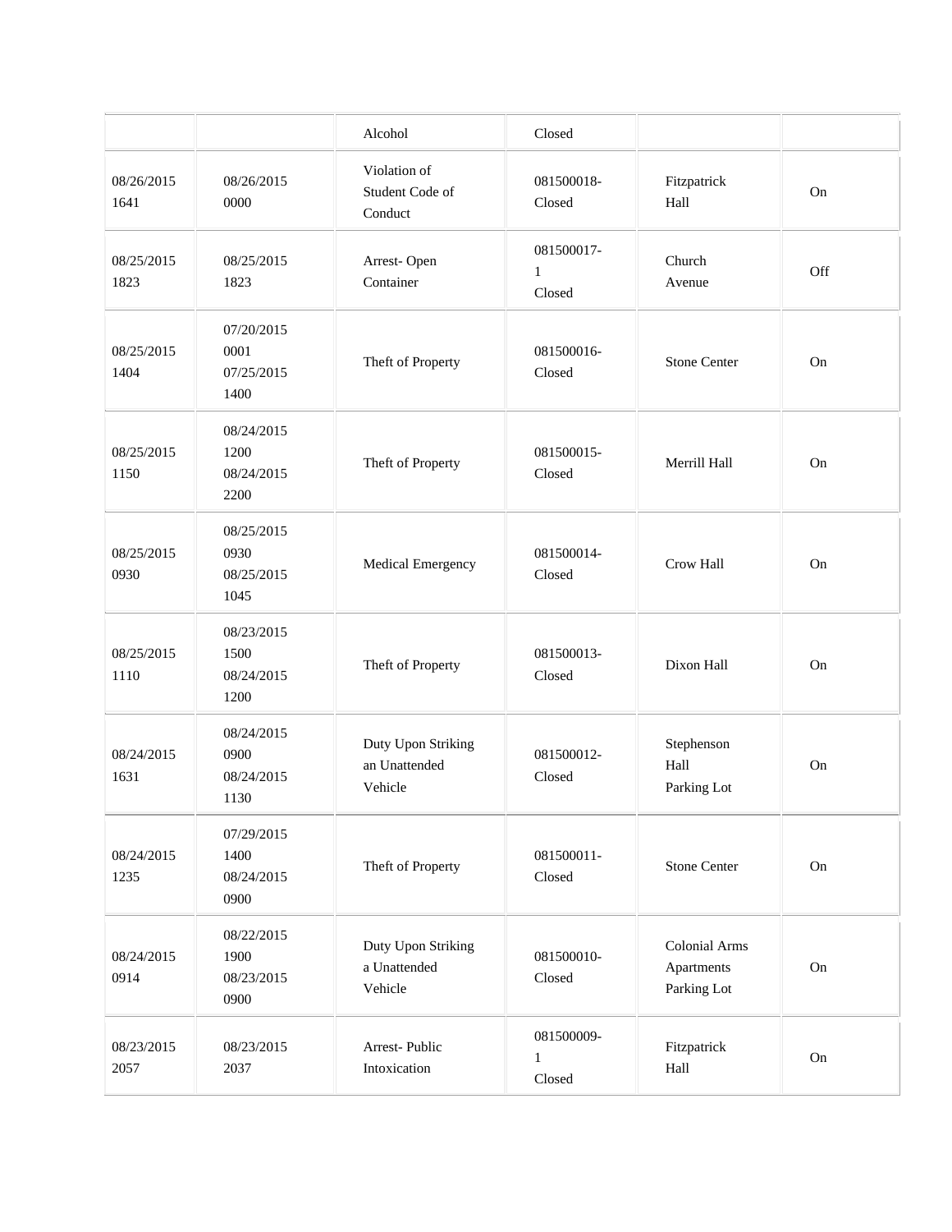| | | | | | |
|---|---|---|---|---|---|
| | | Alcohol | Closed | | |
| 08/26/2015 1641 | 08/26/2015 0000 | Violation of Student Code of Conduct | 081500018- Closed | Fitzpatrick Hall | On |
| 08/25/2015 1823 | 08/25/2015 1823 | Arrest- Open Container | 081500017- 1 Closed | Church Avenue | Off |
| 08/25/2015 1404 | 07/20/2015 0001 07/25/2015 1400 | Theft of Property | 081500016- Closed | Stone Center | On |
| 08/25/2015 1150 | 08/24/2015 1200 08/24/2015 2200 | Theft of Property | 081500015- Closed | Merrill Hall | On |
| 08/25/2015 0930 | 08/25/2015 0930 08/25/2015 1045 | Medical Emergency | 081500014- Closed | Crow Hall | On |
| 08/25/2015 1110 | 08/23/2015 1500 08/24/2015 1200 | Theft of Property | 081500013- Closed | Dixon Hall | On |
| 08/24/2015 1631 | 08/24/2015 0900 08/24/2015 1130 | Duty Upon Striking an Unattended Vehicle | 081500012- Closed | Stephenson Hall Parking Lot | On |
| 08/24/2015 1235 | 07/29/2015 1400 08/24/2015 0900 | Theft of Property | 081500011- Closed | Stone Center | On |
| 08/24/2015 0914 | 08/22/2015 1900 08/23/2015 0900 | Duty Upon Striking a Unattended Vehicle | 081500010- Closed | Colonial Arms Apartments Parking Lot | On |
| 08/23/2015 2057 | 08/23/2015 2037 | Arrest- Public Intoxication | 081500009- 1 Closed | Fitzpatrick Hall | On |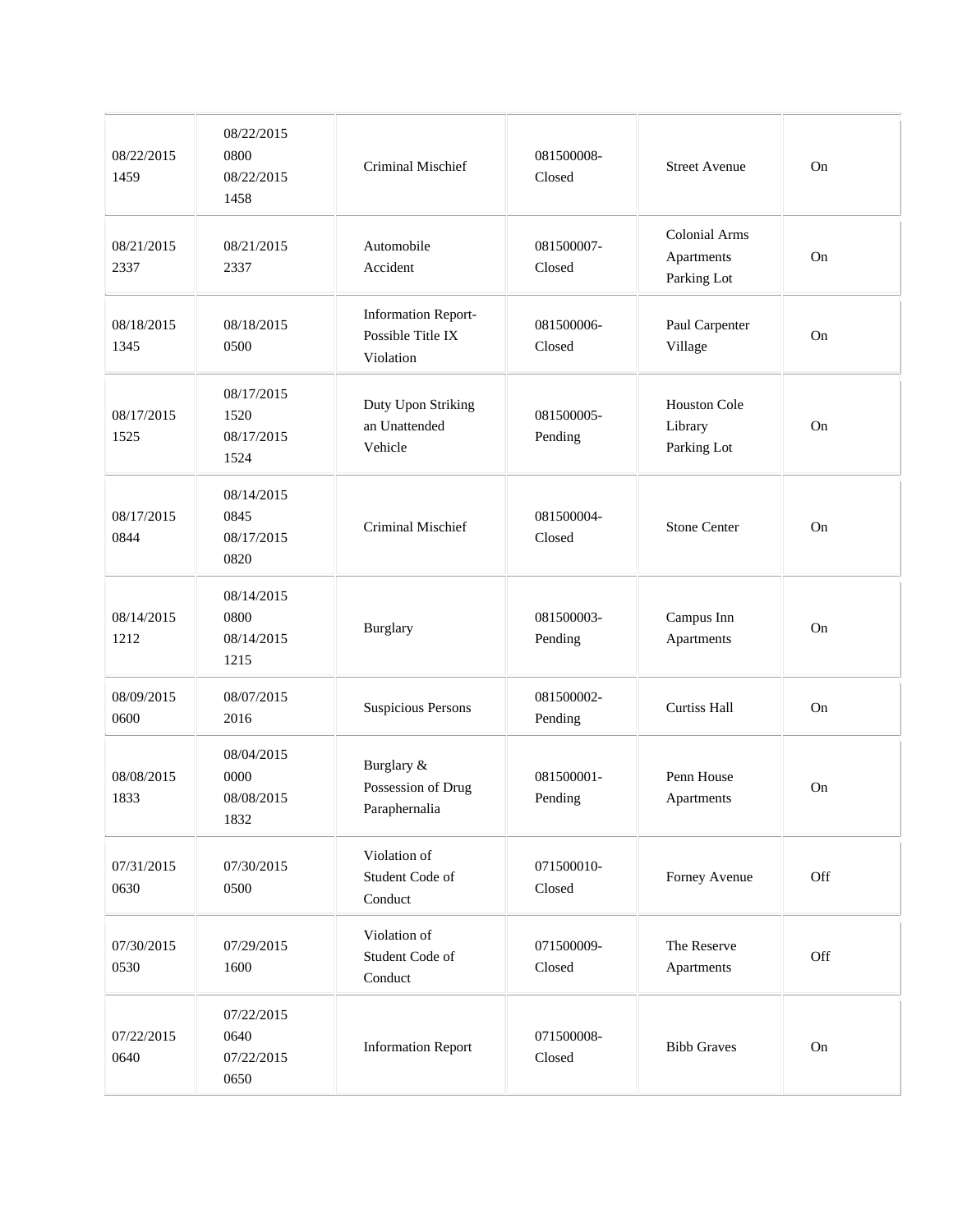| | | | | | |
|---|---|---|---|---|---|
| 08/22/2015 1459 | 08/22/2015 0800 08/22/2015 1458 | Criminal Mischief | 081500008- Closed | Street Avenue | On |
| 08/21/2015 2337 | 08/21/2015 2337 | Automobile Accident | 081500007- Closed | Colonial Arms Apartments Parking Lot | On |
| 08/18/2015 1345 | 08/18/2015 0500 | Information Report- Possible Title IX Violation | 081500006- Closed | Paul Carpenter Village | On |
| 08/17/2015 1525 | 08/17/2015 1520 08/17/2015 1524 | Duty Upon Striking an Unattended Vehicle | 081500005- Pending | Houston Cole Library Parking Lot | On |
| 08/17/2015 0844 | 08/14/2015 0845 08/17/2015 0820 | Criminal Mischief | 081500004- Closed | Stone Center | On |
| 08/14/2015 1212 | 08/14/2015 0800 08/14/2015 1215 | Burglary | 081500003- Pending | Campus Inn Apartments | On |
| 08/09/2015 0600 | 08/07/2015 2016 | Suspicious Persons | 081500002- Pending | Curtiss Hall | On |
| 08/08/2015 1833 | 08/04/2015 0000 08/08/2015 1832 | Burglary & Possession of Drug Paraphernalia | 081500001- Pending | Penn House Apartments | On |
| 07/31/2015 0630 | 07/30/2015 0500 | Violation of Student Code of Conduct | 071500010- Closed | Forney Avenue | Off |
| 07/30/2015 0530 | 07/29/2015 1600 | Violation of Student Code of Conduct | 071500009- Closed | The Reserve Apartments | Off |
| 07/22/2015 0640 | 07/22/2015 0640 07/22/2015 0650 | Information Report | 071500008- Closed | Bibb Graves | On |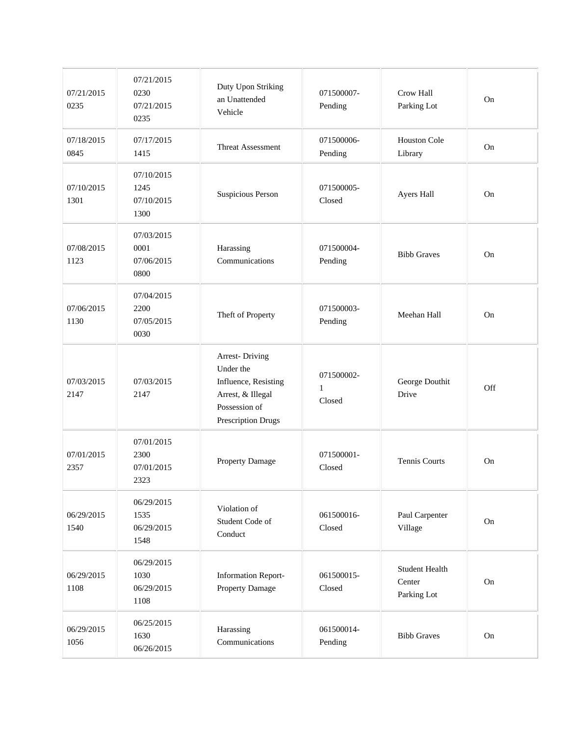| | | | | | |
|---|---|---|---|---|---|
| 07/21/2015 0235 | 07/21/2015 0230 07/21/2015 0235 | Duty Upon Striking an Unattended Vehicle | 071500007-Pending | Crow Hall Parking Lot | On |
| 07/18/2015 0845 | 07/17/2015 1415 | Threat Assessment | 071500006-Pending | Houston Cole Library | On |
| 07/10/2015 1301 | 07/10/2015 1245 07/10/2015 1300 | Suspicious Person | 071500005-Closed | Ayers Hall | On |
| 07/08/2015 1123 | 07/03/2015 0001 07/06/2015 0800 | Harassing Communications | 071500004-Pending | Bibb Graves | On |
| 07/06/2015 1130 | 07/04/2015 2200 07/05/2015 0030 | Theft of Property | 071500003-Pending | Meehan Hall | On |
| 07/03/2015 2147 | 07/03/2015 2147 | Arrest- Driving Under the Influence, Resisting Arrest, & Illegal Possession of Prescription Drugs | 071500002-1 Closed | George Douthit Drive | Off |
| 07/01/2015 2357 | 07/01/2015 2300 07/01/2015 2323 | Property Damage | 071500001-Closed | Tennis Courts | On |
| 06/29/2015 1540 | 06/29/2015 1535 06/29/2015 1548 | Violation of Student Code of Conduct | 061500016-Closed | Paul Carpenter Village | On |
| 06/29/2015 1108 | 06/29/2015 1030 06/29/2015 1108 | Information Report-Property Damage | 061500015-Closed | Student Health Center Parking Lot | On |
| 06/29/2015 1056 | 06/25/2015 1630 06/26/2015 | Harassing Communications | 061500014-Pending | Bibb Graves | On |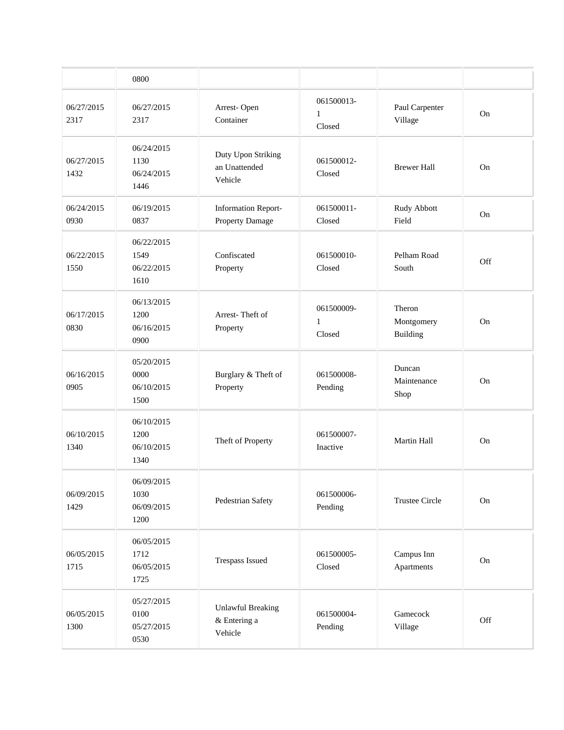| | 0800 | | | | |
|---|---|---|---|---|---|
| 06/27/2015 2317 | 06/27/2015 2317 | Arrest- Open Container | 061500013-1 Closed | Paul Carpenter Village | On |
| 06/27/2015 1432 | 06/24/2015 1130 06/24/2015 1446 | Duty Upon Striking an Unattended Vehicle | 061500012- Closed | Brewer Hall | On |
| 06/24/2015 0930 | 06/19/2015 0837 | Information Report- Property Damage | 061500011- Closed | Rudy Abbott Field | On |
| 06/22/2015 1550 | 06/22/2015 1549 06/22/2015 1610 | Confiscated Property | 061500010- Closed | Pelham Road South | Off |
| 06/17/2015 0830 | 06/13/2015 1200 06/16/2015 0900 | Arrest- Theft of Property | 061500009-1 Closed | Theron Montgomery Building | On |
| 06/16/2015 0905 | 05/20/2015 0000 06/10/2015 1500 | Burglary & Theft of Property | 061500008- Pending | Duncan Maintenance Shop | On |
| 06/10/2015 1340 | 06/10/2015 1200 06/10/2015 1340 | Theft of Property | 061500007- Inactive | Martin Hall | On |
| 06/09/2015 1429 | 06/09/2015 1030 06/09/2015 1200 | Pedestrian Safety | 061500006- Pending | Trustee Circle | On |
| 06/05/2015 1715 | 06/05/2015 1712 06/05/2015 1725 | Trespass Issued | 061500005- Closed | Campus Inn Apartments | On |
| 06/05/2015 1300 | 05/27/2015 0100 05/27/2015 0530 | Unlawful Breaking & Entering a Vehicle | 061500004- Pending | Gamecock Village | Off |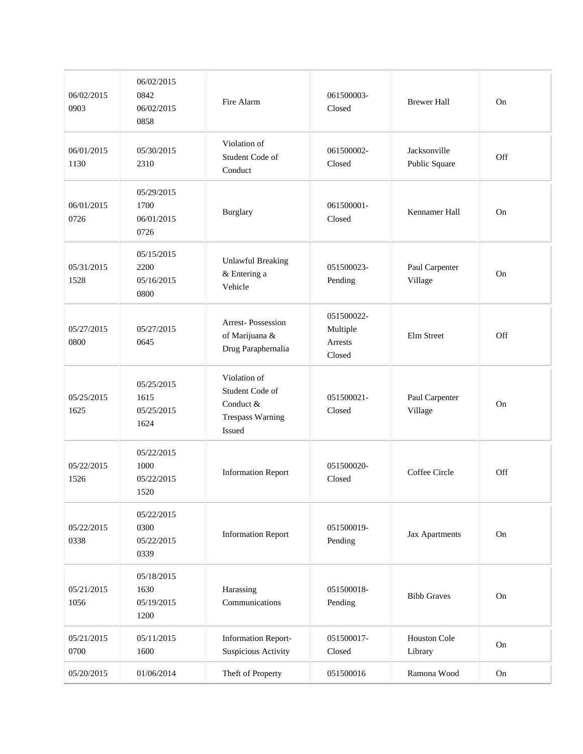| | | | | | |
|---|---|---|---|---|---|
| 06/02/2015 0903 | 06/02/2015 0842 06/02/2015 0858 | Fire Alarm | 061500003-Closed | Brewer Hall | On |
| 06/01/2015 1130 | 05/30/2015 2310 | Violation of Student Code of Conduct | 061500002-Closed | Jacksonville Public Square | Off |
| 06/01/2015 0726 | 05/29/2015 1700 06/01/2015 0726 | Burglary | 061500001-Closed | Kennamer Hall | On |
| 05/31/2015 1528 | 05/15/2015 2200 05/16/2015 0800 | Unlawful Breaking & Entering a Vehicle | 051500023-Pending | Paul Carpenter Village | On |
| 05/27/2015 0800 | 05/27/2015 0645 | Arrest- Possession of Marijuana & Drug Paraphernalia | 051500022-Multiple Arrests Closed | Elm Street | Off |
| 05/25/2015 1625 | 05/25/2015 1615 05/25/2015 1624 | Violation of Student Code of Conduct & Trespass Warning Issued | 051500021-Closed | Paul Carpenter Village | On |
| 05/22/2015 1526 | 05/22/2015 1000 05/22/2015 1520 | Information Report | 051500020-Closed | Coffee Circle | Off |
| 05/22/2015 0338 | 05/22/2015 0300 05/22/2015 0339 | Information Report | 051500019-Pending | Jax Apartments | On |
| 05/21/2015 1056 | 05/18/2015 1630 05/19/2015 1200 | Harassing Communications | 051500018-Pending | Bibb Graves | On |
| 05/21/2015 0700 | 05/11/2015 1600 | Information Report-Suspicious Activity | 051500017-Closed | Houston Cole Library | On |
| 05/20/2015 | 01/06/2014 | Theft of Property | 051500016 | Ramona Wood | On |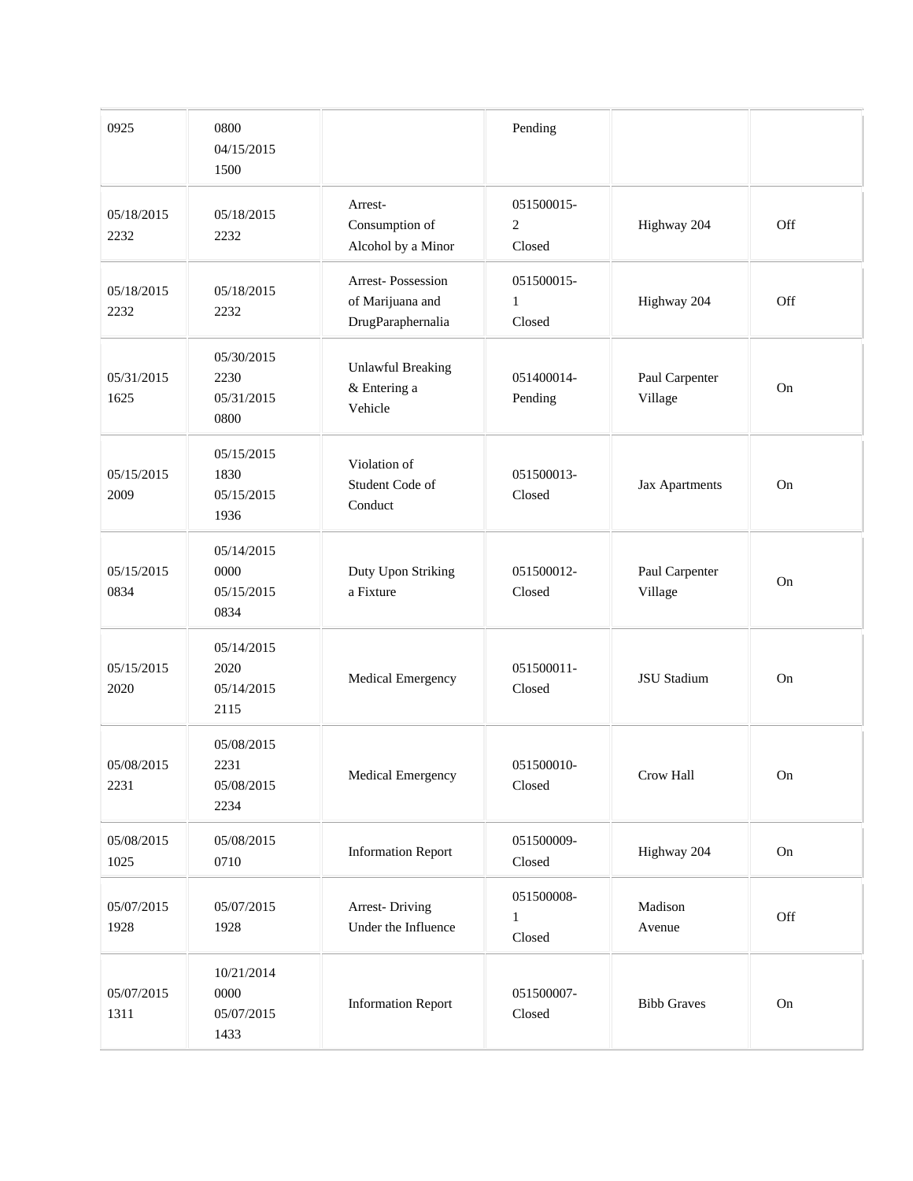| | | | | | |
|---|---|---|---|---|---|
| 0925 | 0800<br>04/15/2015<br>1500 | | Pending | | |
| 05/18/2015<br>2232 | 05/18/2015<br>2232 | Arrest-<br>Consumption of<br>Alcohol by a Minor | 051500015-<br>2<br>Closed | Highway 204 | Off |
| 05/18/2015<br>2232 | 05/18/2015<br>2232 | Arrest- Possession<br>of Marijuana and<br>DrugParaphernalia | 051500015-<br>1<br>Closed | Highway 204 | Off |
| 05/31/2015<br>1625 | 05/30/2015<br>2230<br>05/31/2015<br>0800 | Unlawful Breaking<br>& Entering a<br>Vehicle | 051400014-<br>Pending | Paul Carpenter<br>Village | On |
| 05/15/2015<br>2009 | 05/15/2015<br>1830<br>05/15/2015<br>1936 | Violation of<br>Student Code of<br>Conduct | 051500013-<br>Closed | Jax Apartments | On |
| 05/15/2015<br>0834 | 05/14/2015<br>0000<br>05/15/2015<br>0834 | Duty Upon Striking<br>a Fixture | 051500012-<br>Closed | Paul Carpenter<br>Village | On |
| 05/15/2015<br>2020 | 05/14/2015<br>2020<br>05/14/2015<br>2115 | Medical Emergency | 051500011-<br>Closed | JSU Stadium | On |
| 05/08/2015<br>2231 | 05/08/2015<br>2231<br>05/08/2015<br>2234 | Medical Emergency | 051500010-<br>Closed | Crow Hall | On |
| 05/08/2015<br>1025 | 05/08/2015<br>0710 | Information Report | 051500009-<br>Closed | Highway 204 | On |
| 05/07/2015<br>1928 | 05/07/2015<br>1928 | Arrest- Driving<br>Under the Influence | 051500008-<br>1<br>Closed | Madison<br>Avenue | Off |
| 05/07/2015<br>1311 | 10/21/2014<br>0000<br>05/07/2015<br>1433 | Information Report | 051500007-<br>Closed | Bibb Graves | On |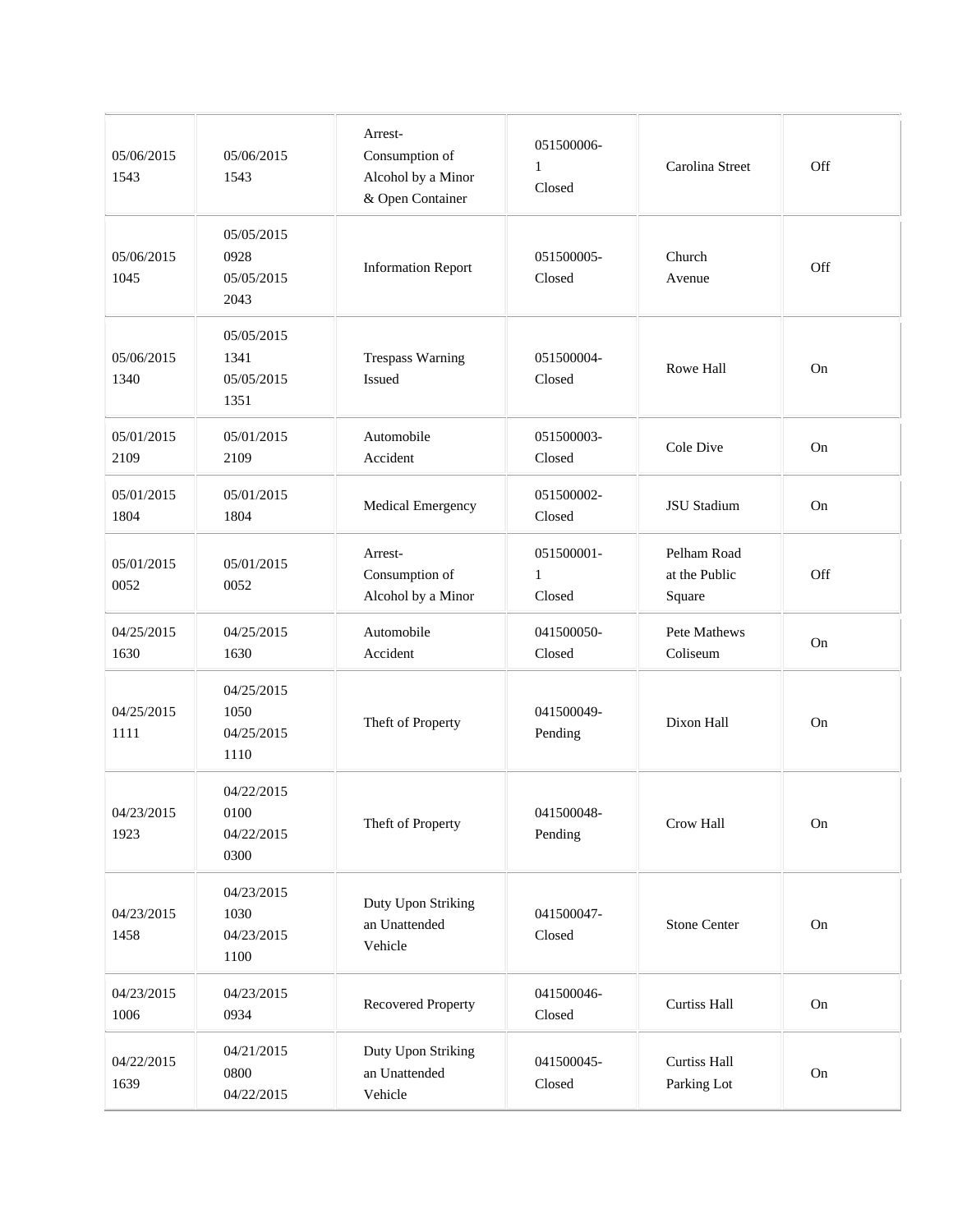| | | | | | |
|---|---|---|---|---|---|
| 05/06/2015 1543 | 05/06/2015 1543 | Arrest- Consumption of Alcohol by a Minor & Open Container | 051500006- 1 Closed | Carolina Street | Off |
| 05/06/2015 1045 | 05/05/2015 0928 05/05/2015 2043 | Information Report | 051500005- Closed | Church Avenue | Off |
| 05/06/2015 1340 | 05/05/2015 1341 05/05/2015 1351 | Trespass Warning Issued | 051500004- Closed | Rowe Hall | On |
| 05/01/2015 2109 | 05/01/2015 2109 | Automobile Accident | 051500003- Closed | Cole Dive | On |
| 05/01/2015 1804 | 05/01/2015 1804 | Medical Emergency | 051500002- Closed | JSU Stadium | On |
| 05/01/2015 0052 | 05/01/2015 0052 | Arrest- Consumption of Alcohol by a Minor | 051500001- 1 Closed | Pelham Road at the Public Square | Off |
| 04/25/2015 1630 | 04/25/2015 1630 | Automobile Accident | 041500050- Closed | Pete Mathews Coliseum | On |
| 04/25/2015 1111 | 04/25/2015 1050 04/25/2015 1110 | Theft of Property | 041500049- Pending | Dixon Hall | On |
| 04/23/2015 1923 | 04/22/2015 0100 04/22/2015 0300 | Theft of Property | 041500048- Pending | Crow Hall | On |
| 04/23/2015 1458 | 04/23/2015 1030 04/23/2015 1100 | Duty Upon Striking an Unattended Vehicle | 041500047- Closed | Stone Center | On |
| 04/23/2015 1006 | 04/23/2015 0934 | Recovered Property | 041500046- Closed | Curtiss Hall | On |
| 04/22/2015 1639 | 04/21/2015 0800 04/22/2015 | Duty Upon Striking an Unattended Vehicle | 041500045- Closed | Curtiss Hall Parking Lot | On |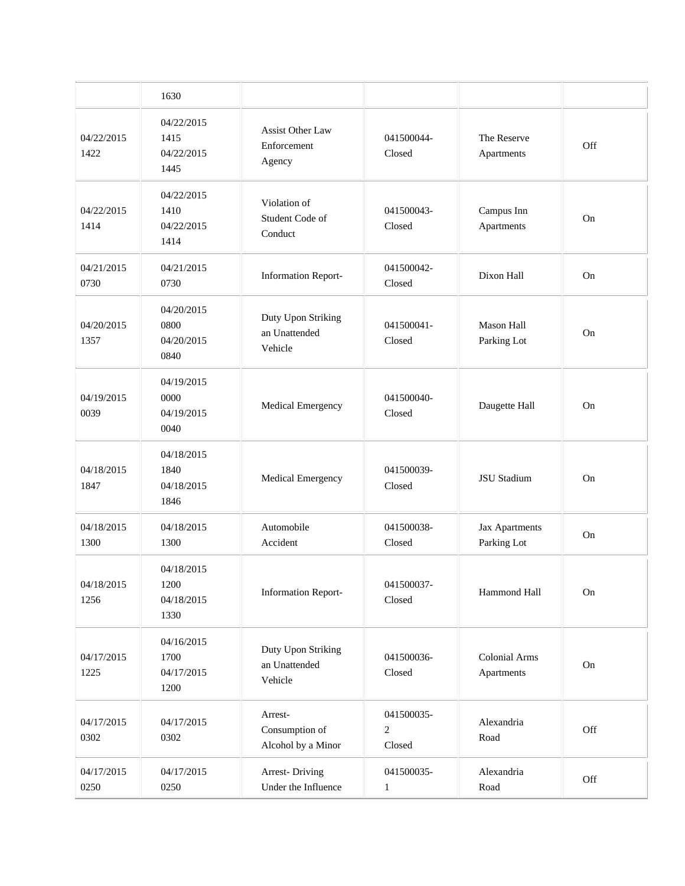| | | | | | |
|---|---|---|---|---|---|
| | 1630 | | | | |
| 04/22/2015 1422 | 04/22/2015 1415 04/22/2015 1445 | Assist Other Law Enforcement Agency | 041500044- Closed | The Reserve Apartments | Off |
| 04/22/2015 1414 | 04/22/2015 1410 04/22/2015 1414 | Violation of Student Code of Conduct | 041500043- Closed | Campus Inn Apartments | On |
| 04/21/2015 0730 | 04/21/2015 0730 | Information Report- | 041500042- Closed | Dixon Hall | On |
| 04/20/2015 1357 | 04/20/2015 0800 04/20/2015 0840 | Duty Upon Striking an Unattended Vehicle | 041500041- Closed | Mason Hall Parking Lot | On |
| 04/19/2015 0039 | 04/19/2015 0000 04/19/2015 0040 | Medical Emergency | 041500040- Closed | Daugette Hall | On |
| 04/18/2015 1847 | 04/18/2015 1840 04/18/2015 1846 | Medical Emergency | 041500039- Closed | JSU Stadium | On |
| 04/18/2015 1300 | 04/18/2015 1300 | Automobile Accident | 041500038- Closed | Jax Apartments Parking Lot | On |
| 04/18/2015 1256 | 04/18/2015 1200 04/18/2015 1330 | Information Report- | 041500037- Closed | Hammond Hall | On |
| 04/17/2015 1225 | 04/16/2015 1700 04/17/2015 1200 | Duty Upon Striking an Unattended Vehicle | 041500036- Closed | Colonial Arms Apartments | On |
| 04/17/2015 0302 | 04/17/2015 0302 | Arrest- Consumption of Alcohol by a Minor | 041500035- 2 Closed | Alexandria Road | Off |
| 04/17/2015 0250 | 04/17/2015 0250 | Arrest- Driving Under the Influence | 041500035- 1 | Alexandria Road | Off |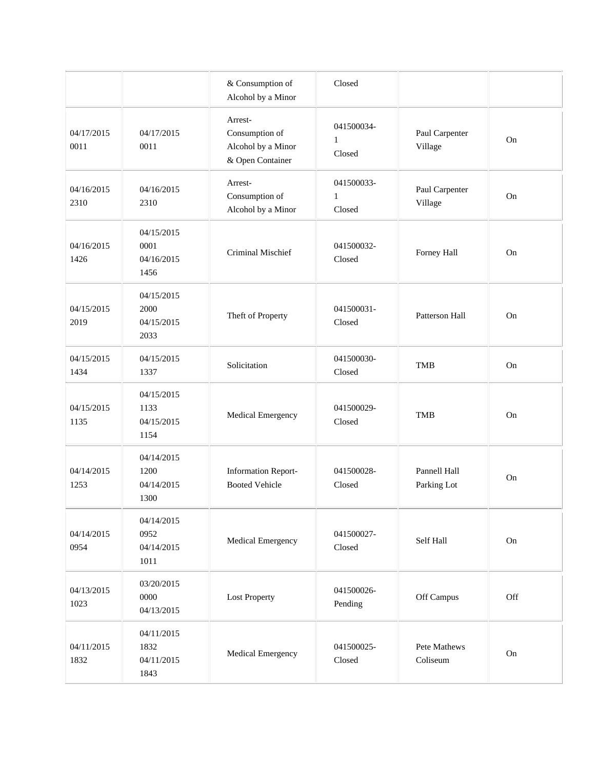| | | | | | |
|---|---|---|---|---|---|
| | | & Consumption of Alcohol by a Minor | Closed | | |
| 04/17/2015 0011 | 04/17/2015 0011 | Arrest- Consumption of Alcohol by a Minor & Open Container | 041500034-1 Closed | Paul Carpenter Village | On |
| 04/16/2015 2310 | 04/16/2015 2310 | Arrest- Consumption of Alcohol by a Minor | 041500033-1 Closed | Paul Carpenter Village | On |
| 04/16/2015 1426 | 04/15/2015 0001 04/16/2015 1456 | Criminal Mischief | 041500032- Closed | Forney Hall | On |
| 04/15/2015 2019 | 04/15/2015 2000 04/15/2015 2033 | Theft of Property | 041500031- Closed | Patterson Hall | On |
| 04/15/2015 1434 | 04/15/2015 1337 | Solicitation | 041500030- Closed | TMB | On |
| 04/15/2015 1135 | 04/15/2015 1133 04/15/2015 1154 | Medical Emergency | 041500029- Closed | TMB | On |
| 04/14/2015 1253 | 04/14/2015 1200 04/14/2015 1300 | Information Report- Booted Vehicle | 041500028- Closed | Pannell Hall Parking Lot | On |
| 04/14/2015 0954 | 04/14/2015 0952 04/14/2015 1011 | Medical Emergency | 041500027- Closed | Self Hall | On |
| 04/13/2015 1023 | 03/20/2015 0000 04/13/2015 | Lost Property | 041500026- Pending | Off Campus | Off |
| 04/11/2015 1832 | 04/11/2015 1832 04/11/2015 1843 | Medical Emergency | 041500025- Closed | Pete Mathews Coliseum | On |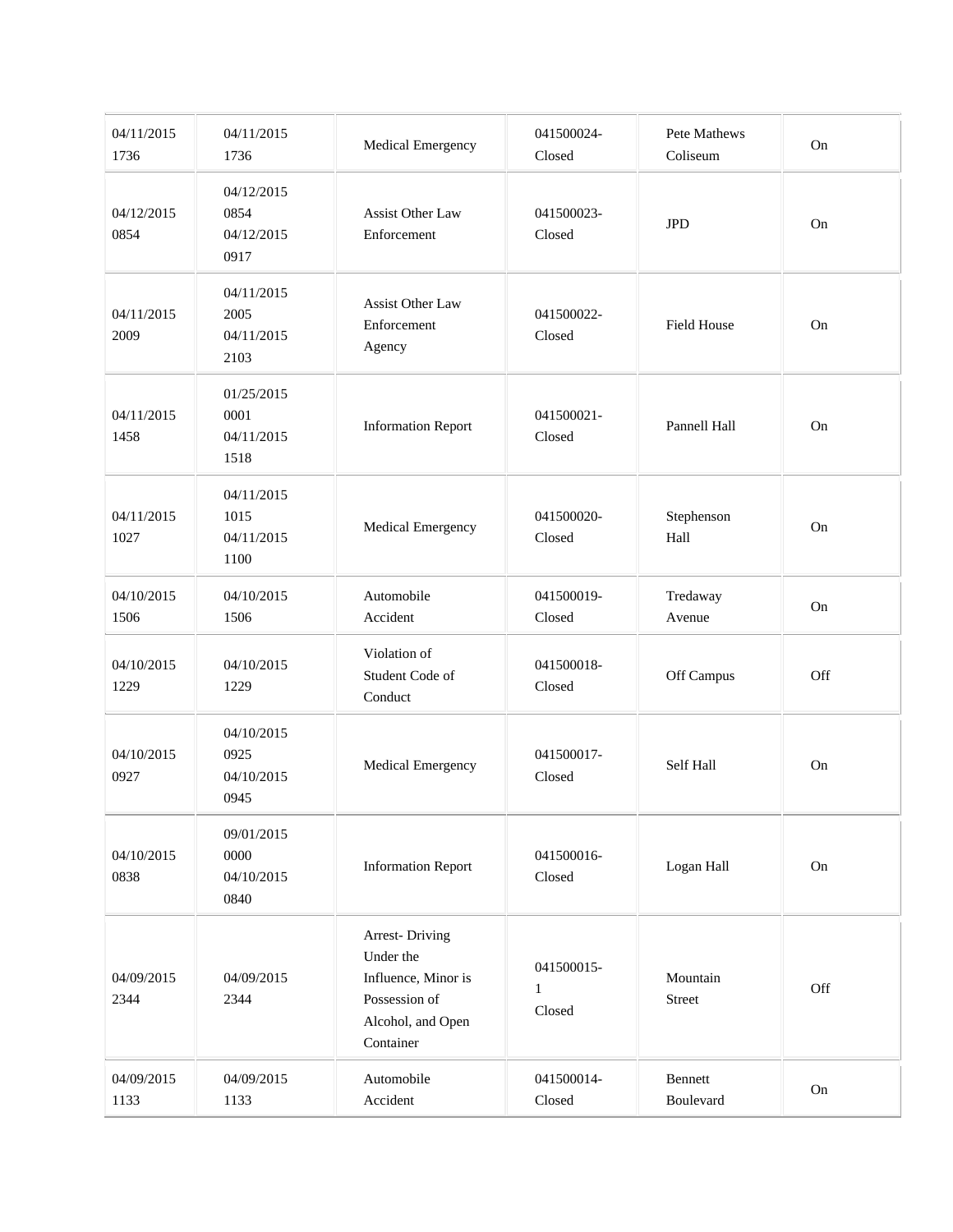| | | | | | |
|---|---|---|---|---|---|
| 04/11/2015 1736 | 04/11/2015 1736 | Medical Emergency | 041500024- Closed | Pete Mathews Coliseum | On |
| 04/12/2015 0854 | 04/12/2015 0854 04/12/2015 0917 | Assist Other Law Enforcement | 041500023- Closed | JPD | On |
| 04/11/2015 2009 | 04/11/2015 2005 04/11/2015 2103 | Assist Other Law Enforcement Agency | 041500022- Closed | Field House | On |
| 04/11/2015 1458 | 01/25/2015 0001 04/11/2015 1518 | Information Report | 041500021- Closed | Pannell Hall | On |
| 04/11/2015 1027 | 04/11/2015 1015 04/11/2015 1100 | Medical Emergency | 041500020- Closed | Stephenson Hall | On |
| 04/10/2015 1506 | 04/10/2015 1506 | Automobile Accident | 041500019- Closed | Tredaway Avenue | On |
| 04/10/2015 1229 | 04/10/2015 1229 | Violation of Student Code of Conduct | 041500018- Closed | Off Campus | Off |
| 04/10/2015 0927 | 04/10/2015 0925 04/10/2015 0945 | Medical Emergency | 041500017- Closed | Self Hall | On |
| 04/10/2015 0838 | 09/01/2015 0000 04/10/2015 0840 | Information Report | 041500016- Closed | Logan Hall | On |
| 04/09/2015 2344 | 04/09/2015 2344 | Arrest- Driving Under the Influence, Minor is Possession of Alcohol, and Open Container | 041500015- 1 Closed | Mountain Street | Off |
| 04/09/2015 1133 | 04/09/2015 1133 | Automobile Accident | 041500014- Closed | Bennett Boulevard | On |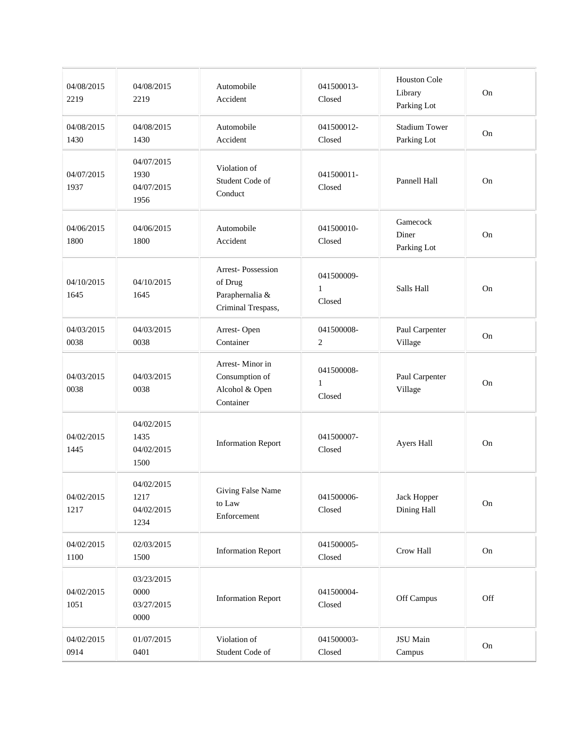| | | | | | |
|---|---|---|---|---|---|
| 04/08/2015 2219 | 04/08/2015 2219 | Automobile Accident | 041500013- Closed | Houston Cole Library Parking Lot | On |
| 04/08/2015 1430 | 04/08/2015 1430 | Automobile Accident | 041500012- Closed | Stadium Tower Parking Lot | On |
| 04/07/2015 1937 | 04/07/2015 1930 04/07/2015 1956 | Violation of Student Code of Conduct | 041500011- Closed | Pannell Hall | On |
| 04/06/2015 1800 | 04/06/2015 1800 | Automobile Accident | 041500010- Closed | Gamecock Diner Parking Lot | On |
| 04/10/2015 1645 | 04/10/2015 1645 | Arrest- Possession of Drug Paraphernalia & Criminal Trespass, | 041500009- 1 Closed | Salls Hall | On |
| 04/03/2015 0038 | 04/03/2015 0038 | Arrest- Open Container | 041500008- 2 | Paul Carpenter Village | On |
| 04/03/2015 0038 | 04/03/2015 0038 | Arrest- Minor in Consumption of Alcohol & Open Container | 041500008- 1 Closed | Paul Carpenter Village | On |
| 04/02/2015 1445 | 04/02/2015 1435 04/02/2015 1500 | Information Report | 041500007- Closed | Ayers Hall | On |
| 04/02/2015 1217 | 04/02/2015 1217 04/02/2015 1234 | Giving False Name to Law Enforcement | 041500006- Closed | Jack Hopper Dining Hall | On |
| 04/02/2015 1100 | 02/03/2015 1500 | Information Report | 041500005- Closed | Crow Hall | On |
| 04/02/2015 1051 | 03/23/2015 0000 03/27/2015 0000 | Information Report | 041500004- Closed | Off Campus | Off |
| 04/02/2015 0914 | 01/07/2015 0401 | Violation of Student Code of | 041500003- Closed | JSU Main Campus | On |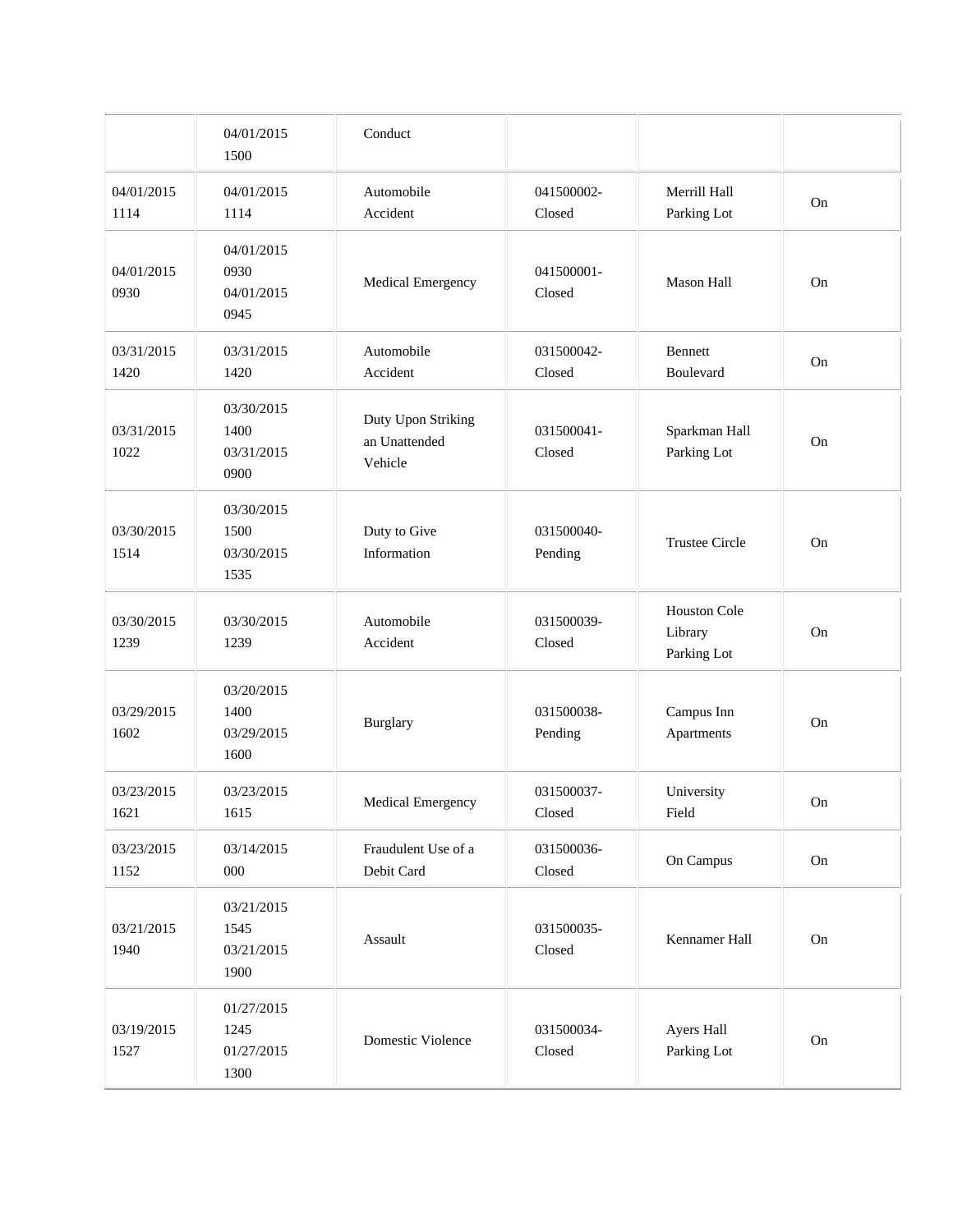| | | | | | |
|---|---|---|---|---|---|
| | 04/01/2015 1500 | Conduct | | | |
| 04/01/2015 1114 | 04/01/2015 1114 | Automobile Accident | 041500002-Closed | Merrill Hall Parking Lot | On |
| 04/01/2015 0930 | 04/01/2015 0930 04/01/2015 0945 | Medical Emergency | 041500001-Closed | Mason Hall | On |
| 03/31/2015 1420 | 03/31/2015 1420 | Automobile Accident | 031500042-Closed | Bennett Boulevard | On |
| 03/31/2015 1022 | 03/30/2015 1400 03/31/2015 0900 | Duty Upon Striking an Unattended Vehicle | 031500041-Closed | Sparkman Hall Parking Lot | On |
| 03/30/2015 1514 | 03/30/2015 1500 03/30/2015 1535 | Duty to Give Information | 031500040-Pending | Trustee Circle | On |
| 03/30/2015 1239 | 03/30/2015 1239 | Automobile Accident | 031500039-Closed | Houston Cole Library Parking Lot | On |
| 03/29/2015 1602 | 03/20/2015 1400 03/29/2015 1600 | Burglary | 031500038-Pending | Campus Inn Apartments | On |
| 03/23/2015 1621 | 03/23/2015 1615 | Medical Emergency | 031500037-Closed | University Field | On |
| 03/23/2015 1152 | 03/14/2015 000 | Fraudulent Use of a Debit Card | 031500036-Closed | On Campus | On |
| 03/21/2015 1940 | 03/21/2015 1545 03/21/2015 1900 | Assault | 031500035-Closed | Kennamer Hall | On |
| 03/19/2015 1527 | 01/27/2015 1245 01/27/2015 1300 | Domestic Violence | 031500034-Closed | Ayers Hall Parking Lot | On |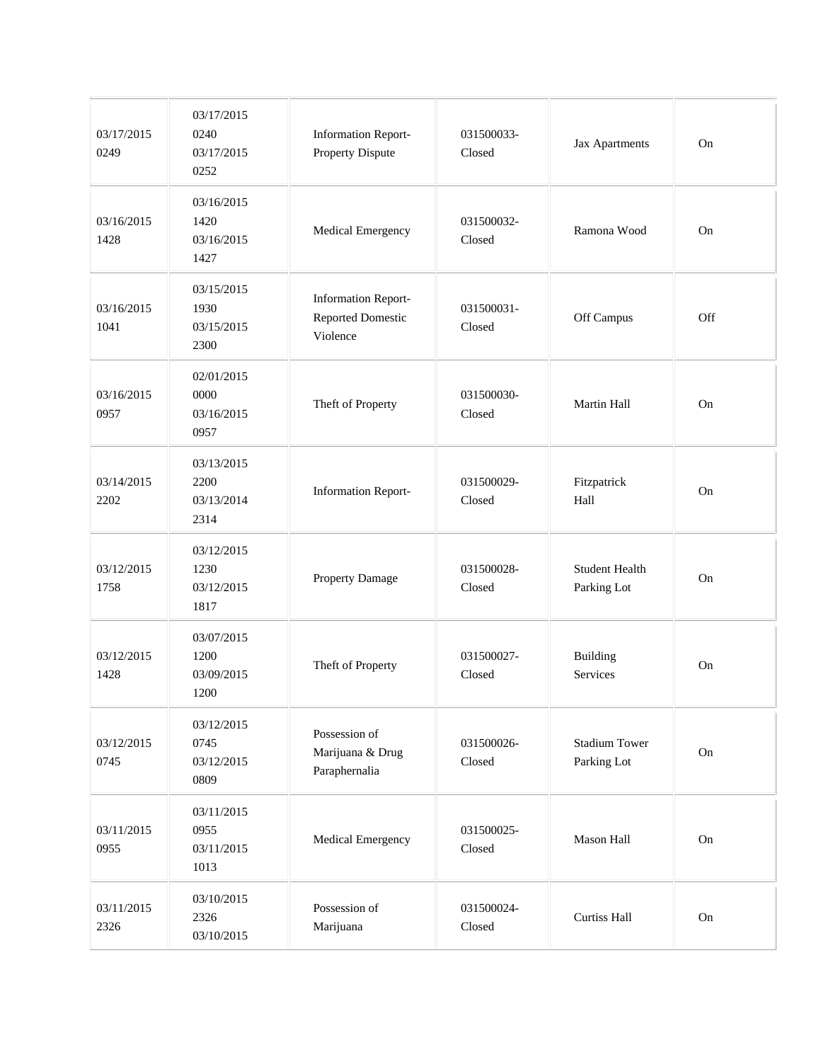| | | | | | |
|---|---|---|---|---|---|
| 03/17/2015 0249 | 03/17/2015 0240 03/17/2015 0252 | Information Report- Property Dispute | 031500033- Closed | Jax Apartments | On |
| 03/16/2015 1428 | 03/16/2015 1420 03/16/2015 1427 | Medical Emergency | 031500032- Closed | Ramona Wood | On |
| 03/16/2015 1041 | 03/15/2015 1930 03/15/2015 2300 | Information Report- Reported Domestic Violence | 031500031- Closed | Off Campus | Off |
| 03/16/2015 0957 | 02/01/2015 0000 03/16/2015 0957 | Theft of Property | 031500030- Closed | Martin Hall | On |
| 03/14/2015 2202 | 03/13/2015 2200 03/13/2014 2314 | Information Report- | 031500029- Closed | Fitzpatrick Hall | On |
| 03/12/2015 1758 | 03/12/2015 1230 03/12/2015 1817 | Property Damage | 031500028- Closed | Student Health Parking Lot | On |
| 03/12/2015 1428 | 03/07/2015 1200 03/09/2015 1200 | Theft of Property | 031500027- Closed | Building Services | On |
| 03/12/2015 0745 | 03/12/2015 0745 03/12/2015 0809 | Possession of Marijuana & Drug Paraphernalia | 031500026- Closed | Stadium Tower Parking Lot | On |
| 03/11/2015 0955 | 03/11/2015 0955 03/11/2015 1013 | Medical Emergency | 031500025- Closed | Mason Hall | On |
| 03/11/2015 2326 | 03/10/2015 2326 03/10/2015 | Possession of Marijuana | 031500024- Closed | Curtiss Hall | On |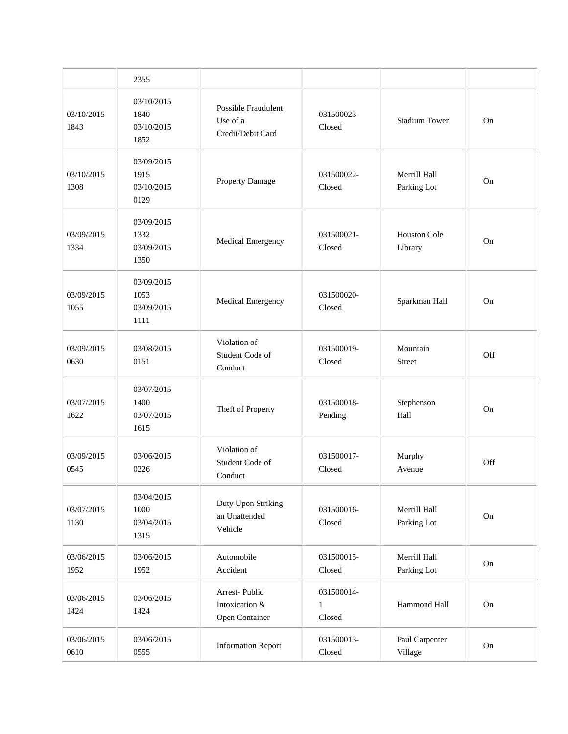| | | | | | |
|---|---|---|---|---|---|
| | 2355 | | | | |
| 03/10/2015 1843 | 03/10/2015 1840 03/10/2015 1852 | Possible Fraudulent Use of a Credit/Debit Card | 031500023-Closed | Stadium Tower | On |
| 03/10/2015 1308 | 03/09/2015 1915 03/10/2015 0129 | Property Damage | 031500022-Closed | Merrill Hall Parking Lot | On |
| 03/09/2015 1334 | 03/09/2015 1332 03/09/2015 1350 | Medical Emergency | 031500021-Closed | Houston Cole Library | On |
| 03/09/2015 1055 | 03/09/2015 1053 03/09/2015 1111 | Medical Emergency | 031500020-Closed | Sparkman Hall | On |
| 03/09/2015 0630 | 03/08/2015 0151 | Violation of Student Code of Conduct | 031500019-Closed | Mountain Street | Off |
| 03/07/2015 1622 | 03/07/2015 1400 03/07/2015 1615 | Theft of Property | 031500018-Pending | Stephenson Hall | On |
| 03/09/2015 0545 | 03/06/2015 0226 | Violation of Student Code of Conduct | 031500017-Closed | Murphy Avenue | Off |
| 03/07/2015 1130 | 03/04/2015 1000 03/04/2015 1315 | Duty Upon Striking an Unattended Vehicle | 031500016-Closed | Merrill Hall Parking Lot | On |
| 03/06/2015 1952 | 03/06/2015 1952 | Automobile Accident | 031500015-Closed | Merrill Hall Parking Lot | On |
| 03/06/2015 1424 | 03/06/2015 1424 | Arrest- Public Intoxication & Open Container | 031500014-1 Closed | Hammond Hall | On |
| 03/06/2015 0610 | 03/06/2015 0555 | Information Report | 031500013-Closed | Paul Carpenter Village | On |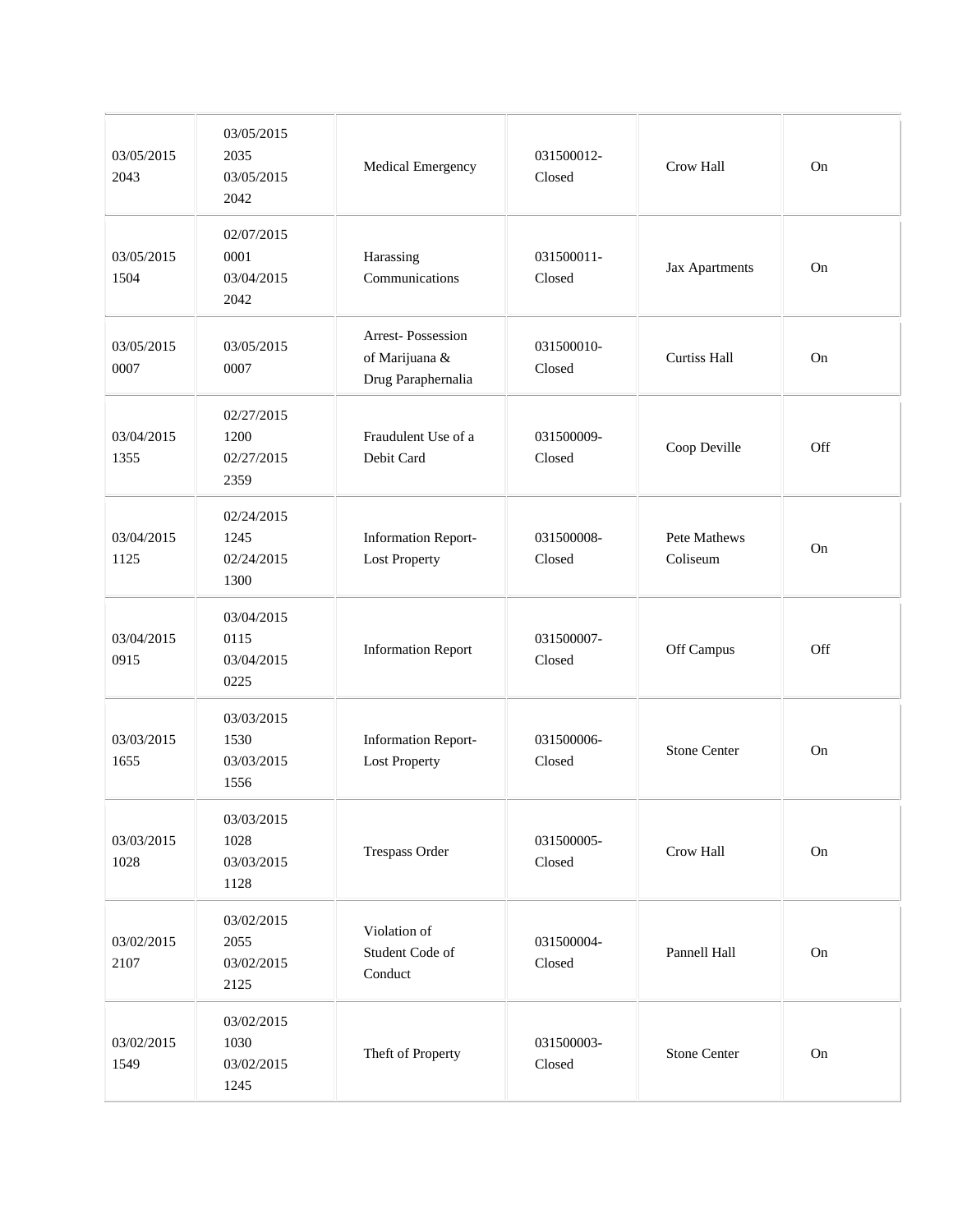| | | | | | |
|---|---|---|---|---|---|
| 03/05/2015 2043 | 03/05/2015 2035 03/05/2015 2042 | Medical Emergency | 031500012-Closed | Crow Hall | On |
| 03/05/2015 1504 | 02/07/2015 0001 03/04/2015 2042 | Harassing Communications | 031500011-Closed | Jax Apartments | On |
| 03/05/2015 0007 | 03/05/2015 0007 | Arrest- Possession of Marijuana & Drug Paraphernalia | 031500010-Closed | Curtiss Hall | On |
| 03/04/2015 1355 | 02/27/2015 1200 02/27/2015 2359 | Fraudulent Use of a Debit Card | 031500009-Closed | Coop Deville | Off |
| 03/04/2015 1125 | 02/24/2015 1245 02/24/2015 1300 | Information Report-Lost Property | 031500008-Closed | Pete Mathews Coliseum | On |
| 03/04/2015 0915 | 03/04/2015 0115 03/04/2015 0225 | Information Report | 031500007-Closed | Off Campus | Off |
| 03/03/2015 1655 | 03/03/2015 1530 03/03/2015 1556 | Information Report-Lost Property | 031500006-Closed | Stone Center | On |
| 03/03/2015 1028 | 03/03/2015 1028 03/03/2015 1128 | Trespass Order | 031500005-Closed | Crow Hall | On |
| 03/02/2015 2107 | 03/02/2015 2055 03/02/2015 2125 | Violation of Student Code of Conduct | 031500004-Closed | Pannell Hall | On |
| 03/02/2015 1549 | 03/02/2015 1030 03/02/2015 1245 | Theft of Property | 031500003-Closed | Stone Center | On |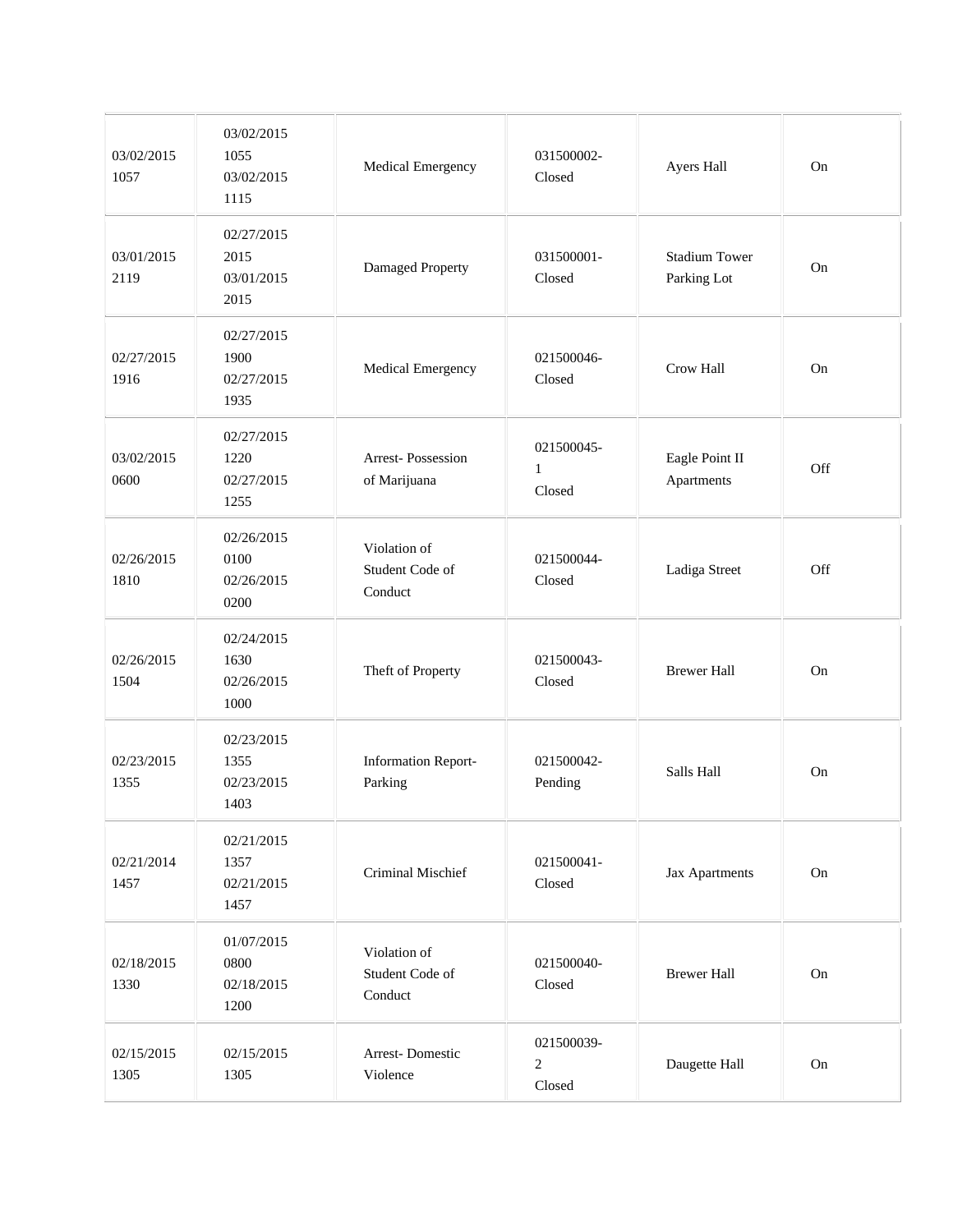| | | | | | |
|---|---|---|---|---|---|
| 03/02/2015 1057 | 03/02/2015 1055 03/02/2015 1115 | Medical Emergency | 031500002-Closed | Ayers Hall | On |
| 03/01/2015 2119 | 02/27/2015 2015 03/01/2015 2015 | Damaged Property | 031500001-Closed | Stadium Tower Parking Lot | On |
| 02/27/2015 1916 | 02/27/2015 1900 02/27/2015 1935 | Medical Emergency | 021500046-Closed | Crow Hall | On |
| 03/02/2015 0600 | 02/27/2015 1220 02/27/2015 1255 | Arrest- Possession of Marijuana | 021500045-1 Closed | Eagle Point II Apartments | Off |
| 02/26/2015 1810 | 02/26/2015 0100 02/26/2015 0200 | Violation of Student Code of Conduct | 021500044-Closed | Ladiga Street | Off |
| 02/26/2015 1504 | 02/24/2015 1630 02/26/2015 1000 | Theft of Property | 021500043-Closed | Brewer Hall | On |
| 02/23/2015 1355 | 02/23/2015 1355 02/23/2015 1403 | Information Report-Parking | 021500042-Pending | Salls Hall | On |
| 02/21/2014 1457 | 02/21/2015 1357 02/21/2015 1457 | Criminal Mischief | 021500041-Closed | Jax Apartments | On |
| 02/18/2015 1330 | 01/07/2015 0800 02/18/2015 1200 | Violation of Student Code of Conduct | 021500040-Closed | Brewer Hall | On |
| 02/15/2015 1305 | 02/15/2015 1305 | Arrest- Domestic Violence | 021500039-2 Closed | Daugette Hall | On |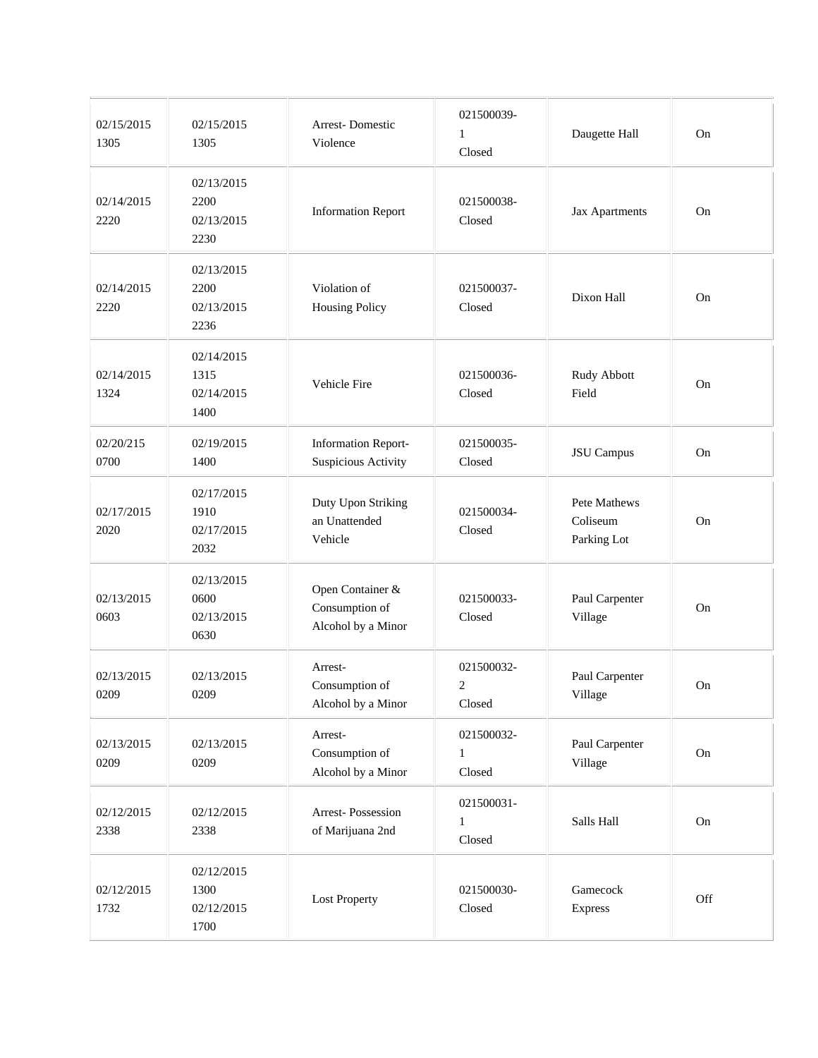| | | | | | |
|---|---|---|---|---|---|
| 02/15/2015 1305 | 02/15/2015 1305 | Arrest- Domestic Violence | 021500039-1 Closed | Daugette Hall | On |
| 02/14/2015 2220 | 02/13/2015 2200 02/13/2015 2230 | Information Report | 021500038- Closed | Jax Apartments | On |
| 02/14/2015 2220 | 02/13/2015 2200 02/13/2015 2236 | Violation of Housing Policy | 021500037- Closed | Dixon Hall | On |
| 02/14/2015 1324 | 02/14/2015 1315 02/14/2015 1400 | Vehicle Fire | 021500036- Closed | Rudy Abbott Field | On |
| 02/20/215 0700 | 02/19/2015 1400 | Information Report- Suspicious Activity | 021500035- Closed | JSU Campus | On |
| 02/17/2015 2020 | 02/17/2015 1910 02/17/2015 2032 | Duty Upon Striking an Unattended Vehicle | 021500034- Closed | Pete Mathews Coliseum Parking Lot | On |
| 02/13/2015 0603 | 02/13/2015 0600 02/13/2015 0630 | Open Container & Consumption of Alcohol by a Minor | 021500033- Closed | Paul Carpenter Village | On |
| 02/13/2015 0209 | 02/13/2015 0209 | Arrest- Consumption of Alcohol by a Minor | 021500032-2 Closed | Paul Carpenter Village | On |
| 02/13/2015 0209 | 02/13/2015 0209 | Arrest- Consumption of Alcohol by a Minor | 021500032-1 Closed | Paul Carpenter Village | On |
| 02/12/2015 2338 | 02/12/2015 2338 | Arrest- Possession of Marijuana 2nd | 021500031-1 Closed | Salls Hall | On |
| 02/12/2015 1732 | 02/12/2015 1300 02/12/2015 1700 | Lost Property | 021500030- Closed | Gamecock Express | Off |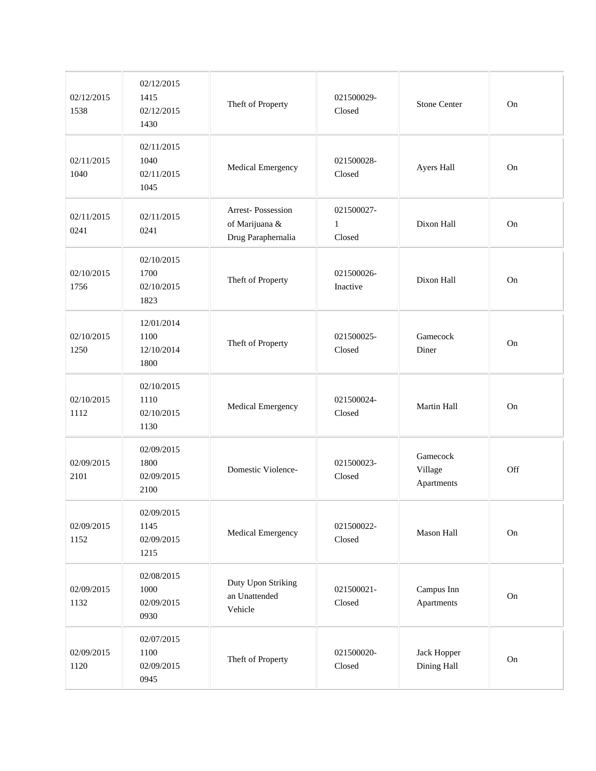| | | | | | |
|---|---|---|---|---|---|
| 02/12/2015 1538 | 02/12/2015 1415 02/12/2015 1430 | Theft of Property | 021500029- Closed | Stone Center | On |
| 02/11/2015 1040 | 02/11/2015 1040 02/11/2015 1045 | Medical Emergency | 021500028- Closed | Ayers Hall | On |
| 02/11/2015 0241 | 02/11/2015 0241 | Arrest- Possession of Marijuana & Drug Paraphernalia | 021500027- 1 Closed | Dixon Hall | On |
| 02/10/2015 1756 | 02/10/2015 1700 02/10/2015 1823 | Theft of Property | 021500026- Inactive | Dixon Hall | On |
| 02/10/2015 1250 | 12/01/2014 1100 12/10/2014 1800 | Theft of Property | 021500025- Closed | Gamecock Diner | On |
| 02/10/2015 1112 | 02/10/2015 1110 02/10/2015 1130 | Medical Emergency | 021500024- Closed | Martin Hall | On |
| 02/09/2015 2101 | 02/09/2015 1800 02/09/2015 2100 | Domestic Violence- | 021500023- Closed | Gamecock Village Apartments | Off |
| 02/09/2015 1152 | 02/09/2015 1145 02/09/2015 1215 | Medical Emergency | 021500022- Closed | Mason Hall | On |
| 02/09/2015 1132 | 02/08/2015 1000 02/09/2015 0930 | Duty Upon Striking an Unattended Vehicle | 021500021- Closed | Campus Inn Apartments | On |
| 02/09/2015 1120 | 02/07/2015 1100 02/09/2015 0945 | Theft of Property | 021500020- Closed | Jack Hopper Dining Hall | On |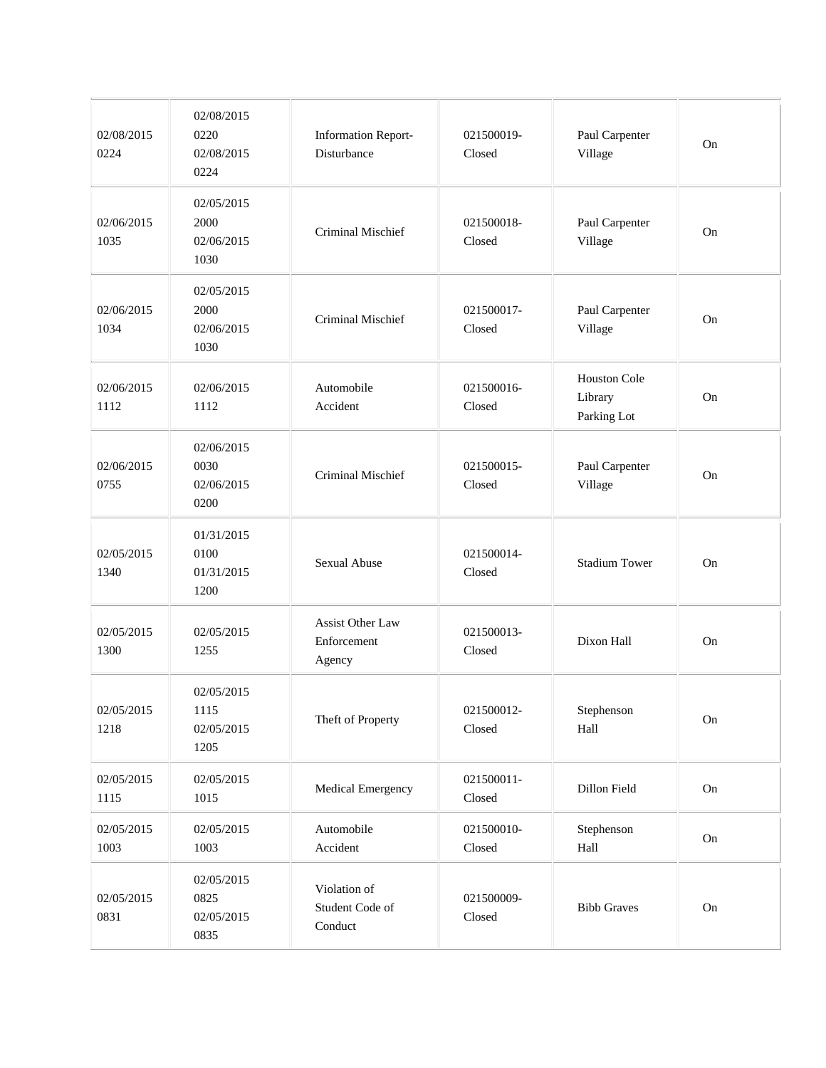| | | | | | |
|---|---|---|---|---|---|
| 02/08/2015 0224 | 02/08/2015 0220 02/08/2015 0224 | Information Report- Disturbance | 021500019- Closed | Paul Carpenter Village | On |
| 02/06/2015 1035 | 02/05/2015 2000 02/06/2015 1030 | Criminal Mischief | 021500018- Closed | Paul Carpenter Village | On |
| 02/06/2015 1034 | 02/05/2015 2000 02/06/2015 1030 | Criminal Mischief | 021500017- Closed | Paul Carpenter Village | On |
| 02/06/2015 1112 | 02/06/2015 1112 | Automobile Accident | 021500016- Closed | Houston Cole Library Parking Lot | On |
| 02/06/2015 0755 | 02/06/2015 0030 02/06/2015 0200 | Criminal Mischief | 021500015- Closed | Paul Carpenter Village | On |
| 02/05/2015 1340 | 01/31/2015 0100 01/31/2015 1200 | Sexual Abuse | 021500014- Closed | Stadium Tower | On |
| 02/05/2015 1300 | 02/05/2015 1255 | Assist Other Law Enforcement Agency | 021500013- Closed | Dixon Hall | On |
| 02/05/2015 1218 | 02/05/2015 1115 02/05/2015 1205 | Theft of Property | 021500012- Closed | Stephenson Hall | On |
| 02/05/2015 1115 | 02/05/2015 1015 | Medical Emergency | 021500011- Closed | Dillon Field | On |
| 02/05/2015 1003 | 02/05/2015 1003 | Automobile Accident | 021500010- Closed | Stephenson Hall | On |
| 02/05/2015 0831 | 02/05/2015 0825 02/05/2015 0835 | Violation of Student Code of Conduct | 021500009- Closed | Bibb Graves | On |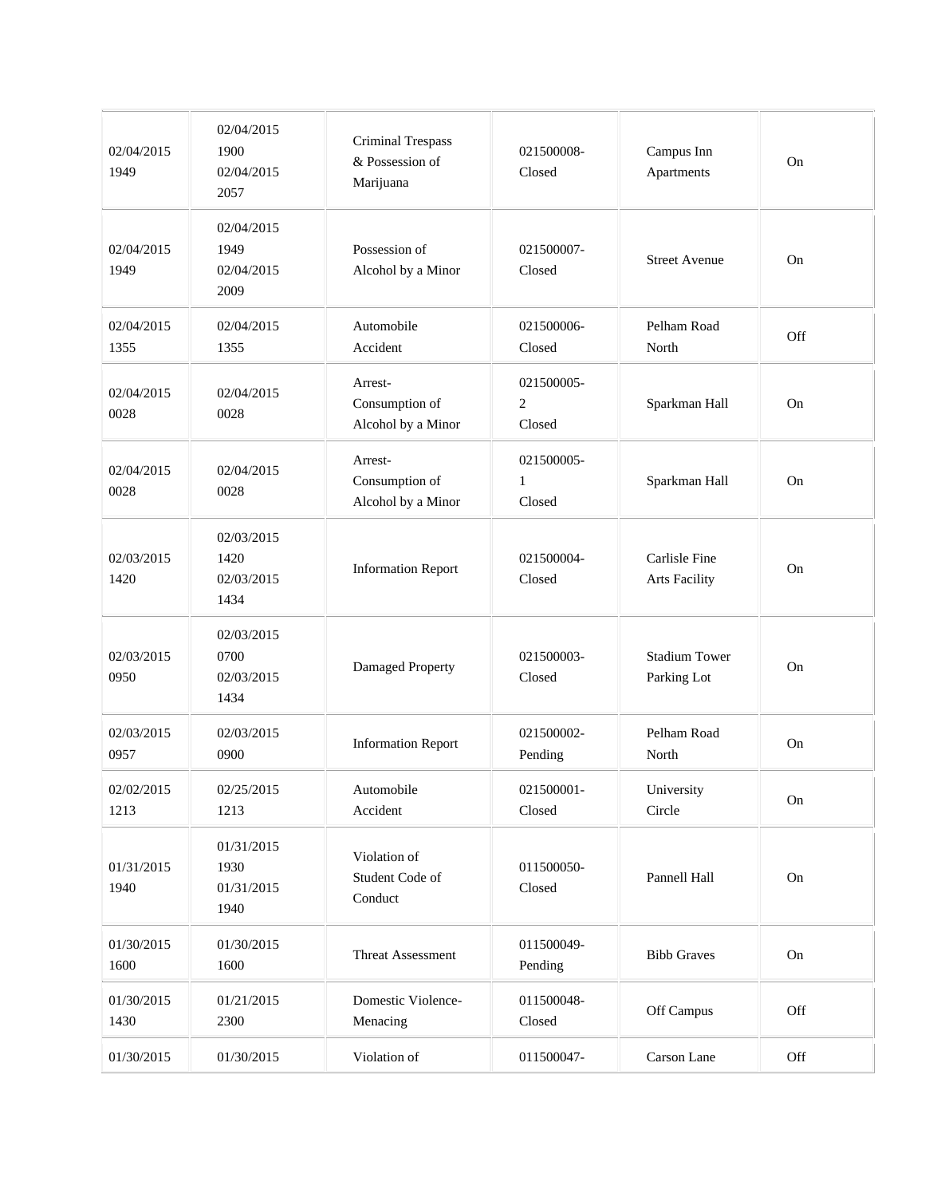| | | | | | |
|---|---|---|---|---|---|
| 02/04/2015 1949 | 02/04/2015 1900 02/04/2015 2057 | Criminal Trespass & Possession of Marijuana | 021500008- Closed | Campus Inn Apartments | On |
| 02/04/2015 1949 | 02/04/2015 1949 02/04/2015 2009 | Possession of Alcohol by a Minor | 021500007- Closed | Street Avenue | On |
| 02/04/2015 1355 | 02/04/2015 1355 | Automobile Accident | 021500006- Closed | Pelham Road North | Off |
| 02/04/2015 0028 | 02/04/2015 0028 | Arrest- Consumption of Alcohol by a Minor | 021500005- 2 Closed | Sparkman Hall | On |
| 02/04/2015 0028 | 02/04/2015 0028 | Arrest- Consumption of Alcohol by a Minor | 021500005- 1 Closed | Sparkman Hall | On |
| 02/03/2015 1420 | 02/03/2015 1420 02/03/2015 1434 | Information Report | 021500004- Closed | Carlisle Fine Arts Facility | On |
| 02/03/2015 0950 | 02/03/2015 0700 02/03/2015 1434 | Damaged Property | 021500003- Closed | Stadium Tower Parking Lot | On |
| 02/03/2015 0957 | 02/03/2015 0900 | Information Report | 021500002- Pending | Pelham Road North | On |
| 02/02/2015 1213 | 02/25/2015 1213 | Automobile Accident | 021500001- Closed | University Circle | On |
| 01/31/2015 1940 | 01/31/2015 1930 01/31/2015 1940 | Violation of Student Code of Conduct | 011500050- Closed | Pannell Hall | On |
| 01/30/2015 1600 | 01/30/2015 1600 | Threat Assessment | 011500049- Pending | Bibb Graves | On |
| 01/30/2015 1430 | 01/21/2015 2300 | Domestic Violence- Menacing | 011500048- Closed | Off Campus | Off |
| 01/30/2015 | 01/30/2015 | Violation of | 011500047- | Carson Lane | Off |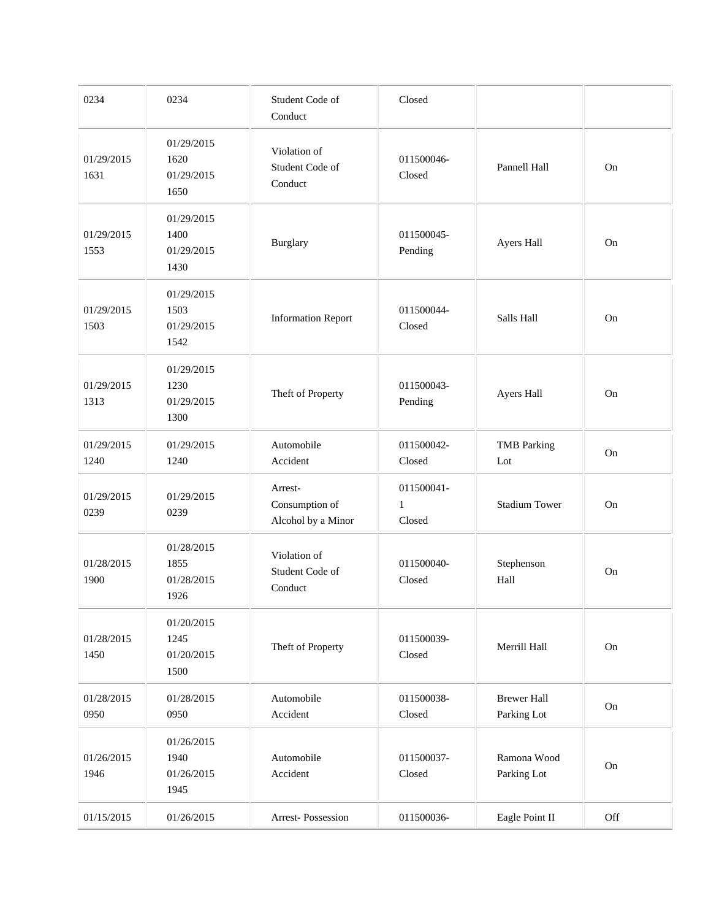| | | | | | |
|---|---|---|---|---|---|
| 0234 | 0234 | Student Code of Conduct | Closed | | |
| 01/29/2015 1631 | 01/29/2015 1620 01/29/2015 1650 | Violation of Student Code of Conduct | 011500046-Closed | Pannell Hall | On |
| 01/29/2015 1553 | 01/29/2015 1400 01/29/2015 1430 | Burglary | 011500045-Pending | Ayers Hall | On |
| 01/29/2015 1503 | 01/29/2015 1503 01/29/2015 1542 | Information Report | 011500044-Closed | Salls Hall | On |
| 01/29/2015 1313 | 01/29/2015 1230 01/29/2015 1300 | Theft of Property | 011500043-Pending | Ayers Hall | On |
| 01/29/2015 1240 | 01/29/2015 1240 | Automobile Accident | 011500042-Closed | TMB Parking Lot | On |
| 01/29/2015 0239 | 01/29/2015 0239 | Arrest-Consumption of Alcohol by a Minor | 011500041-1 Closed | Stadium Tower | On |
| 01/28/2015 1900 | 01/28/2015 1855 01/28/2015 1926 | Violation of Student Code of Conduct | 011500040-Closed | Stephenson Hall | On |
| 01/28/2015 1450 | 01/20/2015 1245 01/20/2015 1500 | Theft of Property | 011500039-Closed | Merrill Hall | On |
| 01/28/2015 0950 | 01/28/2015 0950 | Automobile Accident | 011500038-Closed | Brewer Hall Parking Lot | On |
| 01/26/2015 1946 | 01/26/2015 1940 01/26/2015 1945 | Automobile Accident | 011500037-Closed | Ramona Wood Parking Lot | On |
| 01/15/2015 | 01/26/2015 | Arrest- Possession | 011500036- | Eagle Point II | Off |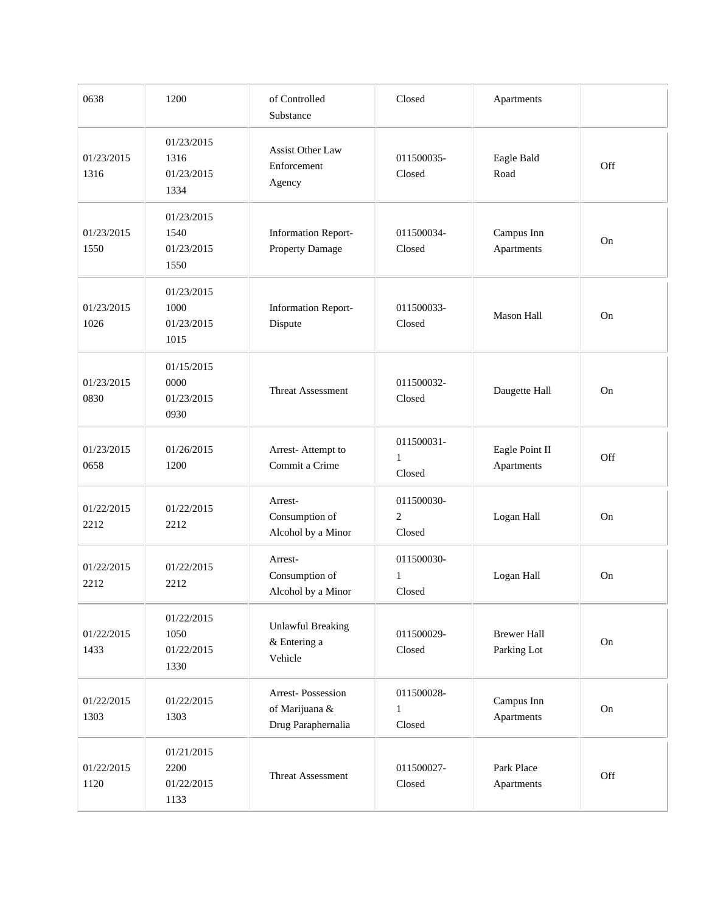| | | | | | |
|---|---|---|---|---|---|
| 0638 | 1200 | of Controlled Substance | Closed | Apartments | |
| 01/23/2015 1316 | 01/23/2015 1316 01/23/2015 1334 | Assist Other Law Enforcement Agency | 011500035- Closed | Eagle Bald Road | Off |
| 01/23/2015 1550 | 01/23/2015 1540 01/23/2015 1550 | Information Report- Property Damage | 011500034- Closed | Campus Inn Apartments | On |
| 01/23/2015 1026 | 01/23/2015 1000 01/23/2015 1015 | Information Report- Dispute | 011500033- Closed | Mason Hall | On |
| 01/23/2015 0830 | 01/15/2015 0000 01/23/2015 0930 | Threat Assessment | 011500032- Closed | Daugette Hall | On |
| 01/23/2015 0658 | 01/26/2015 1200 | Arrest- Attempt to Commit a Crime | 011500031- 1 Closed | Eagle Point II Apartments | Off |
| 01/22/2015 2212 | 01/22/2015 2212 | Arrest- Consumption of Alcohol by a Minor | 011500030- 2 Closed | Logan Hall | On |
| 01/22/2015 2212 | 01/22/2015 2212 | Arrest- Consumption of Alcohol by a Minor | 011500030- 1 Closed | Logan Hall | On |
| 01/22/2015 1433 | 01/22/2015 1050 01/22/2015 1330 | Unlawful Breaking & Entering a Vehicle | 011500029- Closed | Brewer Hall Parking Lot | On |
| 01/22/2015 1303 | 01/22/2015 1303 | Arrest- Possession of Marijuana & Drug Paraphernalia | 011500028- 1 Closed | Campus Inn Apartments | On |
| 01/22/2015 1120 | 01/21/2015 2200 01/22/2015 1133 | Threat Assessment | 011500027- Closed | Park Place Apartments | Off |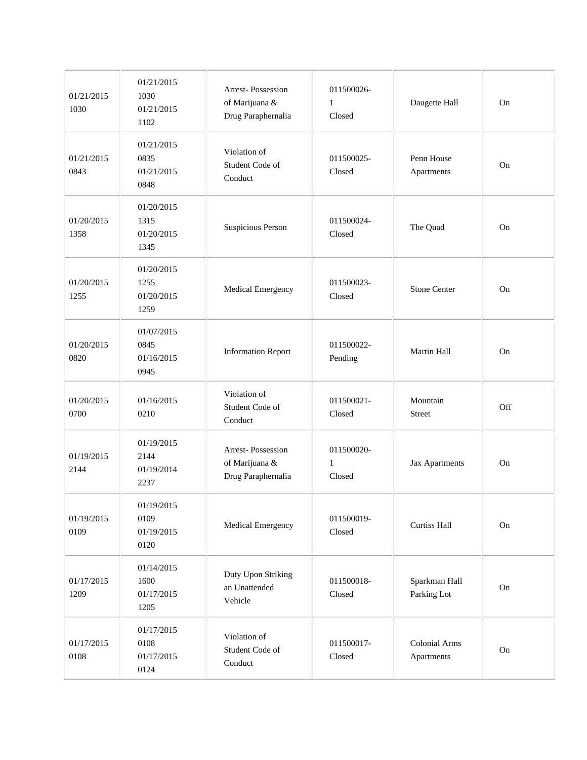| | | | | | |
|---|---|---|---|---|---|
| 01/21/2015 1030 | 01/21/2015 1030 01/21/2015 1102 | Arrest- Possession of Marijuana & Drug Paraphernalia | 011500026-1 Closed | Daugette Hall | On |
| 01/21/2015 0843 | 01/21/2015 0835 01/21/2015 0848 | Violation of Student Code of Conduct | 011500025- Closed | Penn House Apartments | On |
| 01/20/2015 1358 | 01/20/2015 1315 01/20/2015 1345 | Suspicious Person | 011500024- Closed | The Quad | On |
| 01/20/2015 1255 | 01/20/2015 1255 01/20/2015 1259 | Medical Emergency | 011500023- Closed | Stone Center | On |
| 01/20/2015 0820 | 01/07/2015 0845 01/16/2015 0945 | Information Report | 011500022- Pending | Martin Hall | On |
| 01/20/2015 0700 | 01/16/2015 0210 | Violation of Student Code of Conduct | 011500021- Closed | Mountain Street | Off |
| 01/19/2015 2144 | 01/19/2015 2144 01/19/2014 2237 | Arrest- Possession of Marijuana & Drug Paraphernalia | 011500020-1 Closed | Jax Apartments | On |
| 01/19/2015 0109 | 01/19/2015 0109 01/19/2015 0120 | Medical Emergency | 011500019- Closed | Curtiss Hall | On |
| 01/17/2015 1209 | 01/14/2015 1600 01/17/2015 1205 | Duty Upon Striking an Unattended Vehicle | 011500018- Closed | Sparkman Hall Parking Lot | On |
| 01/17/2015 0108 | 01/17/2015 0108 01/17/2015 0124 | Violation of Student Code of Conduct | 011500017- Closed | Colonial Arms Apartments | On |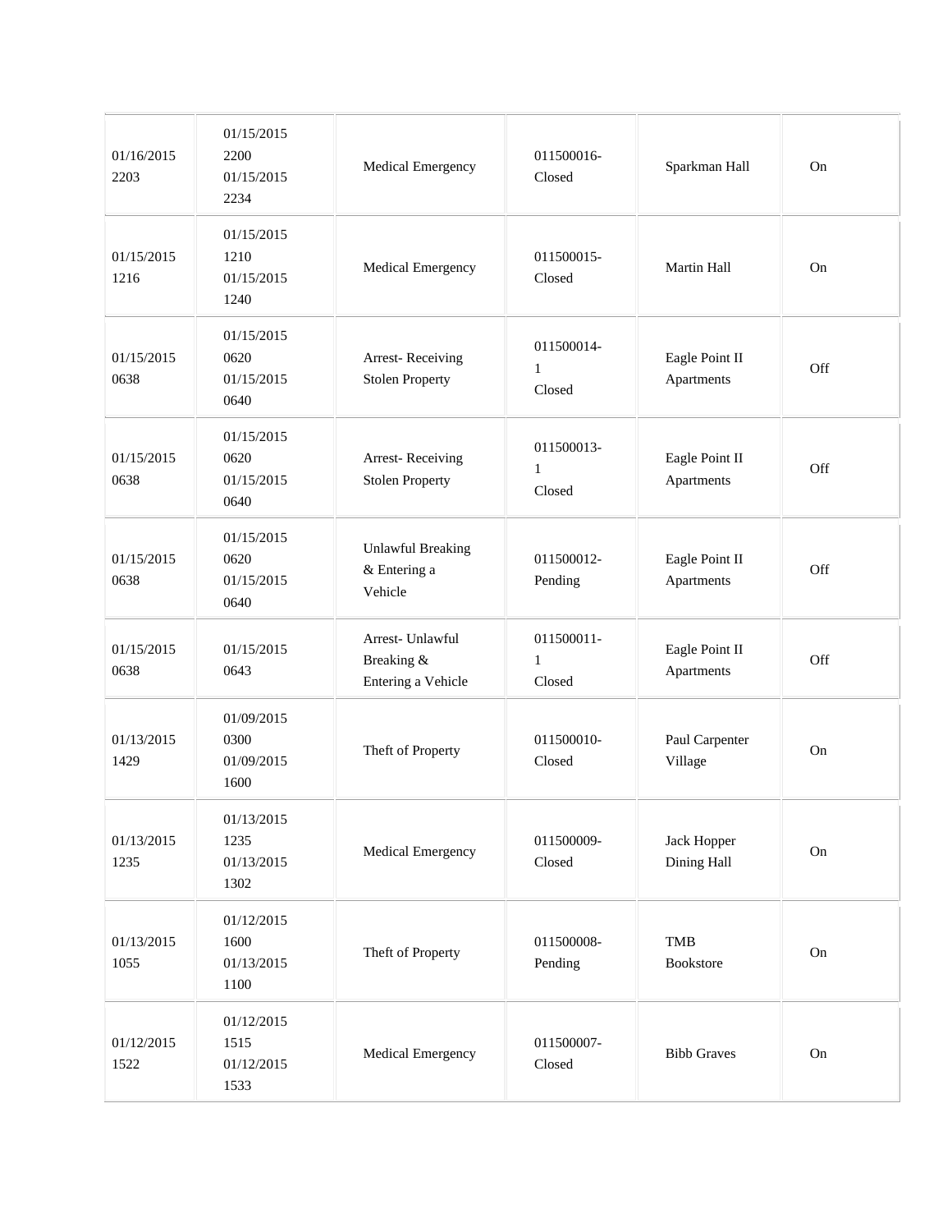| | | | | | |
|---|---|---|---|---|---|
| 01/16/2015 2203 | 01/15/2015 2200 01/15/2015 2234 | Medical Emergency | 011500016-Closed | Sparkman Hall | On |
| 01/15/2015 1216 | 01/15/2015 1210 01/15/2015 1240 | Medical Emergency | 011500015-Closed | Martin Hall | On |
| 01/15/2015 0638 | 01/15/2015 0620 01/15/2015 0640 | Arrest- Receiving Stolen Property | 011500014-1 Closed | Eagle Point II Apartments | Off |
| 01/15/2015 0638 | 01/15/2015 0620 01/15/2015 0640 | Arrest- Receiving Stolen Property | 011500013-1 Closed | Eagle Point II Apartments | Off |
| 01/15/2015 0638 | 01/15/2015 0620 01/15/2015 0640 | Unlawful Breaking & Entering a Vehicle | 011500012-Pending | Eagle Point II Apartments | Off |
| 01/15/2015 0638 | 01/15/2015 0643 | Arrest- Unlawful Breaking & Entering a Vehicle | 011500011-1 Closed | Eagle Point II Apartments | Off |
| 01/13/2015 1429 | 01/09/2015 0300 01/09/2015 1600 | Theft of Property | 011500010-Closed | Paul Carpenter Village | On |
| 01/13/2015 1235 | 01/13/2015 1235 01/13/2015 1302 | Medical Emergency | 011500009-Closed | Jack Hopper Dining Hall | On |
| 01/13/2015 1055 | 01/12/2015 1600 01/13/2015 1100 | Theft of Property | 011500008-Pending | TMB Bookstore | On |
| 01/12/2015 1522 | 01/12/2015 1515 01/12/2015 1533 | Medical Emergency | 011500007-Closed | Bibb Graves | On |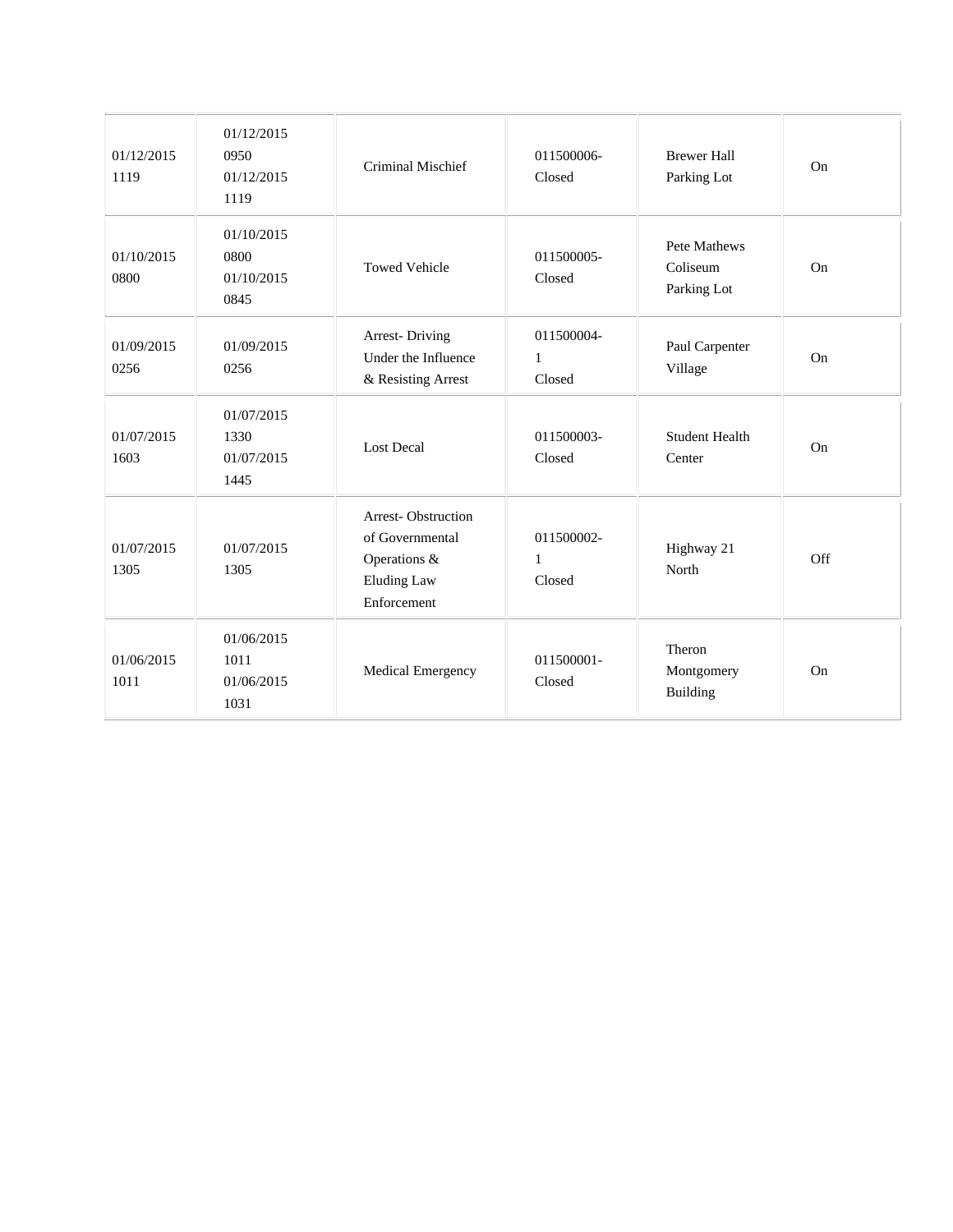| | | | | | |
|---|---|---|---|---|---|
| 01/12/2015 1119 | 01/12/2015 0950 01/12/2015 1119 | Criminal Mischief | 011500006-Closed | Brewer Hall Parking Lot | On |
| 01/10/2015 0800 | 01/10/2015 0800 01/10/2015 0845 | Towed Vehicle | 011500005-Closed | Pete Mathews Coliseum Parking Lot | On |
| 01/09/2015 0256 | 01/09/2015 0256 | Arrest- Driving Under the Influence & Resisting Arrest | 011500004-1 Closed | Paul Carpenter Village | On |
| 01/07/2015 1603 | 01/07/2015 1330 01/07/2015 1445 | Lost Decal | 011500003-Closed | Student Health Center | On |
| 01/07/2015 1305 | 01/07/2015 1305 | Arrest- Obstruction of Governmental Operations & Eluding Law Enforcement | 011500002-1 Closed | Highway 21 North | Off |
| 01/06/2015 1011 | 01/06/2015 1011 01/06/2015 1031 | Medical Emergency | 011500001-Closed | Theron Montgomery Building | On |